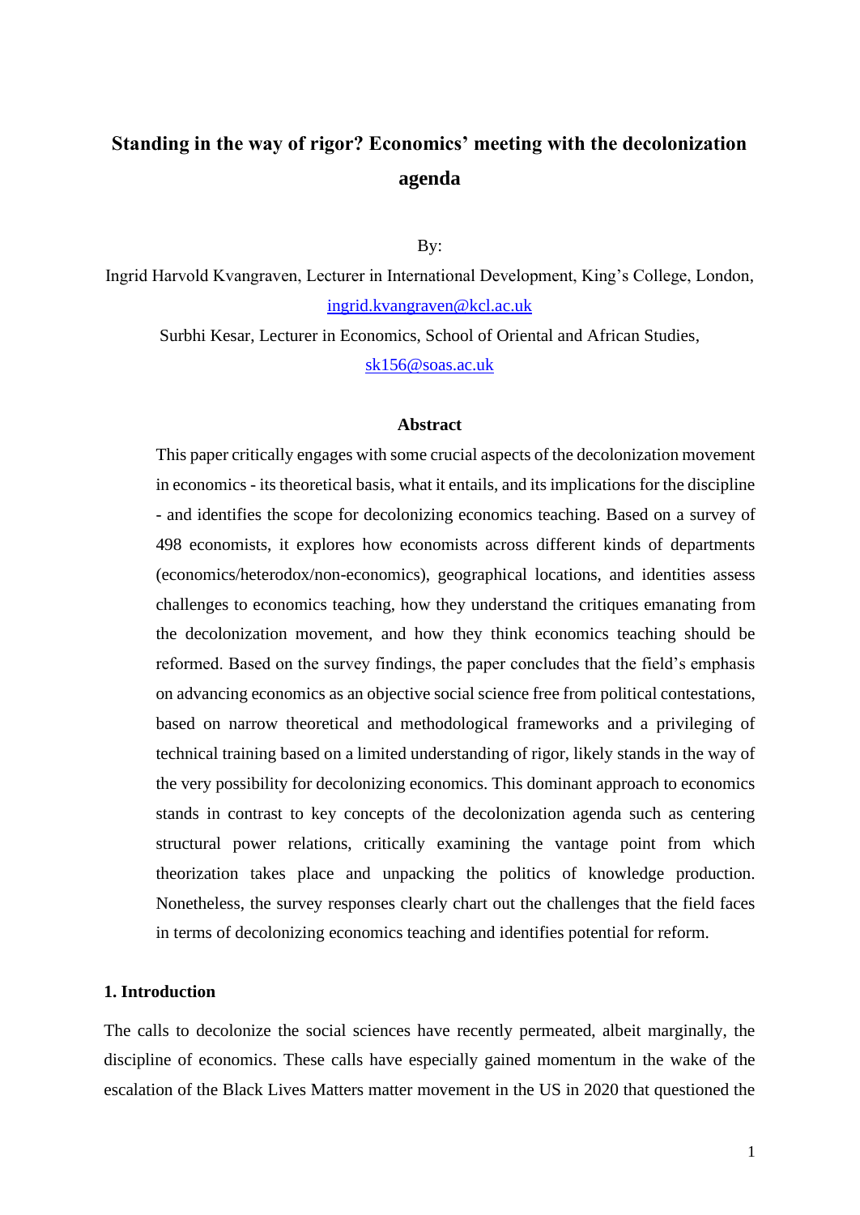# Standing in the way of rigor? Economics' meeting with the decolonization agenda

By:

Ingrid Harvold Kvangraven, Lecturer in International Development, King's College, London, ingrid.kvangraven@kcl.ac.uk

Surbhi Kesar, Lecturer in Economics, School of Oriental and African Studies, sk156@soas.ac.uk

### Abstract

This paper critically engages with some crucial aspects of the decolonization movement in economics - its theoretical basis, what it entails, and its implications for the discipline - and identifies the scope for decolonizing economics teaching. Based on a survey of 498 economists, it explores how economists across different kinds of departments (economics/heterodox/non-economics), geographical locations, and identities assess challenges to economics teaching, how they understand the critiques emanating from the decolonization movement, and how they think economics teaching should be reformed. Based on the survey findings, the paper concludes that the field's emphasis on advancing economics as an objective social science free from political contestations, based on narrow theoretical and methodological frameworks and a privileging of technical training based on a limited understanding of rigor, likely stands in the way of the very possibility for decolonizing economics. This dominant approach to economics stands in contrast to key concepts of the decolonization agenda such as centering structural power relations, critically examining the vantage point from which theorization takes place and unpacking the politics of knowledge production. Nonetheless, the survey responses clearly chart out the challenges that the field faces in terms of decolonizing economics teaching and identifies potential for reform.

## 1. Introduction

The calls to decolonize the social sciences have recently permeated, albeit marginally, the discipline of economics. These calls have especially gained momentum in the wake of the escalation of the Black Lives Matters matter movement in the US in 2020 that questioned the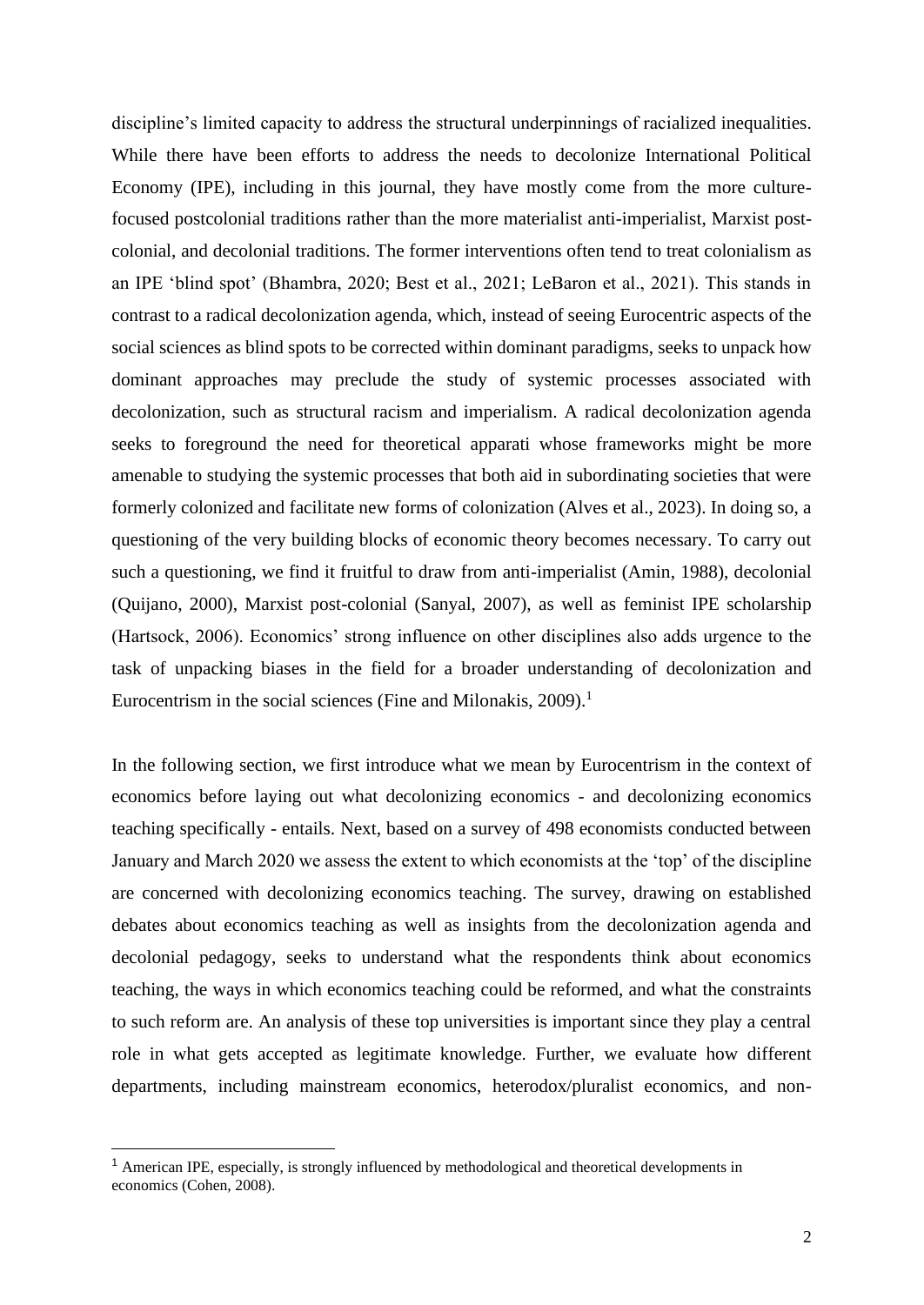discipline's limited capacity to address the structural underpinnings of racialized inequalities. While there have been efforts to address the needs to decolonize International Political Economy (IPE), including in this journal, they have mostly come from the more culture-focused postcolonial traditions rather than the more materialist anti-imperialist, Marxist post-colonial, and decolonial traditions. The former interventions often tend to treat colonialism as an IPE 'blind spot' (Bhambra, 2020; Best et al., 2021; LeBaron et al., 2021). This stands in contrast to a radical decolonization agenda, which, instead of seeing Eurocentric aspects of the social sciences as blind spots to be corrected within dominant paradigms, seeks to unpack how dominant approaches may preclude the study of systemic processes associated with decolonization, such as structural racism and imperialism. A radical decolonization agenda seeks to foreground the need for theoretical apparati whose frameworks might be more amenable to studying the systemic processes that both aid in subordinating societies that were formerly colonized and facilitate new forms of colonization (Alves et al., 2023). In doing so, a questioning of the very building blocks of economic theory becomes necessary. To carry out such a questioning, we find it fruitful to draw from anti-imperialist (Amin, 1988), decolonial (Quijano, 2000), Marxist post-colonial (Sanyal, 2007), as well as feminist IPE scholarship (Hartsock, 2006). Economics' strong influence on other disciplines also adds urgence to the task of unpacking biases in the field for a broader understanding of decolonization and Eurocentrism in the social sciences (Fine and Milonakis, 2009).[1]

In the following section, we first introduce what we mean by Eurocentrism in the context of economics before laying out what decolonizing economics - and decolonizing economics teaching specifically - entails. Next, based on a survey of 498 economists conducted between January and March 2020 we assess the extent to which economists at the 'top' of the discipline are concerned with decolonizing economics teaching. The survey, drawing on established debates about economics teaching as well as insights from the decolonization agenda and decolonial pedagogy, seeks to understand what the respondents think about economics teaching, the ways in which economics teaching could be reformed, and what the constraints to such reform are. An analysis of these top universities is important since they play a central role in what gets accepted as legitimate knowledge. Further, we evaluate how different departments, including mainstream economics, heterodox/pluralist economics, and non-

[1] American IPE, especially, is strongly influenced by methodological and theoretical developments in economics (Cohen, 2008).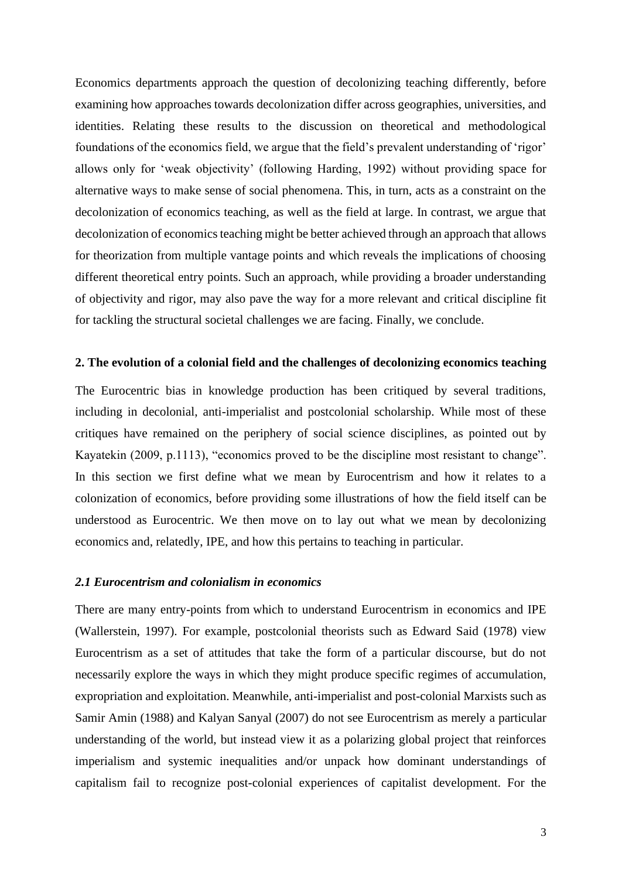Economics departments approach the question of decolonizing teaching differently, before examining how approaches towards decolonization differ across geographies, universities, and identities. Relating these results to the discussion on theoretical and methodological foundations of the economics field, we argue that the field's prevalent understanding of 'rigor' allows only for 'weak objectivity' (following Harding, 1992) without providing space for alternative ways to make sense of social phenomena. This, in turn, acts as a constraint on the decolonization of economics teaching, as well as the field at large. In contrast, we argue that decolonization of economics teaching might be better achieved through an approach that allows for theorization from multiple vantage points and which reveals the implications of choosing different theoretical entry points. Such an approach, while providing a broader understanding of objectivity and rigor, may also pave the way for a more relevant and critical discipline fit for tackling the structural societal challenges we are facing. Finally, we conclude.

## 2. The evolution of a colonial field and the challenges of decolonizing economics teaching

The Eurocentric bias in knowledge production has been critiqued by several traditions, including in decolonial, anti-imperialist and postcolonial scholarship. While most of these critiques have remained on the periphery of social science disciplines, as pointed out by Kayatekin (2009, p.1113), "economics proved to be the discipline most resistant to change". In this section we first define what we mean by Eurocentrism and how it relates to a colonization of economics, before providing some illustrations of how the field itself can be understood as Eurocentric. We then move on to lay out what we mean by decolonizing economics and, relatedly, IPE, and how this pertains to teaching in particular.

### *2.1 Eurocentrism and colonialism in economics*

There are many entry-points from which to understand Eurocentrism in economics and IPE (Wallerstein, 1997). For example, postcolonial theorists such as Edward Said (1978) view Eurocentrism as a set of attitudes that take the form of a particular discourse, but do not necessarily explore the ways in which they might produce specific regimes of accumulation, expropriation and exploitation. Meanwhile, anti-imperialist and post-colonial Marxists such as Samir Amin (1988) and Kalyan Sanyal (2007) do not see Eurocentrism as merely a particular understanding of the world, but instead view it as a polarizing global project that reinforces imperialism and systemic inequalities and/or unpack how dominant understandings of capitalism fail to recognize post-colonial experiences of capitalist development. For the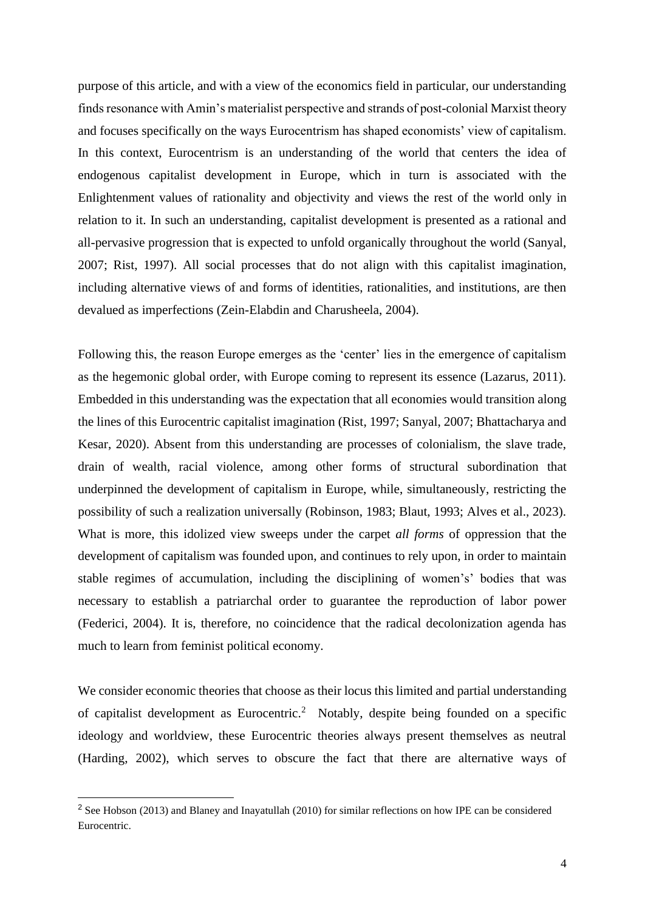purpose of this article, and with a view of the economics field in particular, our understanding finds resonance with Amin's materialist perspective and strands of post-colonial Marxist theory and focuses specifically on the ways Eurocentrism has shaped economists' view of capitalism. In this context, Eurocentrism is an understanding of the world that centers the idea of endogenous capitalist development in Europe, which in turn is associated with the Enlightenment values of rationality and objectivity and views the rest of the world only in relation to it. In such an understanding, capitalist development is presented as a rational and all-pervasive progression that is expected to unfold organically throughout the world (Sanyal, 2007; Rist, 1997). All social processes that do not align with this capitalist imagination, including alternative views of and forms of identities, rationalities, and institutions, are then devalued as imperfections (Zein-Elabdin and Charusheela, 2004).

Following this, the reason Europe emerges as the 'center' lies in the emergence of capitalism as the hegemonic global order, with Europe coming to represent its essence (Lazarus, 2011). Embedded in this understanding was the expectation that all economies would transition along the lines of this Eurocentric capitalist imagination (Rist, 1997; Sanyal, 2007; Bhattacharya and Kesar, 2020). Absent from this understanding are processes of colonialism, the slave trade, drain of wealth, racial violence, among other forms of structural subordination that underpinned the development of capitalism in Europe, while, simultaneously, restricting the possibility of such a realization universally (Robinson, 1983; Blaut, 1993; Alves et al., 2023). What is more, this idolized view sweeps under the carpet *all forms* of oppression that the development of capitalism was founded upon, and continues to rely upon, in order to maintain stable regimes of accumulation, including the disciplining of women's' bodies that was necessary to establish a patriarchal order to guarantee the reproduction of labor power (Federici, 2004). It is, therefore, no coincidence that the radical decolonization agenda has much to learn from feminist political economy.

We consider economic theories that choose as their locus this limited and partial understanding of capitalist development as Eurocentric.[2] Notably, despite being founded on a specific ideology and worldview, these Eurocentric theories always present themselves as neutral (Harding, 2002), which serves to obscure the fact that there are alternative ways of

[2] See Hobson (2013) and Blaney and Inayatullah (2010) for similar reflections on how IPE can be considered Eurocentric.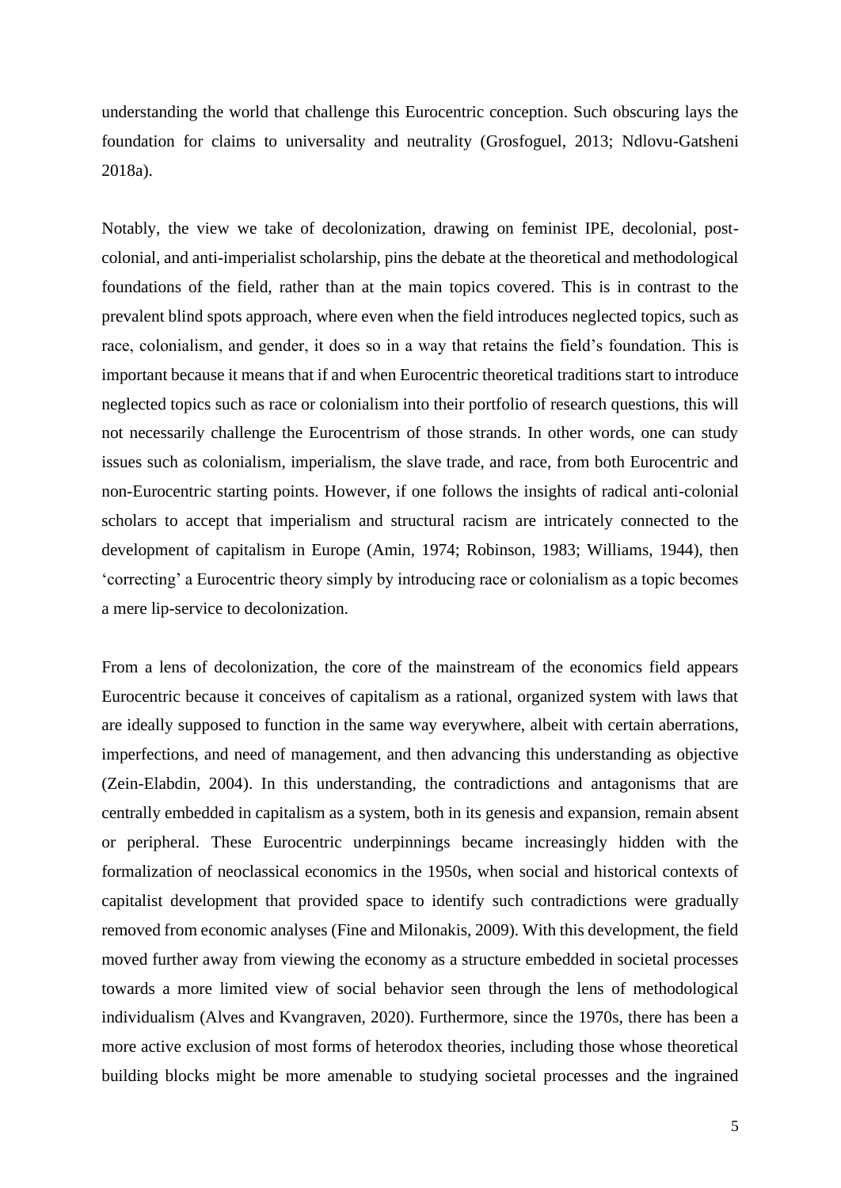understanding the world that challenge this Eurocentric conception. Such obscuring lays the foundation for claims to universality and neutrality (Grosfoguel, 2013; Ndlovu-Gatsheni 2018a).

Notably, the view we take of decolonization, drawing on feminist IPE, decolonial, post-colonial, and anti-imperialist scholarship, pins the debate at the theoretical and methodological foundations of the field, rather than at the main topics covered. This is in contrast to the prevalent blind spots approach, where even when the field introduces neglected topics, such as race, colonialism, and gender, it does so in a way that retains the field's foundation. This is important because it means that if and when Eurocentric theoretical traditions start to introduce neglected topics such as race or colonialism into their portfolio of research questions, this will not necessarily challenge the Eurocentrism of those strands. In other words, one can study issues such as colonialism, imperialism, the slave trade, and race, from both Eurocentric and non-Eurocentric starting points. However, if one follows the insights of radical anti-colonial scholars to accept that imperialism and structural racism are intricately connected to the development of capitalism in Europe (Amin, 1974; Robinson, 1983; Williams, 1944), then 'correcting' a Eurocentric theory simply by introducing race or colonialism as a topic becomes a mere lip-service to decolonization.

From a lens of decolonization, the core of the mainstream of the economics field appears Eurocentric because it conceives of capitalism as a rational, organized system with laws that are ideally supposed to function in the same way everywhere, albeit with certain aberrations, imperfections, and need of management, and then advancing this understanding as objective (Zein-Elabdin, 2004). In this understanding, the contradictions and antagonisms that are centrally embedded in capitalism as a system, both in its genesis and expansion, remain absent or peripheral. These Eurocentric underpinnings became increasingly hidden with the formalization of neoclassical economics in the 1950s, when social and historical contexts of capitalist development that provided space to identify such contradictions were gradually removed from economic analyses (Fine and Milonakis, 2009). With this development, the field moved further away from viewing the economy as a structure embedded in societal processes towards a more limited view of social behavior seen through the lens of methodological individualism (Alves and Kvangraven, 2020). Furthermore, since the 1970s, there has been a more active exclusion of most forms of heterodox theories, including those whose theoretical building blocks might be more amenable to studying societal processes and the ingrained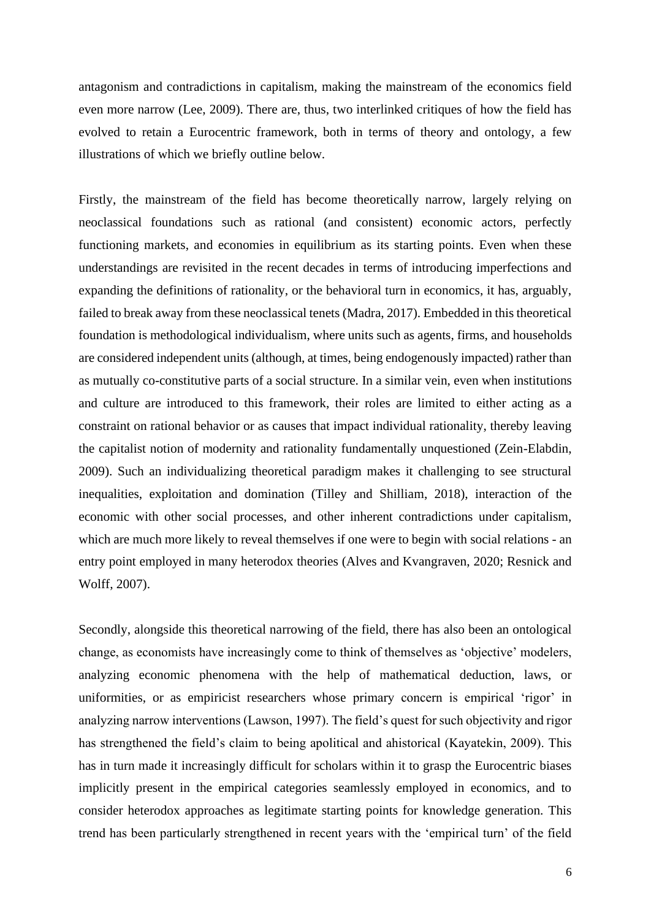antagonism and contradictions in capitalism, making the mainstream of the economics field even more narrow (Lee, 2009). There are, thus, two interlinked critiques of how the field has evolved to retain a Eurocentric framework, both in terms of theory and ontology, a few illustrations of which we briefly outline below.

Firstly, the mainstream of the field has become theoretically narrow, largely relying on neoclassical foundations such as rational (and consistent) economic actors, perfectly functioning markets, and economies in equilibrium as its starting points. Even when these understandings are revisited in the recent decades in terms of introducing imperfections and expanding the definitions of rationality, or the behavioral turn in economics, it has, arguably, failed to break away from these neoclassical tenets (Madra, 2017). Embedded in this theoretical foundation is methodological individualism, where units such as agents, firms, and households are considered independent units (although, at times, being endogenously impacted) rather than as mutually co-constitutive parts of a social structure. In a similar vein, even when institutions and culture are introduced to this framework, their roles are limited to either acting as a constraint on rational behavior or as causes that impact individual rationality, thereby leaving the capitalist notion of modernity and rationality fundamentally unquestioned (Zein-Elabdin, 2009). Such an individualizing theoretical paradigm makes it challenging to see structural inequalities, exploitation and domination (Tilley and Shilliam, 2018), interaction of the economic with other social processes, and other inherent contradictions under capitalism, which are much more likely to reveal themselves if one were to begin with social relations - an entry point employed in many heterodox theories (Alves and Kvangraven, 2020; Resnick and Wolff, 2007).

Secondly, alongside this theoretical narrowing of the field, there has also been an ontological change, as economists have increasingly come to think of themselves as 'objective' modelers, analyzing economic phenomena with the help of mathematical deduction, laws, or uniformities, or as empiricist researchers whose primary concern is empirical 'rigor' in analyzing narrow interventions (Lawson, 1997). The field's quest for such objectivity and rigor has strengthened the field's claim to being apolitical and ahistorical (Kayatekin, 2009). This has in turn made it increasingly difficult for scholars within it to grasp the Eurocentric biases implicitly present in the empirical categories seamlessly employed in economics, and to consider heterodox approaches as legitimate starting points for knowledge generation. This trend has been particularly strengthened in recent years with the 'empirical turn' of the field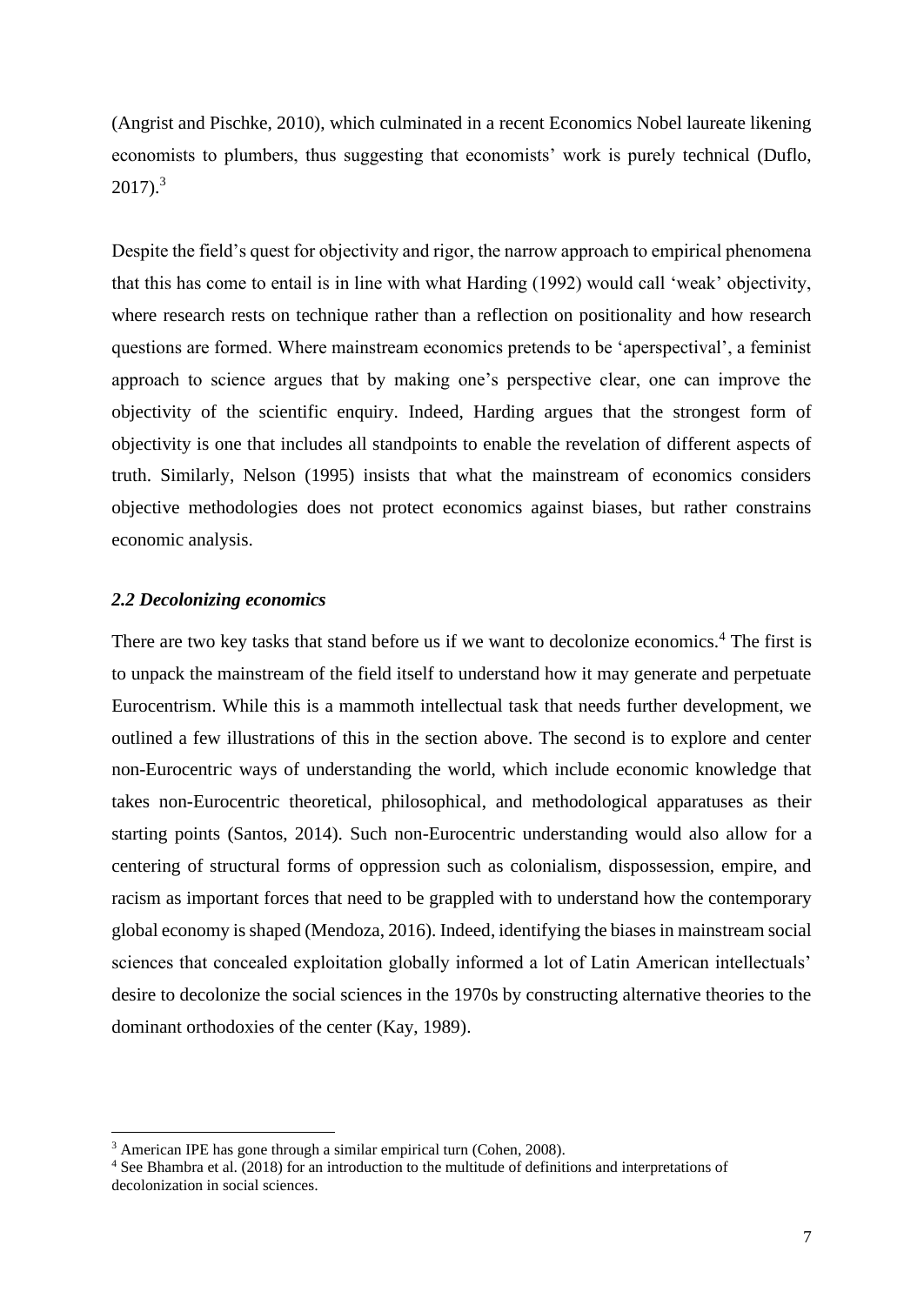(Angrist and Pischke, 2010), which culminated in a recent Economics Nobel laureate likening economists to plumbers, thus suggesting that economists' work is purely technical (Duflo, 2017).[3]

Despite the field's quest for objectivity and rigor, the narrow approach to empirical phenomena that this has come to entail is in line with what Harding (1992) would call 'weak' objectivity, where research rests on technique rather than a reflection on positionality and how research questions are formed. Where mainstream economics pretends to be 'aperspectival', a feminist approach to science argues that by making one's perspective clear, one can improve the objectivity of the scientific enquiry. Indeed, Harding argues that the strongest form of objectivity is one that includes all standpoints to enable the revelation of different aspects of truth. Similarly, Nelson (1995) insists that what the mainstream of economics considers objective methodologies does not protect economics against biases, but rather constrains economic analysis.

### *2.2 Decolonizing economics*

There are two key tasks that stand before us if we want to decolonize economics.[4] The first is to unpack the mainstream of the field itself to understand how it may generate and perpetuate Eurocentrism. While this is a mammoth intellectual task that needs further development, we outlined a few illustrations of this in the section above. The second is to explore and center non-Eurocentric ways of understanding the world, which include economic knowledge that takes non-Eurocentric theoretical, philosophical, and methodological apparatuses as their starting points (Santos, 2014). Such non-Eurocentric understanding would also allow for a centering of structural forms of oppression such as colonialism, dispossession, empire, and racism as important forces that need to be grappled with to understand how the contemporary global economy is shaped (Mendoza, 2016). Indeed, identifying the biases in mainstream social sciences that concealed exploitation globally informed a lot of Latin American intellectuals' desire to decolonize the social sciences in the 1970s by constructing alternative theories to the dominant orthodoxies of the center (Kay, 1989).

[3] American IPE has gone through a similar empirical turn (Cohen, 2008).

[4] See Bhambra et al. (2018) for an introduction to the multitude of definitions and interpretations of decolonization in social sciences.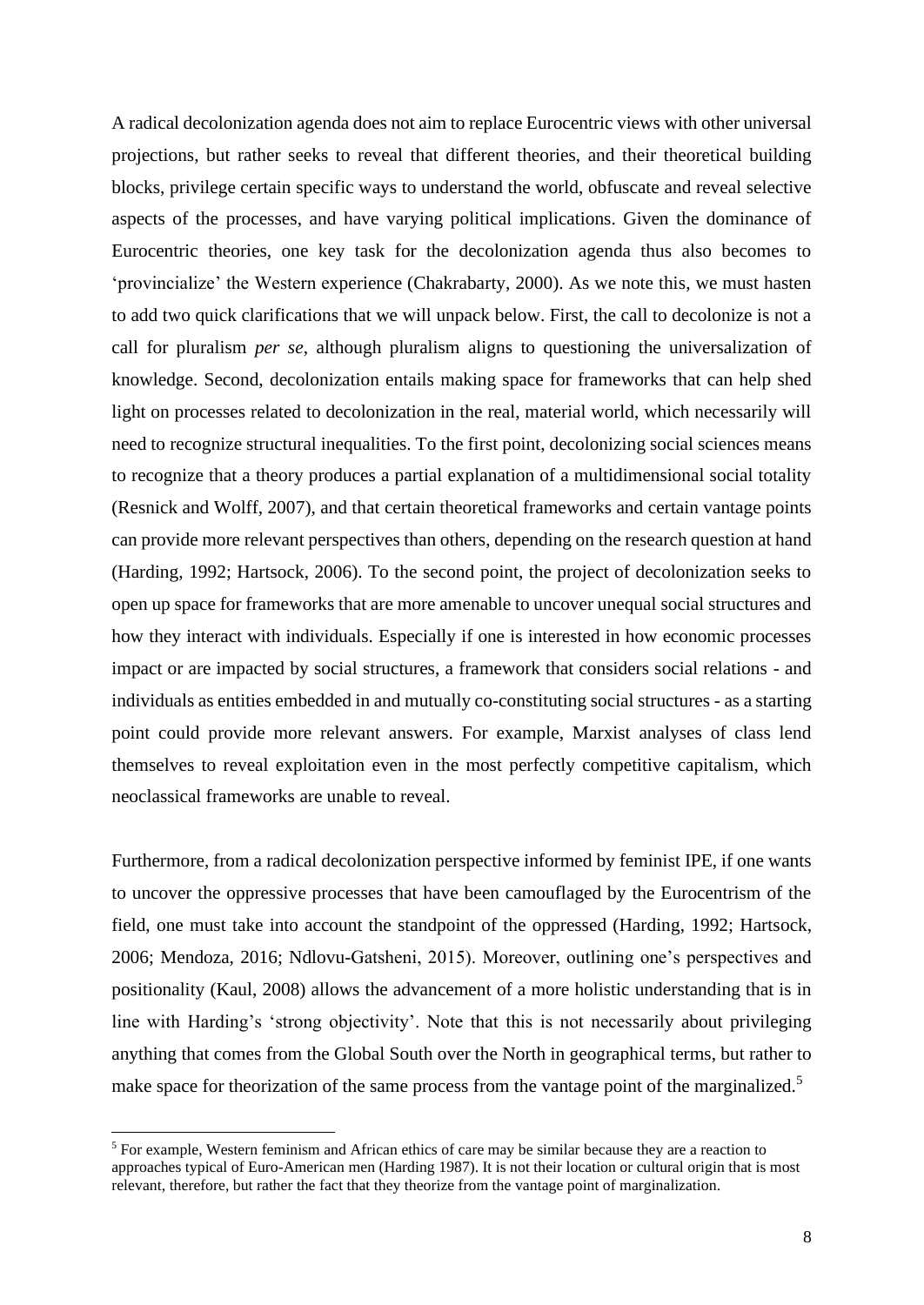A radical decolonization agenda does not aim to replace Eurocentric views with other universal projections, but rather seeks to reveal that different theories, and their theoretical building blocks, privilege certain specific ways to understand the world, obfuscate and reveal selective aspects of the processes, and have varying political implications. Given the dominance of Eurocentric theories, one key task for the decolonization agenda thus also becomes to 'provincialize' the Western experience (Chakrabarty, 2000). As we note this, we must hasten to add two quick clarifications that we will unpack below. First, the call to decolonize is not a call for pluralism *per se*, although pluralism aligns to questioning the universalization of knowledge. Second, decolonization entails making space for frameworks that can help shed light on processes related to decolonization in the real, material world, which necessarily will need to recognize structural inequalities. To the first point, decolonizing social sciences means to recognize that a theory produces a partial explanation of a multidimensional social totality (Resnick and Wolff, 2007), and that certain theoretical frameworks and certain vantage points can provide more relevant perspectives than others, depending on the research question at hand (Harding, 1992; Hartsock, 2006). To the second point, the project of decolonization seeks to open up space for frameworks that are more amenable to uncover unequal social structures and how they interact with individuals. Especially if one is interested in how economic processes impact or are impacted by social structures, a framework that considers social relations - and individuals as entities embedded in and mutually co-constituting social structures - as a starting point could provide more relevant answers. For example, Marxist analyses of class lend themselves to reveal exploitation even in the most perfectly competitive capitalism, which neoclassical frameworks are unable to reveal.

Furthermore, from a radical decolonization perspective informed by feminist IPE, if one wants to uncover the oppressive processes that have been camouflaged by the Eurocentrism of the field, one must take into account the standpoint of the oppressed (Harding, 1992; Hartsock, 2006; Mendoza, 2016; Ndlovu-Gatsheni, 2015). Moreover, outlining one's perspectives and positionality (Kaul, 2008) allows the advancement of a more holistic understanding that is in line with Harding's 'strong objectivity'. Note that this is not necessarily about privileging anything that comes from the Global South over the North in geographical terms, but rather to make space for theorization of the same process from the vantage point of the marginalized.[5]

[5] For example, Western feminism and African ethics of care may be similar because they are a reaction to approaches typical of Euro-American men (Harding 1987). It is not their location or cultural origin that is most relevant, therefore, but rather the fact that they theorize from the vantage point of marginalization.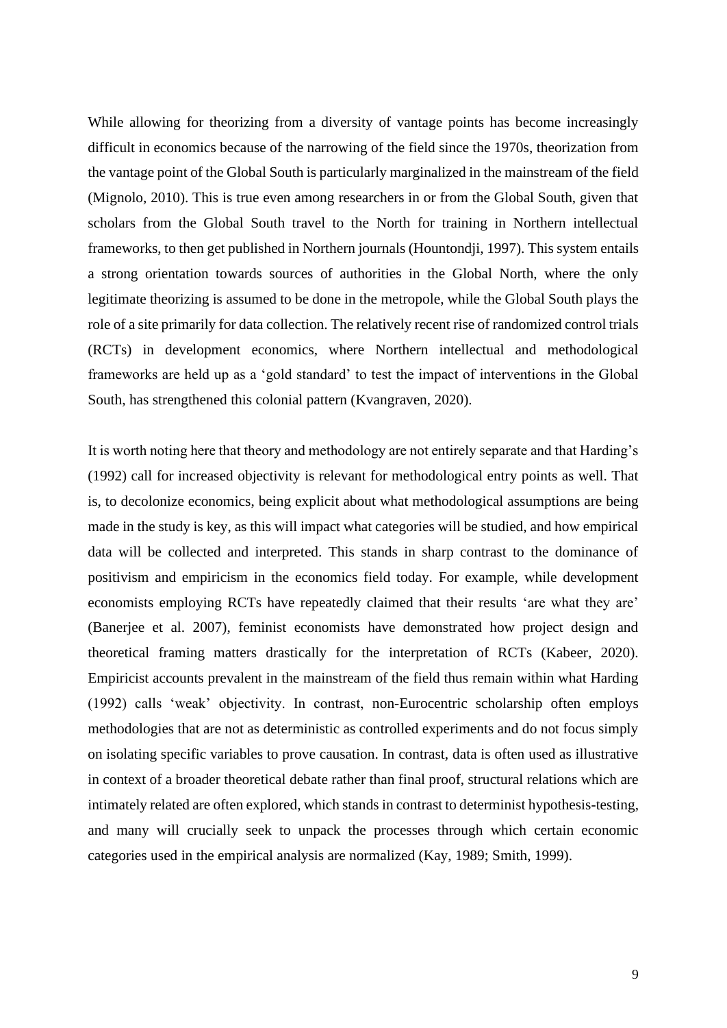While allowing for theorizing from a diversity of vantage points has become increasingly difficult in economics because of the narrowing of the field since the 1970s, theorization from the vantage point of the Global South is particularly marginalized in the mainstream of the field (Mignolo, 2010). This is true even among researchers in or from the Global South, given that scholars from the Global South travel to the North for training in Northern intellectual frameworks, to then get published in Northern journals (Hountondji, 1997). This system entails a strong orientation towards sources of authorities in the Global North, where the only legitimate theorizing is assumed to be done in the metropole, while the Global South plays the role of a site primarily for data collection. The relatively recent rise of randomized control trials (RCTs) in development economics, where Northern intellectual and methodological frameworks are held up as a 'gold standard' to test the impact of interventions in the Global South, has strengthened this colonial pattern (Kvangraven, 2020).

It is worth noting here that theory and methodology are not entirely separate and that Harding's (1992) call for increased objectivity is relevant for methodological entry points as well. That is, to decolonize economics, being explicit about what methodological assumptions are being made in the study is key, as this will impact what categories will be studied, and how empirical data will be collected and interpreted. This stands in sharp contrast to the dominance of positivism and empiricism in the economics field today. For example, while development economists employing RCTs have repeatedly claimed that their results 'are what they are' (Banerjee et al. 2007), feminist economists have demonstrated how project design and theoretical framing matters drastically for the interpretation of RCTs (Kabeer, 2020). Empiricist accounts prevalent in the mainstream of the field thus remain within what Harding (1992) calls 'weak' objectivity. In contrast, non-Eurocentric scholarship often employs methodologies that are not as deterministic as controlled experiments and do not focus simply on isolating specific variables to prove causation. In contrast, data is often used as illustrative in context of a broader theoretical debate rather than final proof, structural relations which are intimately related are often explored, which stands in contrast to determinist hypothesis-testing, and many will crucially seek to unpack the processes through which certain economic categories used in the empirical analysis are normalized (Kay, 1989; Smith, 1999).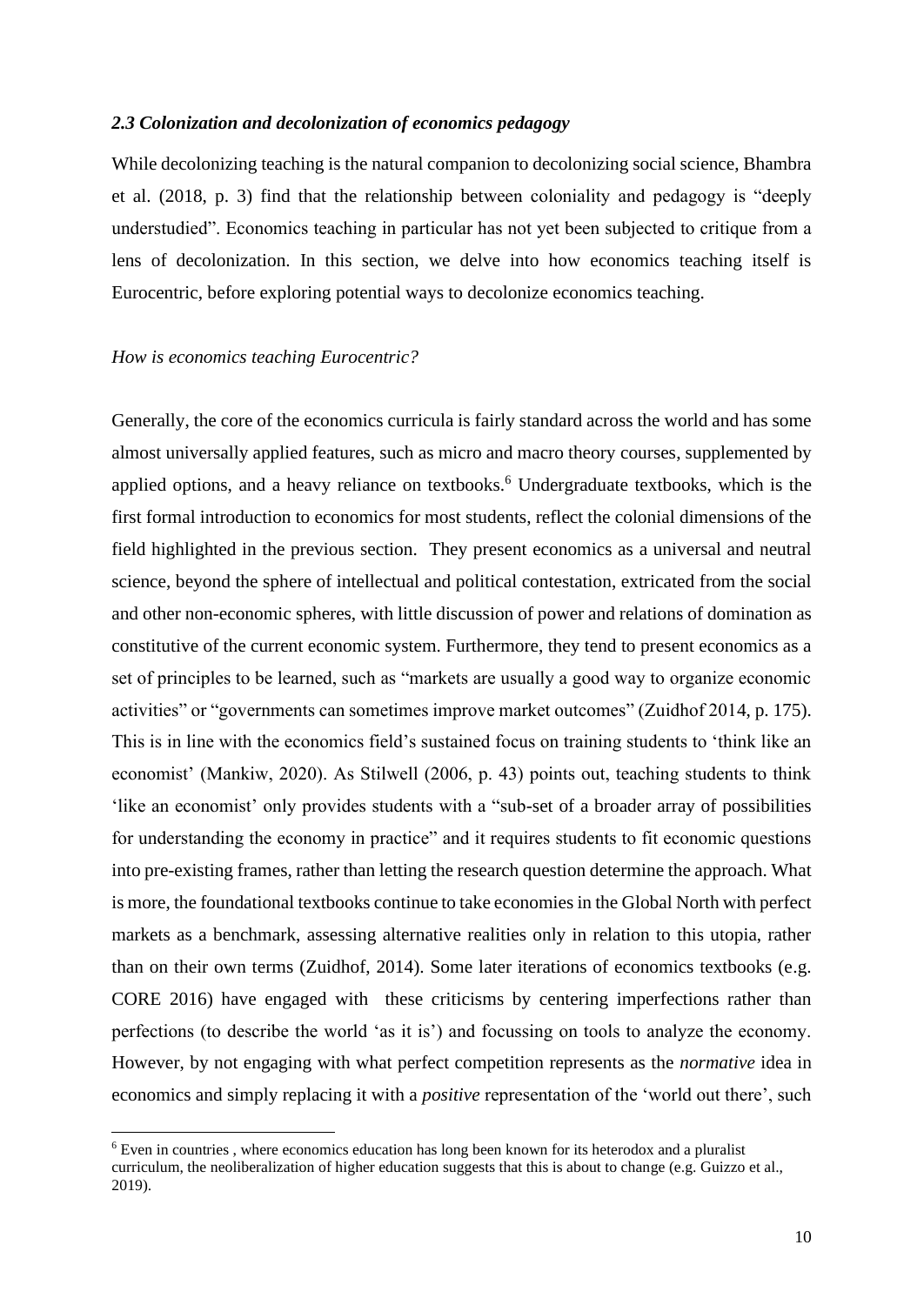### *2.3 Colonization and decolonization of economics pedagogy*

While decolonizing teaching is the natural companion to decolonizing social science, Bhambra et al. (2018, p. 3) find that the relationship between coloniality and pedagogy is "deeply understudied". Economics teaching in particular has not yet been subjected to critique from a lens of decolonization. In this section, we delve into how economics teaching itself is Eurocentric, before exploring potential ways to decolonize economics teaching.

*How is economics teaching Eurocentric?*

Generally, the core of the economics curricula is fairly standard across the world and has some almost universally applied features, such as micro and macro theory courses, supplemented by applied options, and a heavy reliance on textbooks.[6] Undergraduate textbooks, which is the first formal introduction to economics for most students, reflect the colonial dimensions of the field highlighted in the previous section. They present economics as a universal and neutral science, beyond the sphere of intellectual and political contestation, extricated from the social and other non-economic spheres, with little discussion of power and relations of domination as constitutive of the current economic system. Furthermore, they tend to present economics as a set of principles to be learned, such as "markets are usually a good way to organize economic activities" or "governments can sometimes improve market outcomes" (Zuidhof 2014, p. 175). This is in line with the economics field's sustained focus on training students to 'think like an economist' (Mankiw, 2020). As Stilwell (2006, p. 43) points out, teaching students to think 'like an economist' only provides students with a "sub-set of a broader array of possibilities for understanding the economy in practice" and it requires students to fit economic questions into pre-existing frames, rather than letting the research question determine the approach. What is more, the foundational textbooks continue to take economies in the Global North with perfect markets as a benchmark, assessing alternative realities only in relation to this utopia, rather than on their own terms (Zuidhof, 2014). Some later iterations of economics textbooks (e.g. CORE 2016) have engaged with these criticisms by centering imperfections rather than perfections (to describe the world 'as it is') and focussing on tools to analyze the economy. However, by not engaging with what perfect competition represents as the *normative* idea in economics and simply replacing it with a *positive* representation of the 'world out there', such

[6] Even in countries , where economics education has long been known for its heterodox and a pluralist curriculum, the neoliberalization of higher education suggests that this is about to change (e.g. Guizzo et al., 2019).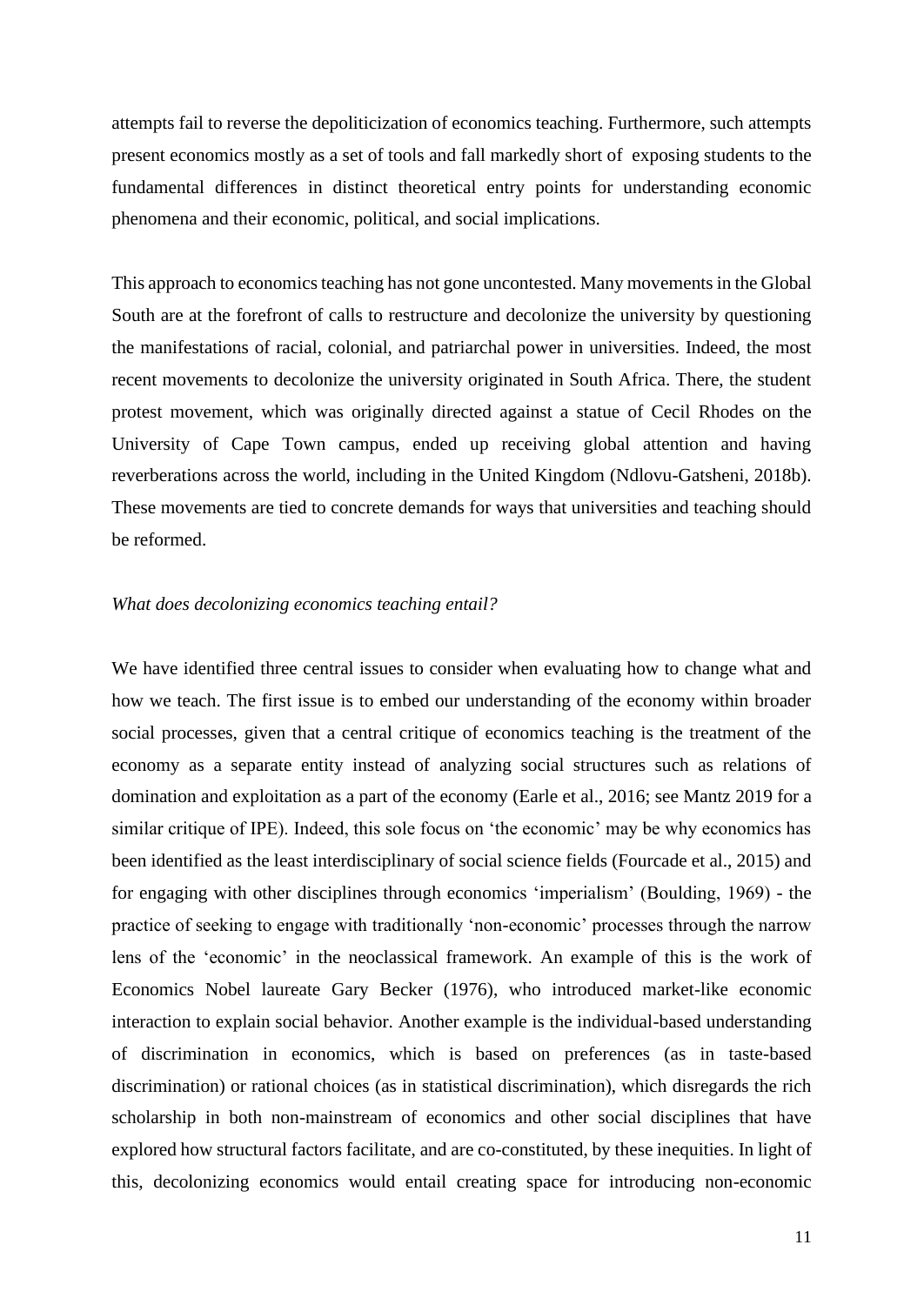attempts fail to reverse the depoliticization of economics teaching. Furthermore, such attempts present economics mostly as a set of tools and fall markedly short of exposing students to the fundamental differences in distinct theoretical entry points for understanding economic phenomena and their economic, political, and social implications.

This approach to economics teaching has not gone uncontested. Many movements in the Global South are at the forefront of calls to restructure and decolonize the university by questioning the manifestations of racial, colonial, and patriarchal power in universities. Indeed, the most recent movements to decolonize the university originated in South Africa. There, the student protest movement, which was originally directed against a statue of Cecil Rhodes on the University of Cape Town campus, ended up receiving global attention and having reverberations across the world, including in the United Kingdom (Ndlovu-Gatsheni, 2018b). These movements are tied to concrete demands for ways that universities and teaching should be reformed.

*What does decolonizing economics teaching entail?*

We have identified three central issues to consider when evaluating how to change what and how we teach. The first issue is to embed our understanding of the economy within broader social processes, given that a central critique of economics teaching is the treatment of the economy as a separate entity instead of analyzing social structures such as relations of domination and exploitation as a part of the economy (Earle et al., 2016; see Mantz 2019 for a similar critique of IPE). Indeed, this sole focus on 'the economic' may be why economics has been identified as the least interdisciplinary of social science fields (Fourcade et al., 2015) and for engaging with other disciplines through economics 'imperialism' (Boulding, 1969) - the practice of seeking to engage with traditionally 'non-economic' processes through the narrow lens of the 'economic' in the neoclassical framework. An example of this is the work of Economics Nobel laureate Gary Becker (1976), who introduced market-like economic interaction to explain social behavior. Another example is the individual-based understanding of discrimination in economics, which is based on preferences (as in taste-based discrimination) or rational choices (as in statistical discrimination), which disregards the rich scholarship in both non-mainstream of economics and other social disciplines that have explored how structural factors facilitate, and are co-constituted, by these inequities. In light of this, decolonizing economics would entail creating space for introducing non-economic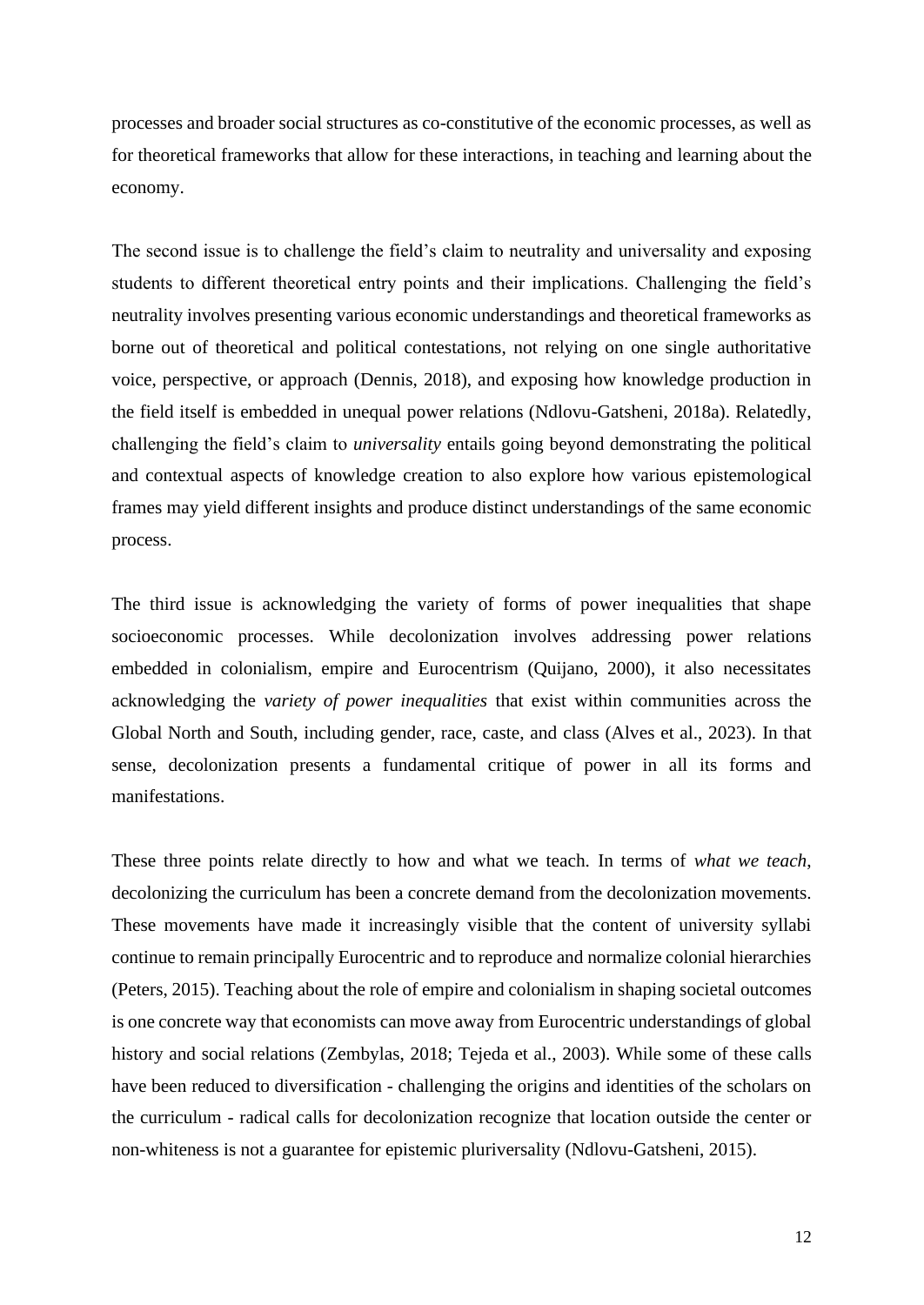processes and broader social structures as co-constitutive of the economic processes, as well as for theoretical frameworks that allow for these interactions, in teaching and learning about the economy.

The second issue is to challenge the field's claim to neutrality and universality and exposing students to different theoretical entry points and their implications. Challenging the field's neutrality involves presenting various economic understandings and theoretical frameworks as borne out of theoretical and political contestations, not relying on one single authoritative voice, perspective, or approach (Dennis, 2018), and exposing how knowledge production in the field itself is embedded in unequal power relations (Ndlovu-Gatsheni, 2018a). Relatedly, challenging the field's claim to *universality* entails going beyond demonstrating the political and contextual aspects of knowledge creation to also explore how various epistemological frames may yield different insights and produce distinct understandings of the same economic process.

The third issue is acknowledging the variety of forms of power inequalities that shape socioeconomic processes. While decolonization involves addressing power relations embedded in colonialism, empire and Eurocentrism (Quijano, 2000), it also necessitates acknowledging the *variety of power inequalities* that exist within communities across the Global North and South, including gender, race, caste, and class (Alves et al., 2023). In that sense, decolonization presents a fundamental critique of power in all its forms and manifestations.

These three points relate directly to how and what we teach. In terms of *what we teach*, decolonizing the curriculum has been a concrete demand from the decolonization movements. These movements have made it increasingly visible that the content of university syllabi continue to remain principally Eurocentric and to reproduce and normalize colonial hierarchies (Peters, 2015). Teaching about the role of empire and colonialism in shaping societal outcomes is one concrete way that economists can move away from Eurocentric understandings of global history and social relations (Zembylas, 2018; Tejeda et al., 2003). While some of these calls have been reduced to diversification - challenging the origins and identities of the scholars on the curriculum - radical calls for decolonization recognize that location outside the center or non-whiteness is not a guarantee for epistemic pluriversality (Ndlovu-Gatsheni, 2015).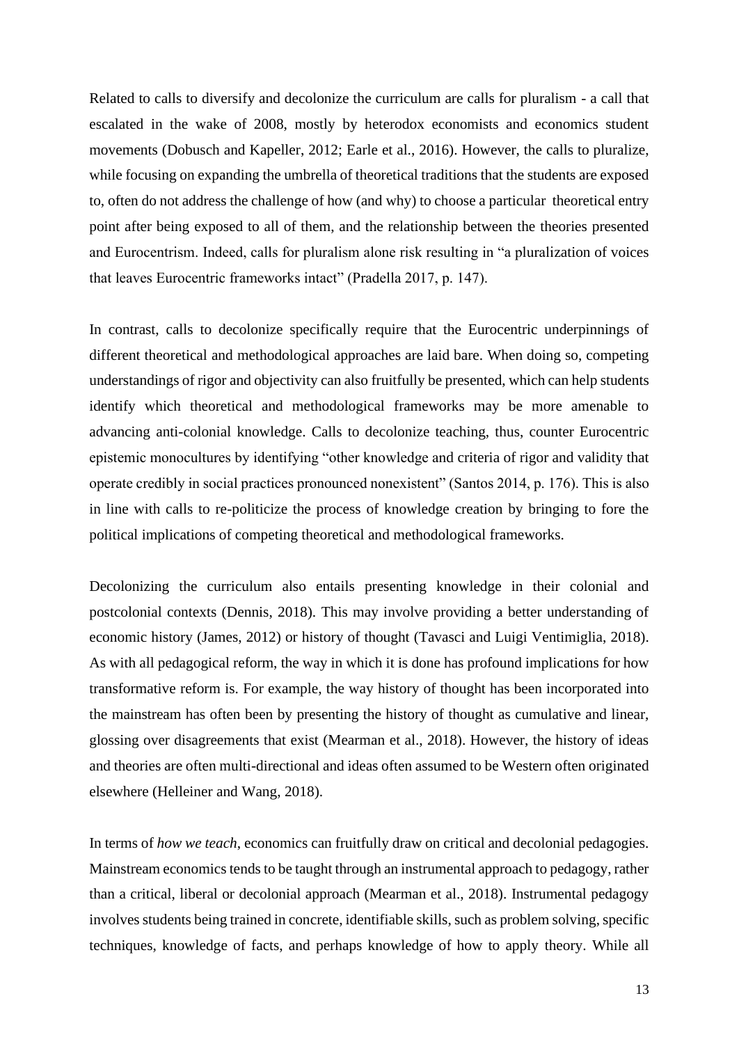Related to calls to diversify and decolonize the curriculum are calls for pluralism - a call that escalated in the wake of 2008, mostly by heterodox economists and economics student movements (Dobusch and Kapeller, 2012; Earle et al., 2016). However, the calls to pluralize, while focusing on expanding the umbrella of theoretical traditions that the students are exposed to, often do not address the challenge of how (and why) to choose a particular theoretical entry point after being exposed to all of them, and the relationship between the theories presented and Eurocentrism. Indeed, calls for pluralism alone risk resulting in "a pluralization of voices that leaves Eurocentric frameworks intact" (Pradella 2017, p. 147).

In contrast, calls to decolonize specifically require that the Eurocentric underpinnings of different theoretical and methodological approaches are laid bare. When doing so, competing understandings of rigor and objectivity can also fruitfully be presented, which can help students identify which theoretical and methodological frameworks may be more amenable to advancing anti-colonial knowledge. Calls to decolonize teaching, thus, counter Eurocentric epistemic monocultures by identifying "other knowledge and criteria of rigor and validity that operate credibly in social practices pronounced nonexistent" (Santos 2014, p. 176). This is also in line with calls to re-politicize the process of knowledge creation by bringing to fore the political implications of competing theoretical and methodological frameworks.

Decolonizing the curriculum also entails presenting knowledge in their colonial and postcolonial contexts (Dennis, 2018). This may involve providing a better understanding of economic history (James, 2012) or history of thought (Tavasci and Luigi Ventimiglia, 2018). As with all pedagogical reform, the way in which it is done has profound implications for how transformative reform is. For example, the way history of thought has been incorporated into the mainstream has often been by presenting the history of thought as cumulative and linear, glossing over disagreements that exist (Mearman et al., 2018). However, the history of ideas and theories are often multi-directional and ideas often assumed to be Western often originated elsewhere (Helleiner and Wang, 2018).

In terms of *how we teach*, economics can fruitfully draw on critical and decolonial pedagogies. Mainstream economics tends to be taught through an instrumental approach to pedagogy, rather than a critical, liberal or decolonial approach (Mearman et al., 2018). Instrumental pedagogy involves students being trained in concrete, identifiable skills, such as problem solving, specific techniques, knowledge of facts, and perhaps knowledge of how to apply theory. While all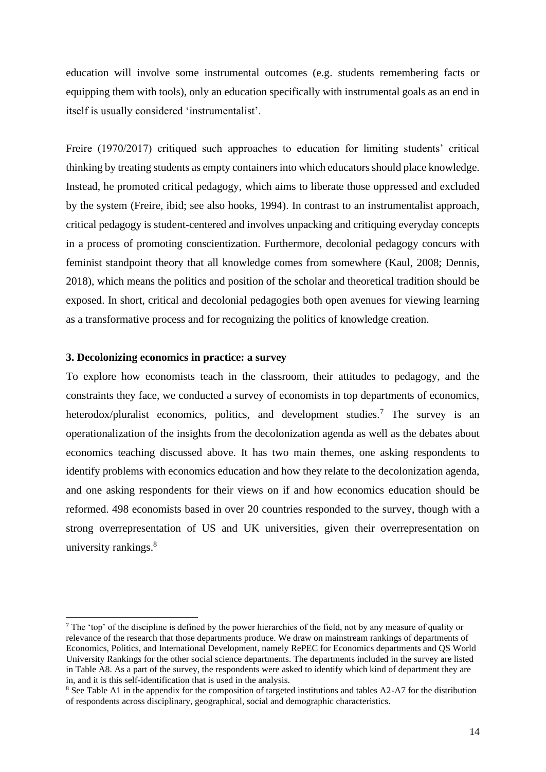education will involve some instrumental outcomes (e.g. students remembering facts or equipping them with tools), only an education specifically with instrumental goals as an end in itself is usually considered 'instrumentalist'.

Freire (1970/2017) critiqued such approaches to education for limiting students' critical thinking by treating students as empty containers into which educators should place knowledge. Instead, he promoted critical pedagogy, which aims to liberate those oppressed and excluded by the system (Freire, ibid; see also hooks, 1994). In contrast to an instrumentalist approach, critical pedagogy is student-centered and involves unpacking and critiquing everyday concepts in a process of promoting conscientization. Furthermore, decolonial pedagogy concurs with feminist standpoint theory that all knowledge comes from somewhere (Kaul, 2008; Dennis, 2018), which means the politics and position of the scholar and theoretical tradition should be exposed. In short, critical and decolonial pedagogies both open avenues for viewing learning as a transformative process and for recognizing the politics of knowledge creation.

### 3. Decolonizing economics in practice: a survey

To explore how economists teach in the classroom, their attitudes to pedagogy, and the constraints they face, we conducted a survey of economists in top departments of economics, heterodox/pluralist economics, politics, and development studies.[7] The survey is an operationalization of the insights from the decolonization agenda as well as the debates about economics teaching discussed above. It has two main themes, one asking respondents to identify problems with economics education and how they relate to the decolonization agenda, and one asking respondents for their views on if and how economics education should be reformed. 498 economists based in over 20 countries responded to the survey, though with a strong overrepresentation of US and UK universities, given their overrepresentation on university rankings.[8]

---

[7] The 'top' of the discipline is defined by the power hierarchies of the field, not by any measure of quality or relevance of the research that those departments produce. We draw on mainstream rankings of departments of Economics, Politics, and International Development, namely RePEC for Economics departments and QS World University Rankings for the other social science departments. The departments included in the survey are listed in Table A8. As a part of the survey, the respondents were asked to identify which kind of department they are in, and it is this self-identification that is used in the analysis.

[8] See Table A1 in the appendix for the composition of targeted institutions and tables A2-A7 for the distribution of respondents across disciplinary, geographical, social and demographic characteristics.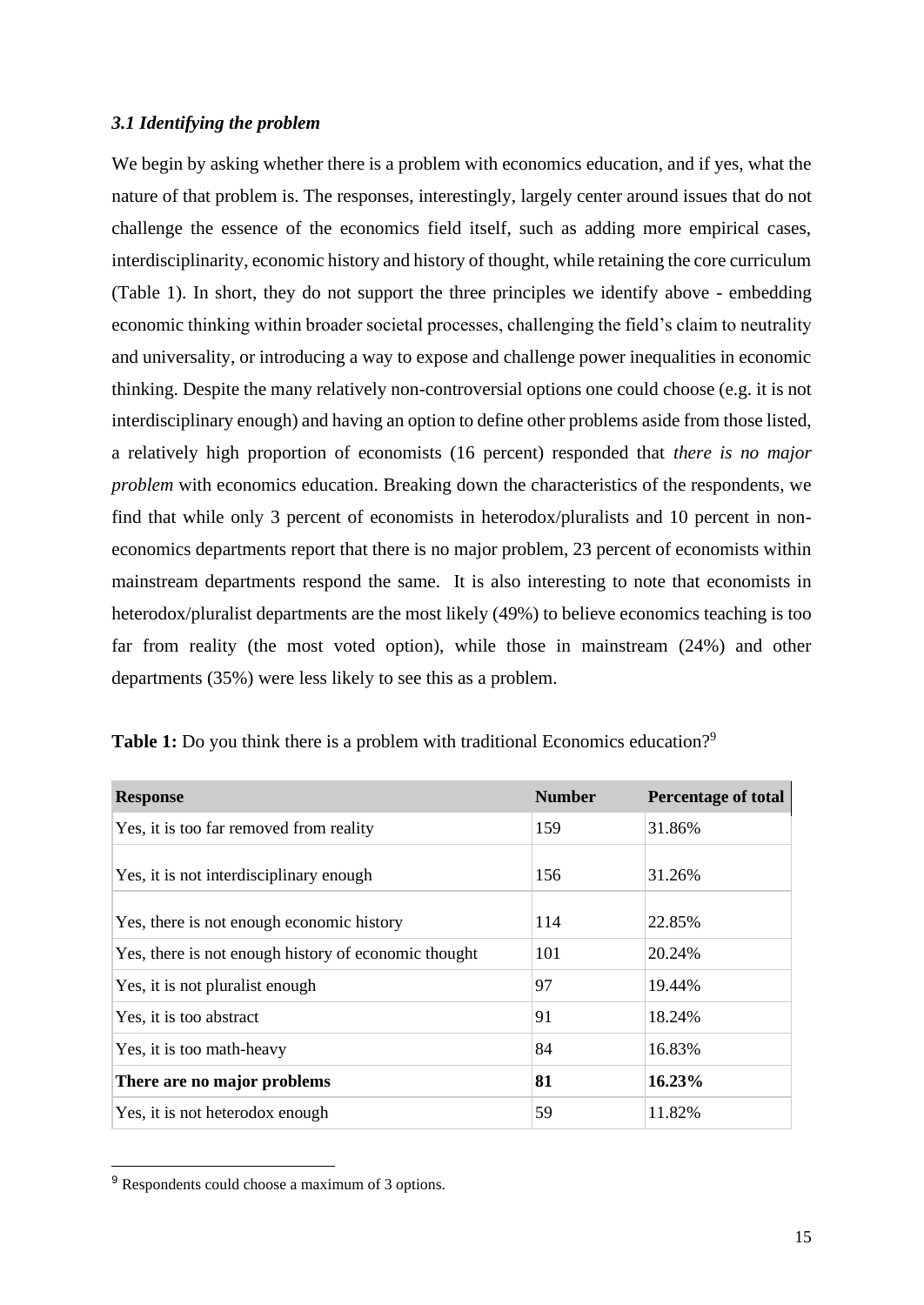### *3.1 Identifying the problem*

We begin by asking whether there is a problem with economics education, and if yes, what the nature of that problem is. The responses, interestingly, largely center around issues that do not challenge the essence of the economics field itself, such as adding more empirical cases, interdisciplinarity, economic history and history of thought, while retaining the core curriculum (Table 1). In short, they do not support the three principles we identify above - embedding economic thinking within broader societal processes, challenging the field's claim to neutrality and universality, or introducing a way to expose and challenge power inequalities in economic thinking. Despite the many relatively non-controversial options one could choose (e.g. it is not interdisciplinary enough) and having an option to define other problems aside from those listed, a relatively high proportion of economists (16 percent) responded that *there is no major problem* with economics education. Breaking down the characteristics of the respondents, we find that while only 3 percent of economists in heterodox/pluralists and 10 percent in non-economics departments report that there is no major problem, 23 percent of economists within mainstream departments respond the same. It is also interesting to note that economists in heterodox/pluralist departments are the most likely (49%) to believe economics teaching is too far from reality (the most voted option), while those in mainstream (24%) and other departments (35%) were less likely to see this as a problem.

**Table 1:** Do you think there is a problem with traditional Economics education?[9]

| Response | Number | Percentage of total |
|---|---|---|
| Yes, it is too far removed from reality | 159 | 31.86% |
| Yes, it is not interdisciplinary enough | 156 | 31.26% |
| Yes, there is not enough economic history | 114 | 22.85% |
| Yes, there is not enough history of economic thought | 101 | 20.24% |
| Yes, it is not pluralist enough | 97 | 19.44% |
| Yes, it is too abstract | 91 | 18.24% |
| Yes, it is too math-heavy | 84 | 16.83% |
| **There are no major problems** | **81** | **16.23%** |
| Yes, it is not heterodox enough | 59 | 11.82% |

[9] Respondents could choose a maximum of 3 options.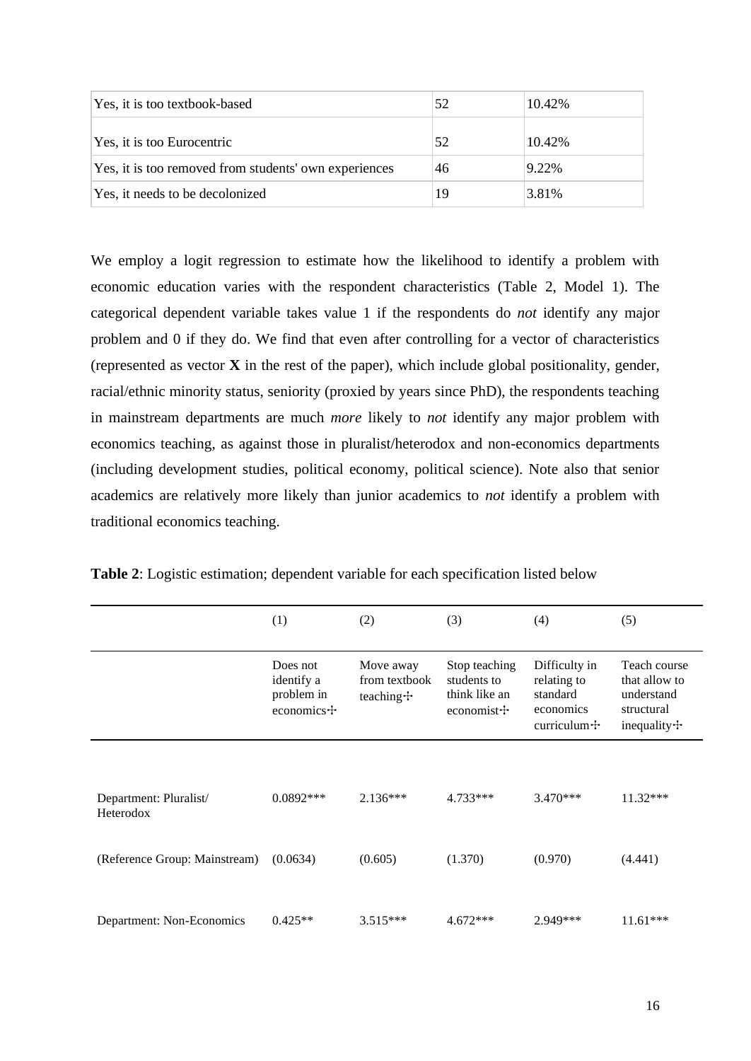| | | |
|---|---|---|
| Yes, it is too textbook-based | 52 | 10.42% |
| Yes, it is too Eurocentric | 52 | 10.42% |
| Yes, it is too removed from students' own experiences | 46 | 9.22% |
| Yes, it needs to be decolonized | 19 | 3.81% |

We employ a logit regression to estimate how the likelihood to identify a problem with economic education varies with the respondent characteristics (Table 2, Model 1). The categorical dependent variable takes value 1 if the respondents do *not* identify any major problem and 0 if they do. We find that even after controlling for a vector of characteristics (represented as vector **X** in the rest of the paper), which include global positionality, gender, racial/ethnic minority status, seniority (proxied by years since PhD), the respondents teaching in mainstream departments are much *more* likely to *not* identify any major problem with economics teaching, as against those in pluralist/heterodox and non-economics departments (including development studies, political economy, political science). Note also that senior academics are relatively more likely than junior academics to *not* identify a problem with traditional economics teaching.

**Table 2**: Logistic estimation; dependent variable for each specification listed below

| | (1) | (2) | (3) | (4) | (5) |
|---|---|---|---|---|---|
| | Does not identify a problem in economics⁜ | Move away from textbook teaching⁜ | Stop teaching students to think like an economist⁜ | Difficulty in relating to standard economics curriculum⁜ | Teach course that allow to understand structural inequality⁜ |
| Department: Pluralist/ Heterodox | 0.0892*** | 2.136*** | 4.733*** | 3.470*** | 11.32*** |
| (Reference Group: Mainstream) | (0.0634) | (0.605) | (1.370) | (0.970) | (4.441) |
| Department: Non-Economics | 0.425** | 3.515*** | 4.672*** | 2.949*** | 11.61*** |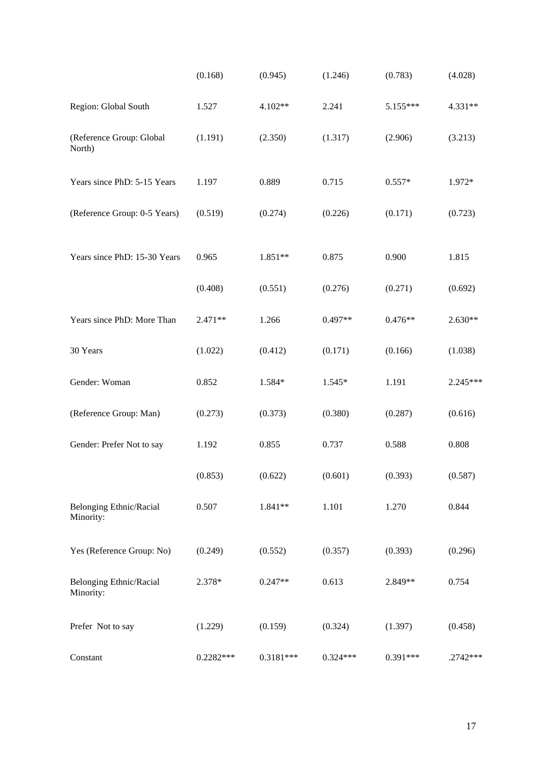| | | | | | |
|---|---|---|---|---|---|
| | (0.168) | (0.945) | (1.246) | (0.783) | (4.028) |
| Region: Global South | 1.527 | 4.102** | 2.241 | 5.155*** | 4.331** |
| (Reference Group: Global North) | (1.191) | (2.350) | (1.317) | (2.906) | (3.213) |
| Years since PhD: 5-15 Years | 1.197 | 0.889 | 0.715 | 0.557* | 1.972* |
| (Reference Group: 0-5 Years) | (0.519) | (0.274) | (0.226) | (0.171) | (0.723) |
| Years since PhD: 15-30 Years | 0.965 | 1.851** | 0.875 | 0.900 | 1.815 |
| | (0.408) | (0.551) | (0.276) | (0.271) | (0.692) |
| Years since PhD: More Than | 2.471** | 1.266 | 0.497** | 0.476** | 2.630** |
| 30 Years | (1.022) | (0.412) | (0.171) | (0.166) | (1.038) |
| Gender: Woman | 0.852 | 1.584* | 1.545* | 1.191 | 2.245*** |
| (Reference Group: Man) | (0.273) | (0.373) | (0.380) | (0.287) | (0.616) |
| Gender: Prefer Not to say | 1.192 | 0.855 | 0.737 | 0.588 | 0.808 |
| | (0.853) | (0.622) | (0.601) | (0.393) | (0.587) |
| Belonging Ethnic/Racial Minority: | 0.507 | 1.841** | 1.101 | 1.270 | 0.844 |
| Yes (Reference Group: No) | (0.249) | (0.552) | (0.357) | (0.393) | (0.296) |
| Belonging Ethnic/Racial Minority: | 2.378* | 0.247** | 0.613 | 2.849** | 0.754 |
| Prefer Not to say | (1.229) | (0.159) | (0.324) | (1.397) | (0.458) |
| Constant | 0.2282*** | 0.3181*** | 0.324*** | 0.391*** | .2742*** |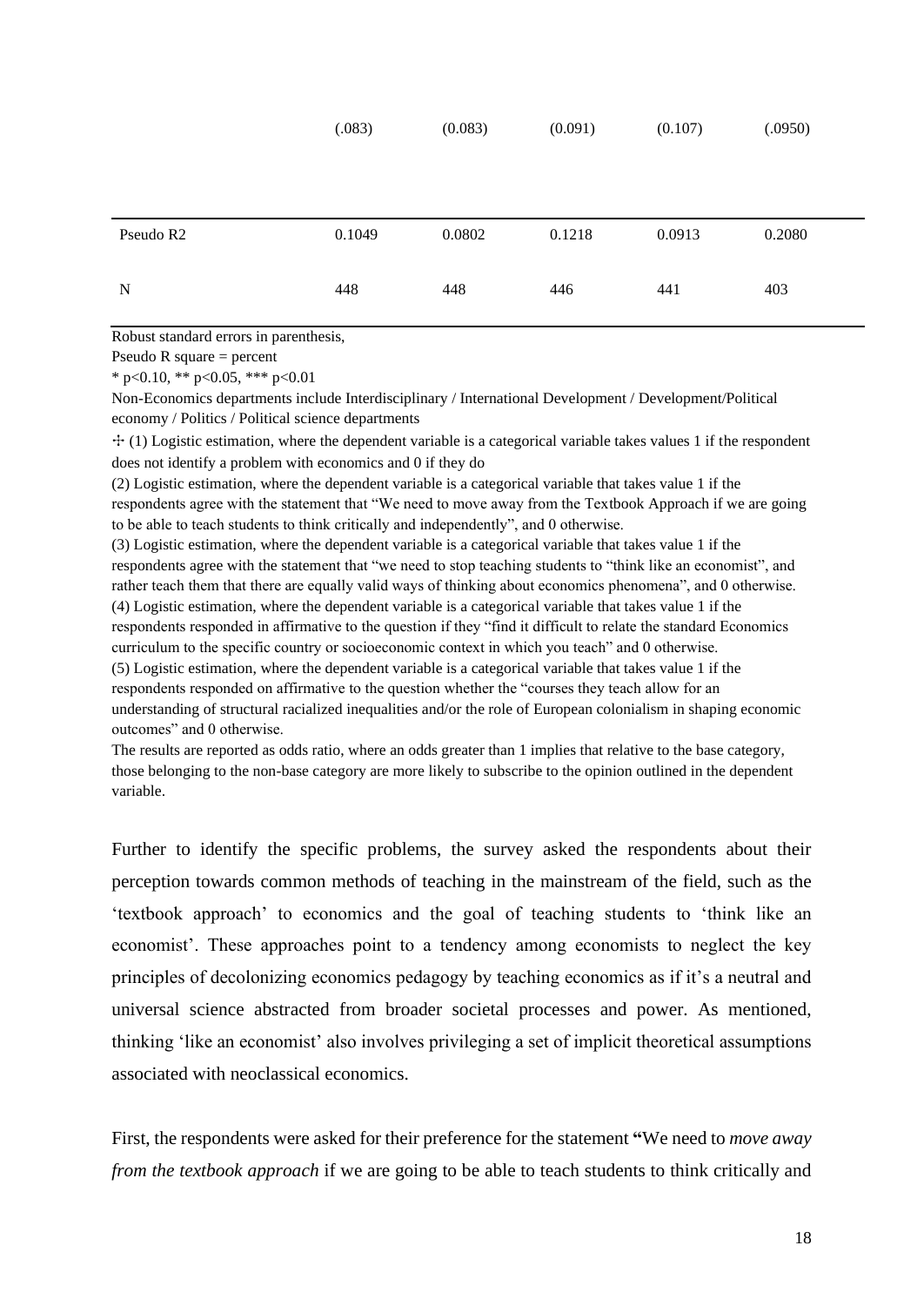| | (.083) | (0.083) | (0.091) | (0.107) | (.0950) |
|---|---|---|---|---|---|
| Pseudo R2 | 0.1049 | 0.0802 | 0.1218 | 0.0913 | 0.2080 |
| N | 448 | 448 | 446 | 441 | 403 |

Robust standard errors in parenthesis,

Pseudo R square = percent

* p<0.10, ** p<0.05, *** p<0.01

Non-Economics departments include Interdisciplinary / International Development / Development/Political economy / Politics / Political science departments

✢ (1) Logistic estimation, where the dependent variable is a categorical variable takes values 1 if the respondent does not identify a problem with economics and 0 if they do

(2) Logistic estimation, where the dependent variable is a categorical variable that takes value 1 if the respondents agree with the statement that "We need to move away from the Textbook Approach if we are going to be able to teach students to think critically and independently", and 0 otherwise.

(3) Logistic estimation, where the dependent variable is a categorical variable that takes value 1 if the respondents agree with the statement that "we need to stop teaching students to "think like an economist", and rather teach them that there are equally valid ways of thinking about economics phenomena", and 0 otherwise.

(4) Logistic estimation, where the dependent variable is a categorical variable that takes value 1 if the respondents responded in affirmative to the question if they "find it difficult to relate the standard Economics curriculum to the specific country or socioeconomic context in which you teach" and 0 otherwise.

(5) Logistic estimation, where the dependent variable is a categorical variable that takes value 1 if the respondents responded on affirmative to the question whether the "courses they teach allow for an understanding of structural racialized inequalities and/or the role of European colonialism in shaping economic outcomes" and 0 otherwise.

The results are reported as odds ratio, where an odds greater than 1 implies that relative to the base category, those belonging to the non-base category are more likely to subscribe to the opinion outlined in the dependent variable.

Further to identify the specific problems, the survey asked the respondents about their perception towards common methods of teaching in the mainstream of the field, such as the 'textbook approach' to economics and the goal of teaching students to 'think like an economist'. These approaches point to a tendency among economists to neglect the key principles of decolonizing economics pedagogy by teaching economics as if it's a neutral and universal science abstracted from broader societal processes and power. As mentioned, thinking 'like an economist' also involves privileging a set of implicit theoretical assumptions associated with neoclassical economics.

First, the respondents were asked for their preference for the statement **"**We need to *move away from the textbook approach* if we are going to be able to teach students to think critically and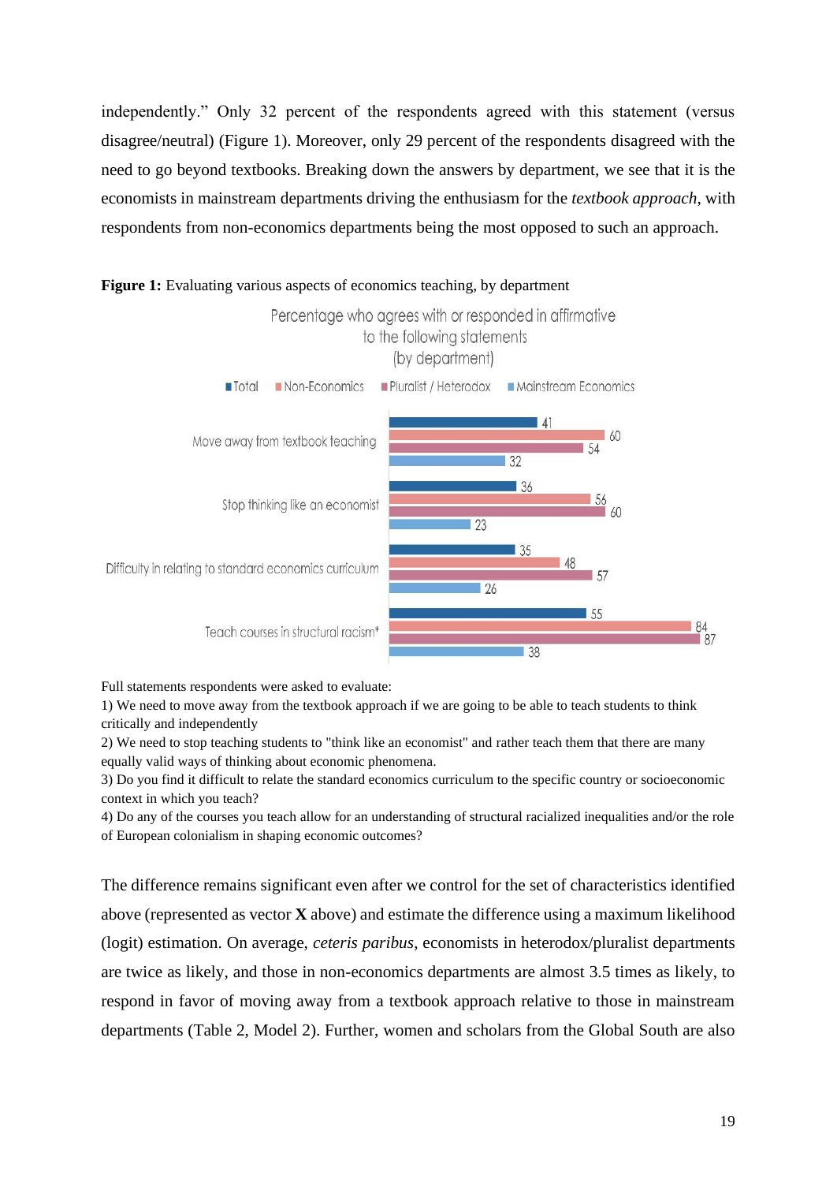independently." Only 32 percent of the respondents agreed with this statement (versus disagree/neutral) (Figure 1). Moreover, only 29 percent of the respondents disagreed with the need to go beyond textbooks. Breaking down the answers by department, we see that it is the economists in mainstream departments driving the enthusiasm for the *textbook approach*, with respondents from non-economics departments being the most opposed to such an approach.

**Figure 1:** Evaluating various aspects of economics teaching, by department

Percentage who agrees with or responded in affirmative to the following statements (by department)

| Statement | Total | Non-Economics | Pluralist / Heterodox | Mainstream Economics |
|---|---|---|---|---|
| Move away from textbook teaching | 41 | 60 | 54 | 32 |
| Stop thinking like an economist | 36 | 56 | 60 | 23 |
| Difficulty in relating to standard economics curriculum | 35 | 48 | 57 | 26 |
| Teach courses in structural racism* | 55 | 84 | 87 | 38 |

Full statements respondents were asked to evaluate:
1) We need to move away from the textbook approach if we are going to be able to teach students to think critically and independently
2) We need to stop teaching students to "think like an economist" and rather teach them that there are many equally valid ways of thinking about economic phenomena.
3) Do you find it difficult to relate the standard economics curriculum to the specific country or socioeconomic context in which you teach?
4) Do any of the courses you teach allow for an understanding of structural racialized inequalities and/or the role of European colonialism in shaping economic outcomes?

The difference remains significant even after we control for the set of characteristics identified above (represented as vector **X** above) and estimate the difference using a maximum likelihood (logit) estimation. On average, *ceteris paribus*, economists in heterodox/pluralist departments are twice as likely, and those in non-economics departments are almost 3.5 times as likely, to respond in favor of moving away from a textbook approach relative to those in mainstream departments (Table 2, Model 2). Further, women and scholars from the Global South are also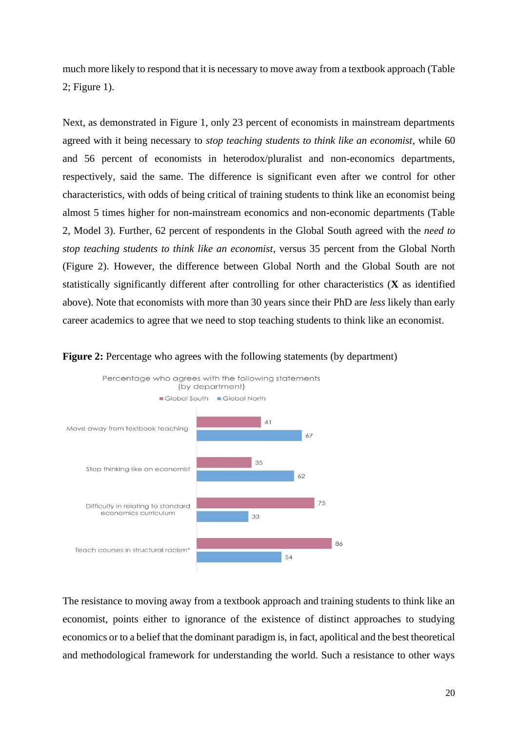much more likely to respond that it is necessary to move away from a textbook approach (Table 2; Figure 1).

Next, as demonstrated in Figure 1, only 23 percent of economists in mainstream departments agreed with it being necessary to *stop teaching students to think like an economist*, while 60 and 56 percent of economists in heterodox/pluralist and non-economics departments, respectively, said the same. The difference is significant even after we control for other characteristics, with odds of being critical of training students to think like an economist being almost 5 times higher for non-mainstream economics and non-economic departments (Table 2, Model 3). Further, 62 percent of respondents in the Global South agreed with the *need to stop teaching students to think like an economist*, versus 35 percent from the Global North (Figure 2). However, the difference between Global North and the Global South are not statistically significantly different after controlling for other characteristics (**X** as identified above). Note that economists with more than 30 years since their PhD are *less* likely than early career academics to agree that we need to stop teaching students to think like an economist.

**Figure 2:** Percentage who agrees with the following statements (by department)

Percentage who agrees with the following statements (by department)

| Statement | Global South | Global North |
|---|---|---|
| Move away from textbook teaching | 41 | 67 |
| Stop thinking like an economist | 35 | 62 |
| Difficulty in relating to standard economics curriculum | 75 | 33 |
| Teach courses in structural racism* | 86 | 54 |

The resistance to moving away from a textbook approach and training students to think like an economist, points either to ignorance of the existence of distinct approaches to studying economics or to a belief that the dominant paradigm is, in fact, apolitical and the best theoretical and methodological framework for understanding the world. Such a resistance to other ways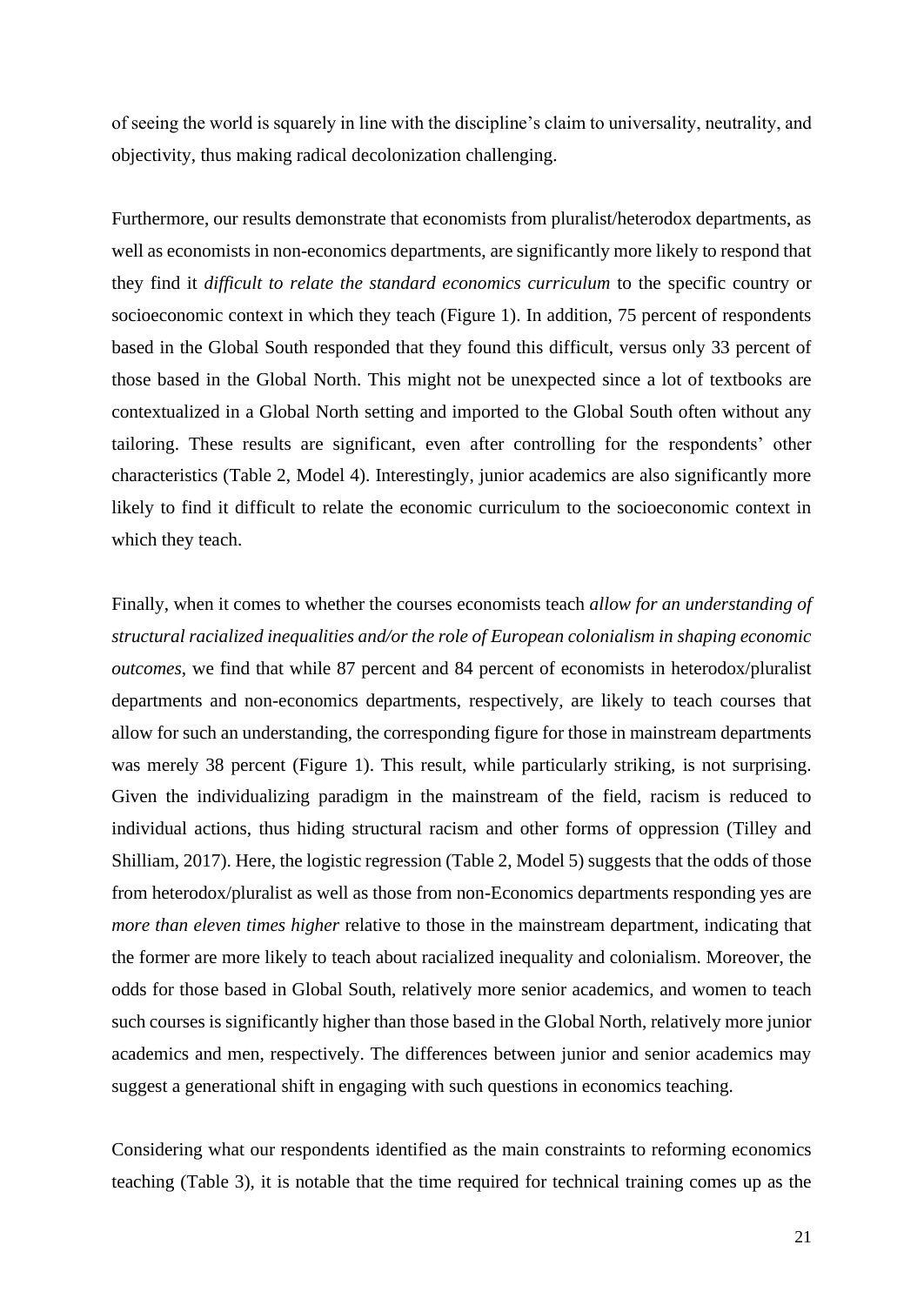of seeing the world is squarely in line with the discipline's claim to universality, neutrality, and objectivity, thus making radical decolonization challenging.

Furthermore, our results demonstrate that economists from pluralist/heterodox departments, as well as economists in non-economics departments, are significantly more likely to respond that they find it *difficult to relate the standard economics curriculum* to the specific country or socioeconomic context in which they teach (Figure 1). In addition, 75 percent of respondents based in the Global South responded that they found this difficult, versus only 33 percent of those based in the Global North. This might not be unexpected since a lot of textbooks are contextualized in a Global North setting and imported to the Global South often without any tailoring. These results are significant, even after controlling for the respondents' other characteristics (Table 2, Model 4). Interestingly, junior academics are also significantly more likely to find it difficult to relate the economic curriculum to the socioeconomic context in which they teach.

Finally, when it comes to whether the courses economists teach *allow for an understanding of structural racialized inequalities and/or the role of European colonialism in shaping economic outcomes*, we find that while 87 percent and 84 percent of economists in heterodox/pluralist departments and non-economics departments, respectively, are likely to teach courses that allow for such an understanding, the corresponding figure for those in mainstream departments was merely 38 percent (Figure 1). This result, while particularly striking, is not surprising. Given the individualizing paradigm in the mainstream of the field, racism is reduced to individual actions, thus hiding structural racism and other forms of oppression (Tilley and Shilliam, 2017). Here, the logistic regression (Table 2, Model 5) suggests that the odds of those from heterodox/pluralist as well as those from non-Economics departments responding yes are *more than eleven times higher* relative to those in the mainstream department, indicating that the former are more likely to teach about racialized inequality and colonialism. Moreover, the odds for those based in Global South, relatively more senior academics, and women to teach such courses is significantly higher than those based in the Global North, relatively more junior academics and men, respectively. The differences between junior and senior academics may suggest a generational shift in engaging with such questions in economics teaching.

Considering what our respondents identified as the main constraints to reforming economics teaching (Table 3), it is notable that the time required for technical training comes up as the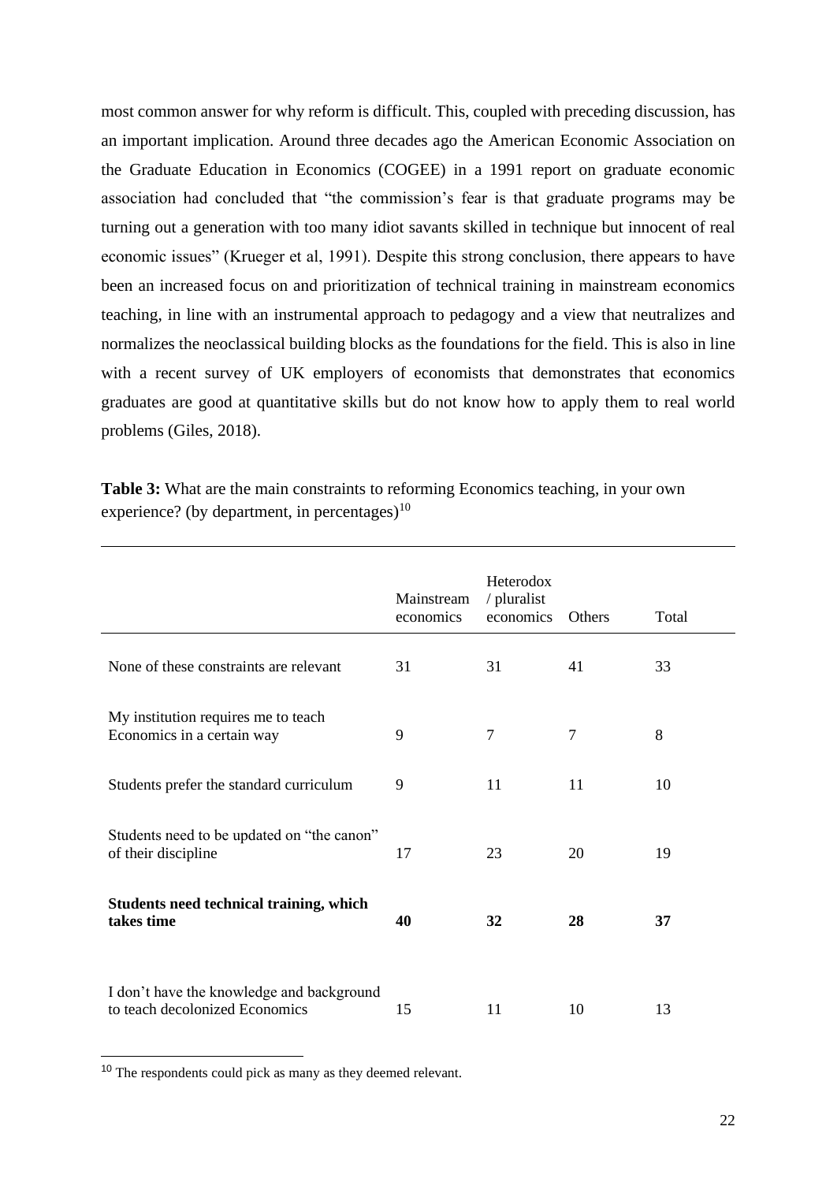most common answer for why reform is difficult. This, coupled with preceding discussion, has an important implication. Around three decades ago the American Economic Association on the Graduate Education in Economics (COGEE) in a 1991 report on graduate economic association had concluded that "the commission's fear is that graduate programs may be turning out a generation with too many idiot savants skilled in technique but innocent of real economic issues" (Krueger et al, 1991). Despite this strong conclusion, there appears to have been an increased focus on and prioritization of technical training in mainstream economics teaching, in line with an instrumental approach to pedagogy and a view that neutralizes and normalizes the neoclassical building blocks as the foundations for the field. This is also in line with a recent survey of UK employers of economists that demonstrates that economics graduates are good at quantitative skills but do not know how to apply them to real world problems (Giles, 2018).

**Table 3:** What are the main constraints to reforming Economics teaching, in your own experience? (by department, in percentages)[10]

| | Mainstream economics | Heterodox / pluralist economics | Others | Total |
|---|---|---|---|---|
| None of these constraints are relevant | 31 | 31 | 41 | 33 |
| My institution requires me to teach Economics in a certain way | 9 | 7 | 7 | 8 |
| Students prefer the standard curriculum | 9 | 11 | 11 | 10 |
| Students need to be updated on "the canon" of their discipline | 17 | 23 | 20 | 19 |
| **Students need technical training, which takes time** | **40** | **32** | **28** | **37** |
| I don't have the knowledge and background to teach decolonized Economics | 15 | 11 | 10 | 13 |

[10] The respondents could pick as many as they deemed relevant.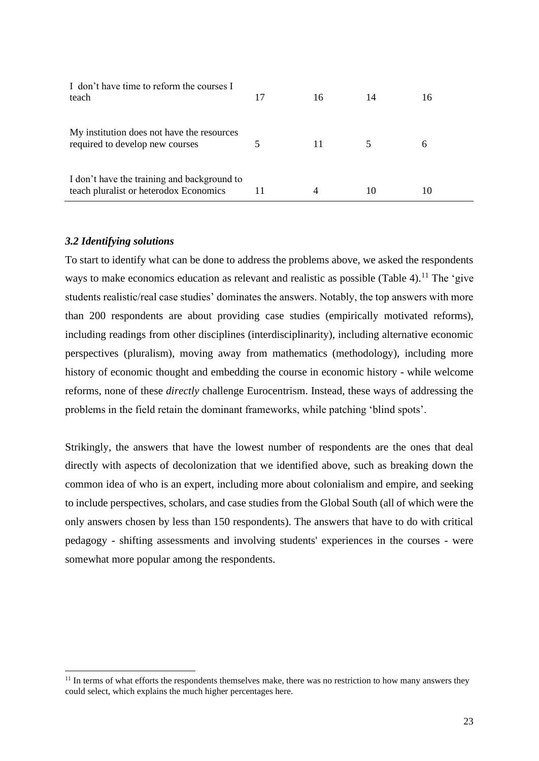| | | | | |
|---|---|---|---|---|
| I don't have time to reform the courses I teach | 17 | 16 | 14 | 16 |
| My institution does not have the resources required to develop new courses | 5 | 11 | 5 | 6 |
| I don't have the training and background to teach pluralist or heterodox Economics | 11 | 4 | 10 | 10 |

### *3.2 Identifying solutions*

To start to identify what can be done to address the problems above, we asked the respondents ways to make economics education as relevant and realistic as possible (Table 4).[11] The 'give students realistic/real case studies' dominates the answers. Notably, the top answers with more than 200 respondents are about providing case studies (empirically motivated reforms), including readings from other disciplines (interdisciplinarity), including alternative economic perspectives (pluralism), moving away from mathematics (methodology), including more history of economic thought and embedding the course in economic history - while welcome reforms, none of these *directly* challenge Eurocentrism. Instead, these ways of addressing the problems in the field retain the dominant frameworks, while patching 'blind spots'.

Strikingly, the answers that have the lowest number of respondents are the ones that deal directly with aspects of decolonization that we identified above, such as breaking down the common idea of who is an expert, including more about colonialism and empire, and seeking to include perspectives, scholars, and case studies from the Global South (all of which were the only answers chosen by less than 150 respondents). The answers that have to do with critical pedagogy - shifting assessments and involving students' experiences in the courses - were somewhat more popular among the respondents.

[11] In terms of what efforts the respondents themselves make, there was no restriction to how many answers they could select, which explains the much higher percentages here.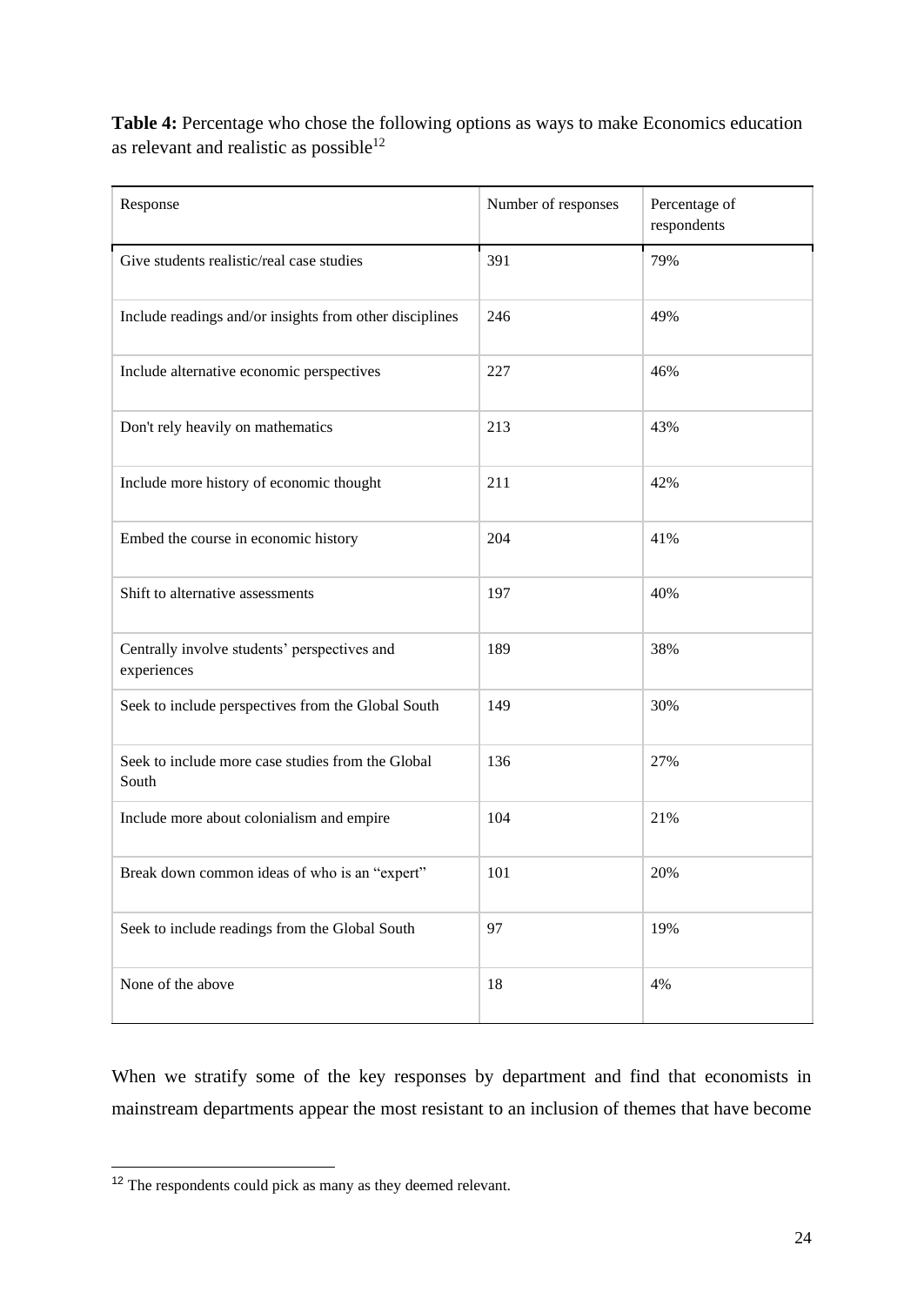**Table 4:** Percentage who chose the following options as ways to make Economics education as relevant and realistic as possible[12]

| Response | Number of responses | Percentage of respondents |
| --- | --- | --- |
| Give students realistic/real case studies | 391 | 79% |
| Include readings and/or insights from other disciplines | 246 | 49% |
| Include alternative economic perspectives | 227 | 46% |
| Don't rely heavily on mathematics | 213 | 43% |
| Include more history of economic thought | 211 | 42% |
| Embed the course in economic history | 204 | 41% |
| Shift to alternative assessments | 197 | 40% |
| Centrally involve students' perspectives and experiences | 189 | 38% |
| Seek to include perspectives from the Global South | 149 | 30% |
| Seek to include more case studies from the Global South | 136 | 27% |
| Include more about colonialism and empire | 104 | 21% |
| Break down common ideas of who is an "expert" | 101 | 20% |
| Seek to include readings from the Global South | 97 | 19% |
| None of the above | 18 | 4% |

When we stratify some of the key responses by department and find that economists in mainstream departments appear the most resistant to an inclusion of themes that have become

[12] The respondents could pick as many as they deemed relevant.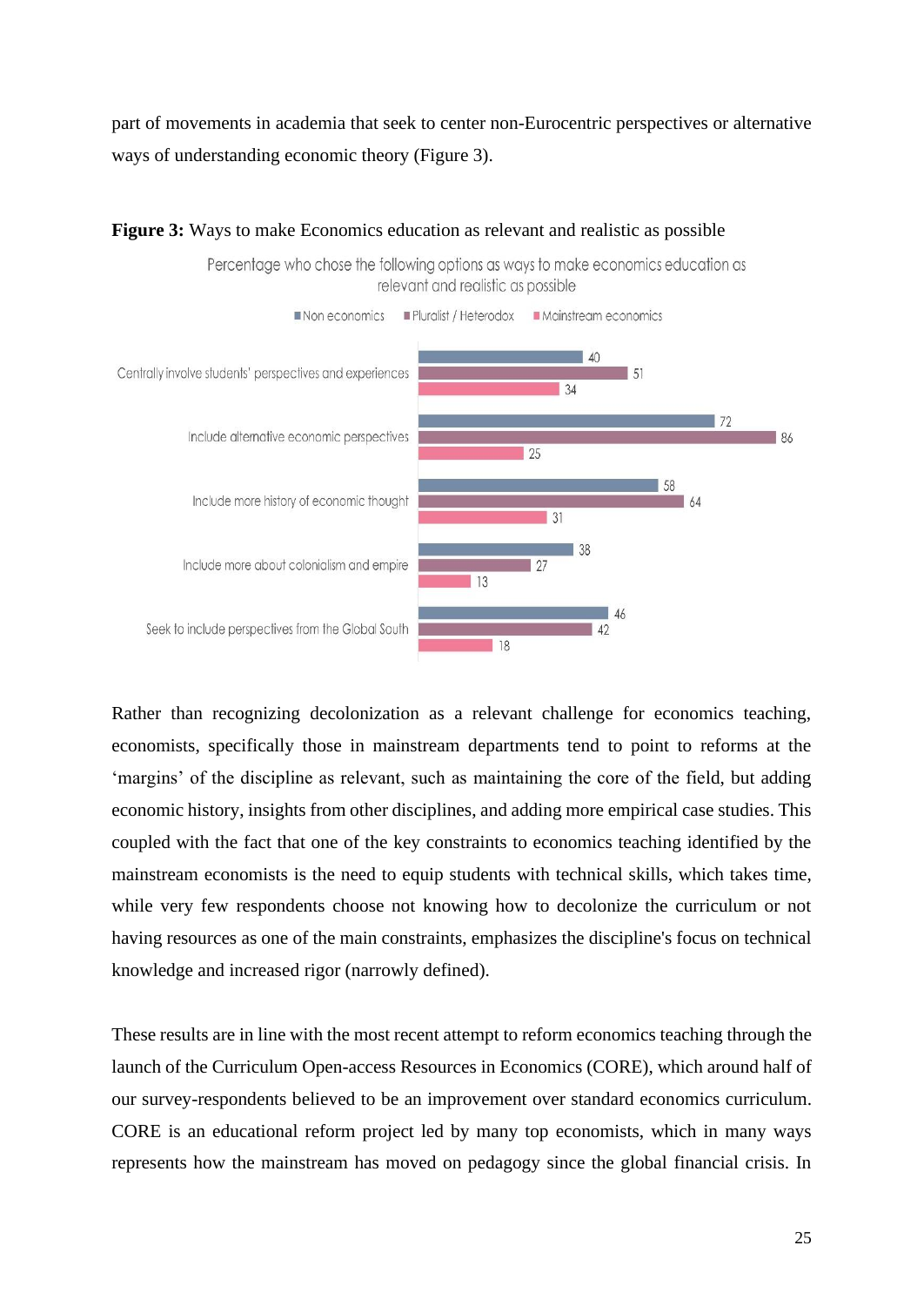part of movements in academia that seek to center non-Eurocentric perspectives or alternative ways of understanding economic theory (Figure 3).

**Figure 3:** Ways to make Economics education as relevant and realistic as possible

Percentage who chose the following options as ways to make economics education as relevant and realistic as possible

| | Non economics | Pluralist / Heterodox | Mainstream economics |
|---|---|---|---|
| Centrally involve students' perspectives and experiences | 40 | 51 | 34 |
| Include alternative economic perspectives | 72 | 86 | 25 |
| Include more history of economic thought | 58 | 64 | 31 |
| Include more about colonialism and empire | 38 | 27 | 13 |
| Seek to include perspectives from the Global South | 46 | 42 | 18 |

Rather than recognizing decolonization as a relevant challenge for economics teaching, economists, specifically those in mainstream departments tend to point to reforms at the 'margins' of the discipline as relevant, such as maintaining the core of the field, but adding economic history, insights from other disciplines, and adding more empirical case studies. This coupled with the fact that one of the key constraints to economics teaching identified by the mainstream economists is the need to equip students with technical skills, which takes time, while very few respondents choose not knowing how to decolonize the curriculum or not having resources as one of the main constraints, emphasizes the discipline's focus on technical knowledge and increased rigor (narrowly defined).

These results are in line with the most recent attempt to reform economics teaching through the launch of the Curriculum Open-access Resources in Economics (CORE), which around half of our survey-respondents believed to be an improvement over standard economics curriculum. CORE is an educational reform project led by many top economists, which in many ways represents how the mainstream has moved on pedagogy since the global financial crisis. In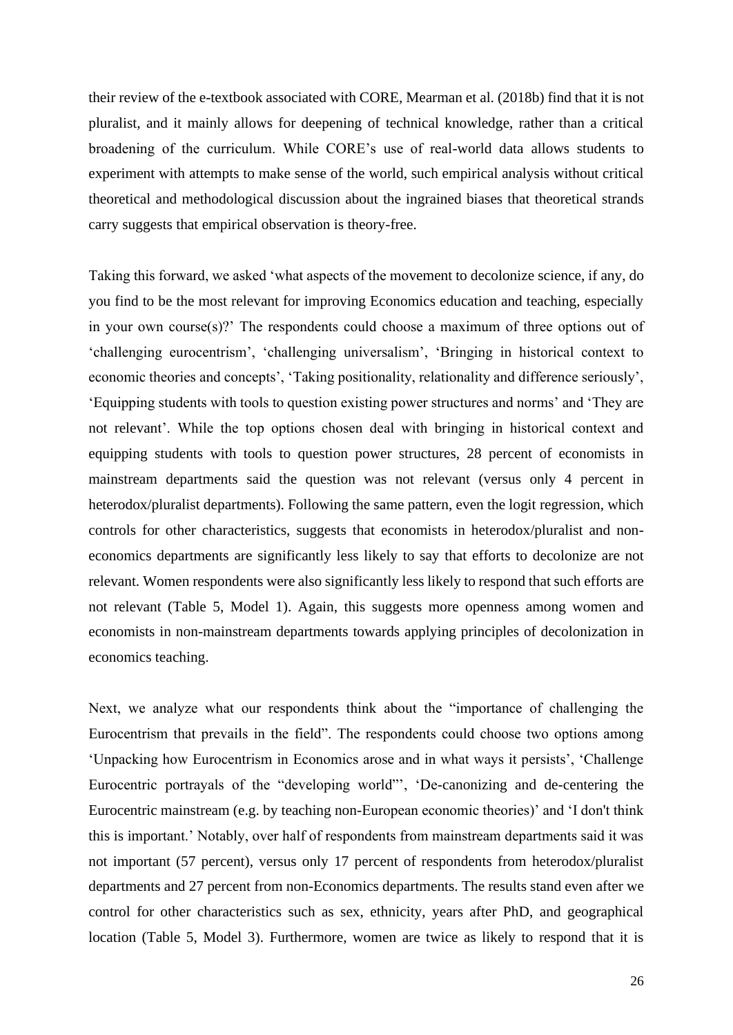their review of the e-textbook associated with CORE, Mearman et al. (2018b) find that it is not pluralist, and it mainly allows for deepening of technical knowledge, rather than a critical broadening of the curriculum. While CORE's use of real-world data allows students to experiment with attempts to make sense of the world, such empirical analysis without critical theoretical and methodological discussion about the ingrained biases that theoretical strands carry suggests that empirical observation is theory-free.

Taking this forward, we asked 'what aspects of the movement to decolonize science, if any, do you find to be the most relevant for improving Economics education and teaching, especially in your own course(s)?' The respondents could choose a maximum of three options out of 'challenging eurocentrism', 'challenging universalism', 'Bringing in historical context to economic theories and concepts', 'Taking positionality, relationality and difference seriously', 'Equipping students with tools to question existing power structures and norms' and 'They are not relevant'. While the top options chosen deal with bringing in historical context and equipping students with tools to question power structures, 28 percent of economists in mainstream departments said the question was not relevant (versus only 4 percent in heterodox/pluralist departments). Following the same pattern, even the logit regression, which controls for other characteristics, suggests that economists in heterodox/pluralist and non-economics departments are significantly less likely to say that efforts to decolonize are not relevant. Women respondents were also significantly less likely to respond that such efforts are not relevant (Table 5, Model 1). Again, this suggests more openness among women and economists in non-mainstream departments towards applying principles of decolonization in economics teaching.

Next, we analyze what our respondents think about the "importance of challenging the Eurocentrism that prevails in the field". The respondents could choose two options among 'Unpacking how Eurocentrism in Economics arose and in what ways it persists', 'Challenge Eurocentric portrayals of the "developing world"', 'De-canonizing and de-centering the Eurocentric mainstream (e.g. by teaching non-European economic theories)' and 'I don't think this is important.' Notably, over half of respondents from mainstream departments said it was not important (57 percent), versus only 17 percent of respondents from heterodox/pluralist departments and 27 percent from non-Economics departments. The results stand even after we control for other characteristics such as sex, ethnicity, years after PhD, and geographical location (Table 5, Model 3). Furthermore, women are twice as likely to respond that it is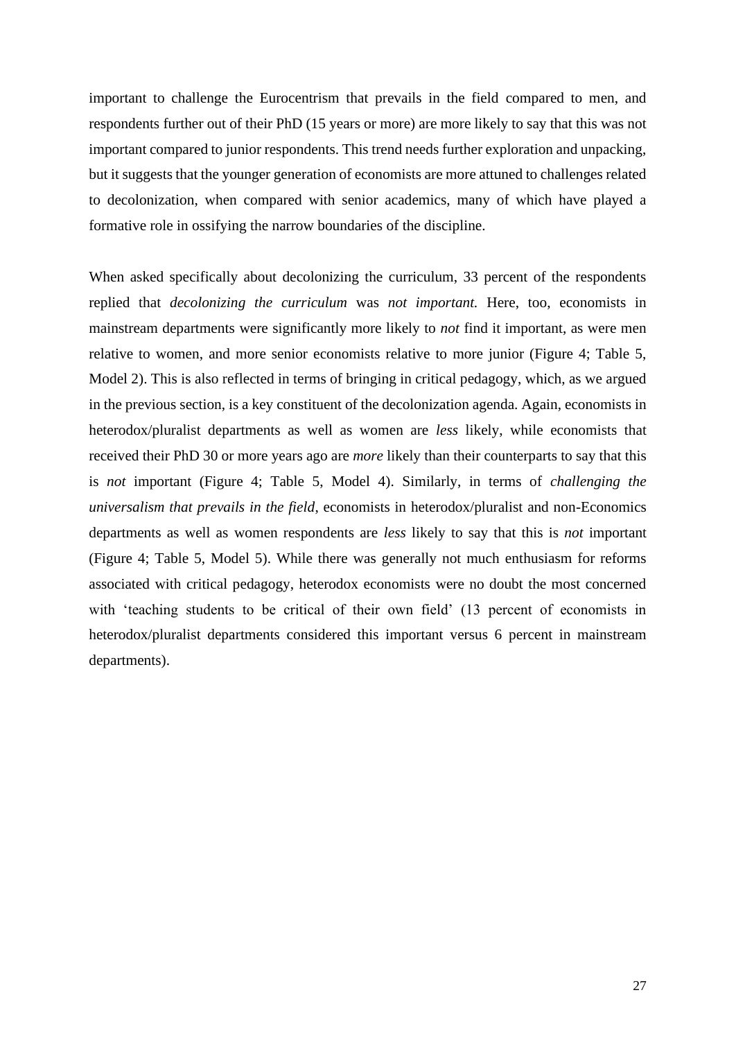important to challenge the Eurocentrism that prevails in the field compared to men, and respondents further out of their PhD (15 years or more) are more likely to say that this was not important compared to junior respondents. This trend needs further exploration and unpacking, but it suggests that the younger generation of economists are more attuned to challenges related to decolonization, when compared with senior academics, many of which have played a formative role in ossifying the narrow boundaries of the discipline.

When asked specifically about decolonizing the curriculum, 33 percent of the respondents replied that *decolonizing the curriculum* was *not important.* Here, too, economists in mainstream departments were significantly more likely to *not* find it important, as were men relative to women, and more senior economists relative to more junior (Figure 4; Table 5, Model 2). This is also reflected in terms of bringing in critical pedagogy, which, as we argued in the previous section, is a key constituent of the decolonization agenda. Again, economists in heterodox/pluralist departments as well as women are *less* likely, while economists that received their PhD 30 or more years ago are *more* likely than their counterparts to say that this is *not* important (Figure 4; Table 5, Model 4). Similarly, in terms of *challenging the universalism that prevails in the field*, economists in heterodox/pluralist and non-Economics departments as well as women respondents are *less* likely to say that this is *not* important (Figure 4; Table 5, Model 5). While there was generally not much enthusiasm for reforms associated with critical pedagogy, heterodox economists were no doubt the most concerned with 'teaching students to be critical of their own field' (13 percent of economists in heterodox/pluralist departments considered this important versus 6 percent in mainstream departments).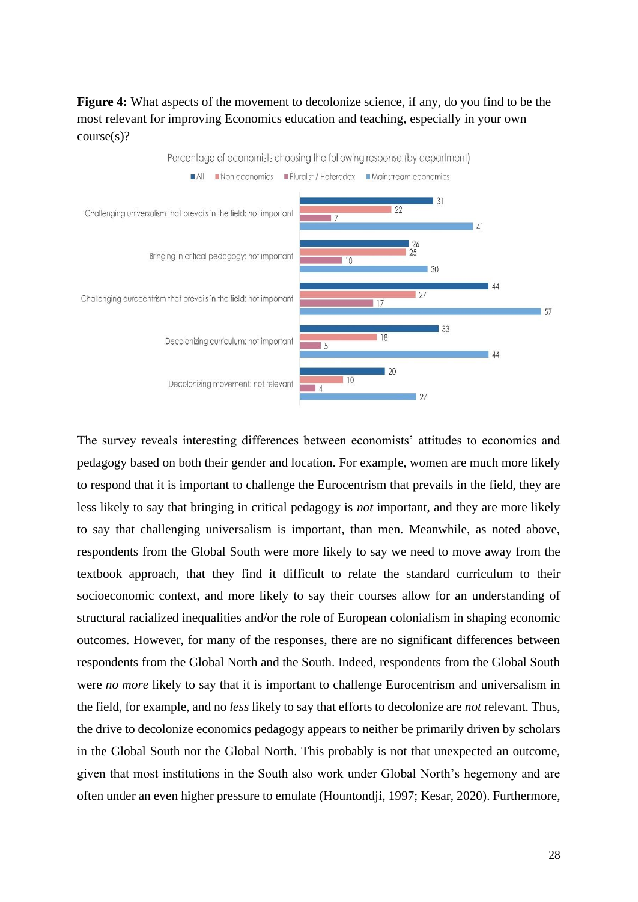**Figure 4:** What aspects of the movement to decolonize science, if any, do you find to be the most relevant for improving Economics education and teaching, especially in your own course(s)?

Percentage of economists choosing the following response (by department)

| Response | All | Non economics | Pluralist / Heterodox | Mainstream economics |
|---|---|---|---|---|
| Challenging universalism that prevails in the field: not important | 31 | 22 | 7 | 41 |
| Bringing in critical pedagogy: not important | 26 | 25 | 10 | 30 |
| Challenging eurocentrism that prevails in the field: not important | 44 | 27 | 17 | 57 |
| Decolonizing curriculum: not important | 33 | 18 | 5 | 44 |
| Decolonizing movement: not relevant | 20 | 10 | 4 | 27 |

The survey reveals interesting differences between economists' attitudes to economics and pedagogy based on both their gender and location. For example, women are much more likely to respond that it is important to challenge the Eurocentrism that prevails in the field, they are less likely to say that bringing in critical pedagogy is *not* important, and they are more likely to say that challenging universalism is important, than men. Meanwhile, as noted above, respondents from the Global South were more likely to say we need to move away from the textbook approach, that they find it difficult to relate the standard curriculum to their socioeconomic context, and more likely to say their courses allow for an understanding of structural racialized inequalities and/or the role of European colonialism in shaping economic outcomes. However, for many of the responses, there are no significant differences between respondents from the Global North and the South. Indeed, respondents from the Global South were *no more* likely to say that it is important to challenge Eurocentrism and universalism in the field, for example, and no *less* likely to say that efforts to decolonize are *not* relevant. Thus, the drive to decolonize economics pedagogy appears to neither be primarily driven by scholars in the Global South nor the Global North. This probably is not that unexpected an outcome, given that most institutions in the South also work under Global North's hegemony and are often under an even higher pressure to emulate (Hountondji, 1997; Kesar, 2020). Furthermore,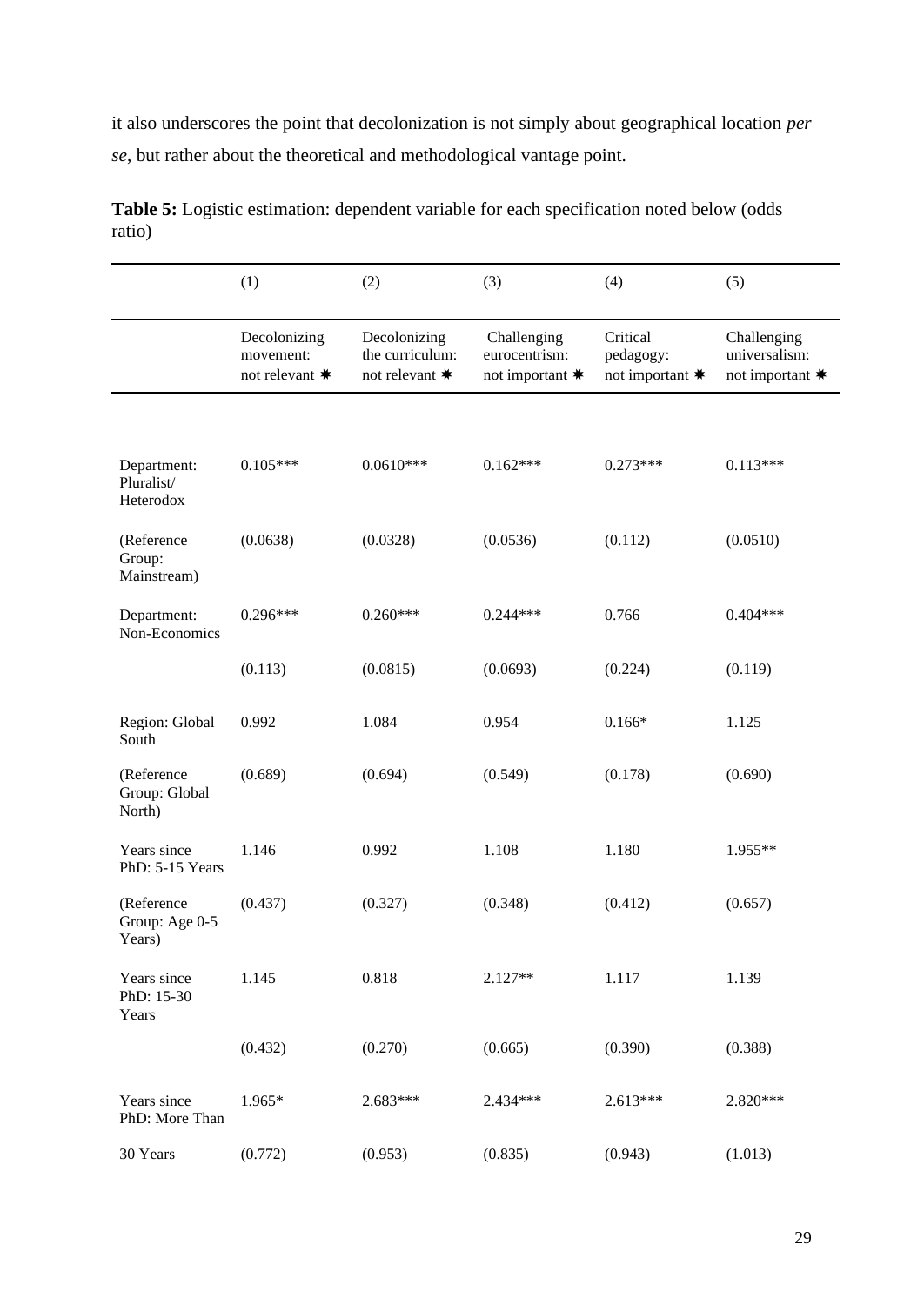it also underscores the point that decolonization is not simply about geographical location *per se*, but rather about the theoretical and methodological vantage point.

**Table 5:** Logistic estimation: dependent variable for each specification noted below (odds ratio)

| | (1) | (2) | (3) | (4) | (5) |
|---|---|---|---|---|---|
| | Decolonizing movement: not relevant ✷ | Decolonizing the curriculum: not relevant ✷ | Challenging eurocentrism: not important ✷ | Critical pedagogy: not important ✷ | Challenging universalism: not important ✷ |
| Department: Pluralist/ Heterodox | 0.105*** | 0.0610*** | 0.162*** | 0.273*** | 0.113*** |
| (Reference Group: Mainstream) | (0.0638) | (0.0328) | (0.0536) | (0.112) | (0.0510) |
| Department: Non-Economics | 0.296*** | 0.260*** | 0.244*** | 0.766 | 0.404*** |
| | (0.113) | (0.0815) | (0.0693) | (0.224) | (0.119) |
| Region: Global South | 0.992 | 1.084 | 0.954 | 0.166* | 1.125 |
| (Reference Group: Global North) | (0.689) | (0.694) | (0.549) | (0.178) | (0.690) |
| Years since PhD: 5-15 Years | 1.146 | 0.992 | 1.108 | 1.180 | 1.955** |
| (Reference Group: Age 0-5 Years) | (0.437) | (0.327) | (0.348) | (0.412) | (0.657) |
| Years since PhD: 15-30 Years | 1.145 | 0.818 | 2.127** | 1.117 | 1.139 |
| | (0.432) | (0.270) | (0.665) | (0.390) | (0.388) |
| Years since PhD: More Than 30 Years | 1.965* | 2.683*** | 2.434*** | 2.613*** | 2.820*** |
| | (0.772) | (0.953) | (0.835) | (0.943) | (1.013) |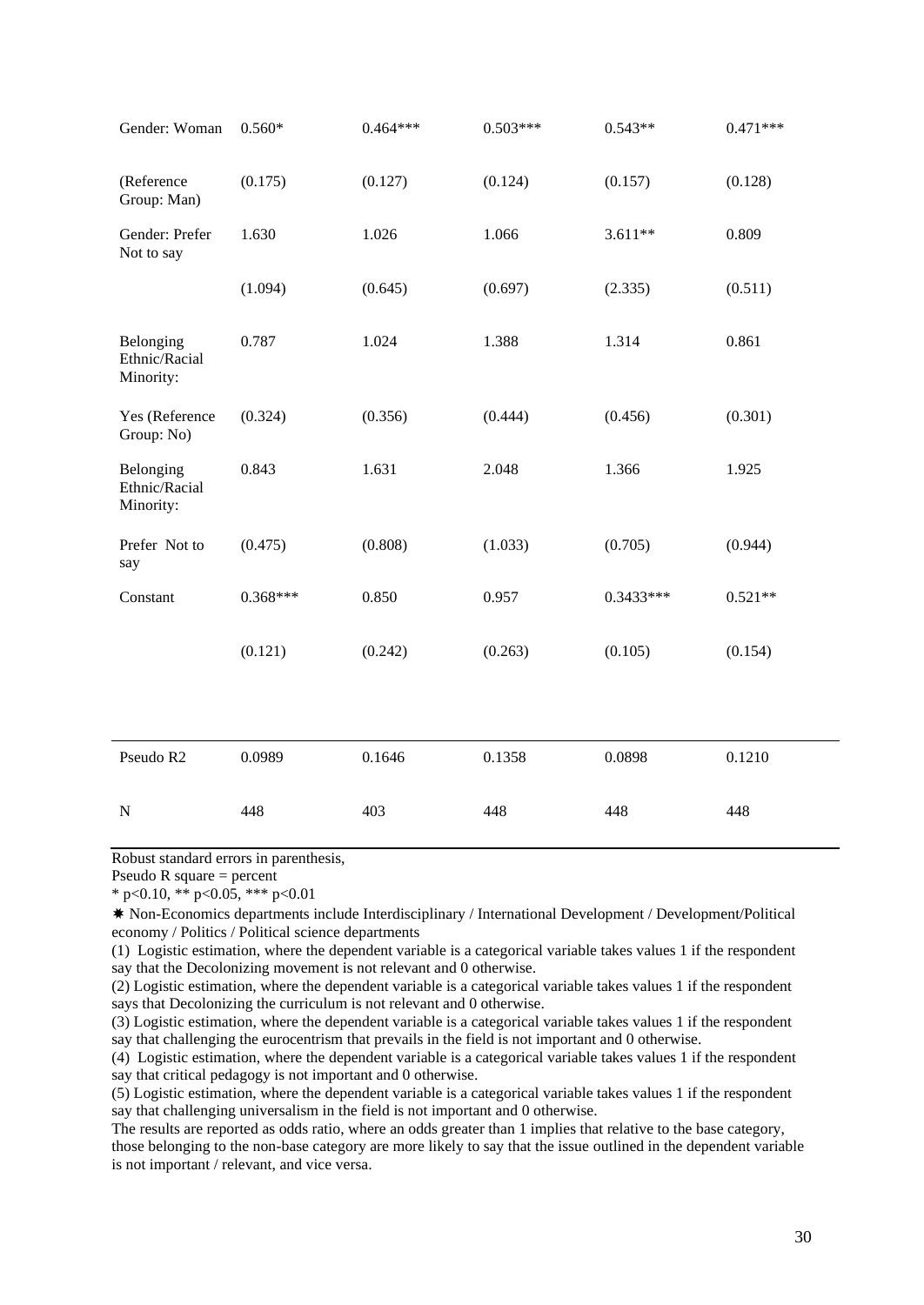| | | | | | |
|---|---|---|---|---|---|
| Gender: Woman | 0.560* | 0.464*** | 0.503*** | 0.543** | 0.471*** |
| (Reference Group: Man) | (0.175) | (0.127) | (0.124) | (0.157) | (0.128) |
| Gender: Prefer Not to say | 1.630 | 1.026 | 1.066 | 3.611** | 0.809 |
| | (1.094) | (0.645) | (0.697) | (2.335) | (0.511) |
| Belonging Ethnic/Racial Minority: | 0.787 | 1.024 | 1.388 | 1.314 | 0.861 |
| Yes (Reference Group: No) | (0.324) | (0.356) | (0.444) | (0.456) | (0.301) |
| Belonging Ethnic/Racial Minority: | 0.843 | 1.631 | 2.048 | 1.366 | 1.925 |
| Prefer Not to say | (0.475) | (0.808) | (1.033) | (0.705) | (0.944) |
| Constant | 0.368*** | 0.850 | 0.957 | 0.3433*** | 0.521** |
| | (0.121) | (0.242) | (0.263) | (0.105) | (0.154) |
| Pseudo R2 | 0.0989 | 0.1646 | 0.1358 | 0.0898 | 0.1210 |
| N | 448 | 403 | 448 | 448 | 448 |

Robust standard errors in parenthesis,

Pseudo R square = percent

* $p<0.10$, ** $p<0.05$, *** $p<0.01$

✷ Non-Economics departments include Interdisciplinary / International Development / Development/Political economy / Politics / Political science departments

(1) Logistic estimation, where the dependent variable is a categorical variable takes values 1 if the respondent say that the Decolonizing movement is not relevant and 0 otherwise.

(2) Logistic estimation, where the dependent variable is a categorical variable takes values 1 if the respondent says that Decolonizing the curriculum is not relevant and 0 otherwise.

(3) Logistic estimation, where the dependent variable is a categorical variable takes values 1 if the respondent say that challenging the eurocentrism that prevails in the field is not important and 0 otherwise.

(4) Logistic estimation, where the dependent variable is a categorical variable takes values 1 if the respondent say that critical pedagogy is not important and 0 otherwise.

(5) Logistic estimation, where the dependent variable is a categorical variable takes values 1 if the respondent say that challenging universalism in the field is not important and 0 otherwise.

The results are reported as odds ratio, where an odds greater than 1 implies that relative to the base category, those belonging to the non-base category are more likely to say that the issue outlined in the dependent variable is not important / relevant, and vice versa.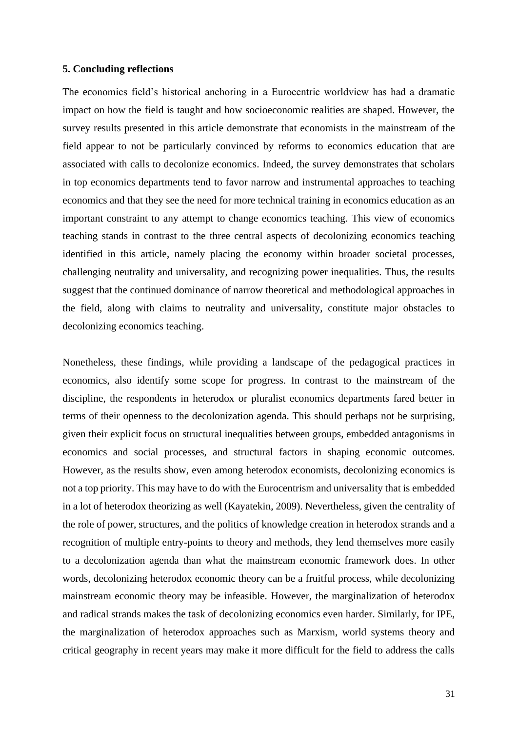**5. Concluding reflections**

The economics field's historical anchoring in a Eurocentric worldview has had a dramatic impact on how the field is taught and how socioeconomic realities are shaped. However, the survey results presented in this article demonstrate that economists in the mainstream of the field appear to not be particularly convinced by reforms to economics education that are associated with calls to decolonize economics. Indeed, the survey demonstrates that scholars in top economics departments tend to favor narrow and instrumental approaches to teaching economics and that they see the need for more technical training in economics education as an important constraint to any attempt to change economics teaching. This view of economics teaching stands in contrast to the three central aspects of decolonizing economics teaching identified in this article, namely placing the economy within broader societal processes, challenging neutrality and universality, and recognizing power inequalities. Thus, the results suggest that the continued dominance of narrow theoretical and methodological approaches in the field, along with claims to neutrality and universality, constitute major obstacles to decolonizing economics teaching.

Nonetheless, these findings, while providing a landscape of the pedagogical practices in economics, also identify some scope for progress. In contrast to the mainstream of the discipline, the respondents in heterodox or pluralist economics departments fared better in terms of their openness to the decolonization agenda. This should perhaps not be surprising, given their explicit focus on structural inequalities between groups, embedded antagonisms in economics and social processes, and structural factors in shaping economic outcomes. However, as the results show, even among heterodox economists, decolonizing economics is not a top priority. This may have to do with the Eurocentrism and universality that is embedded in a lot of heterodox theorizing as well (Kayatekin, 2009). Nevertheless, given the centrality of the role of power, structures, and the politics of knowledge creation in heterodox strands and a recognition of multiple entry-points to theory and methods, they lend themselves more easily to a decolonization agenda than what the mainstream economic framework does. In other words, decolonizing heterodox economic theory can be a fruitful process, while decolonizing mainstream economic theory may be infeasible. However, the marginalization of heterodox and radical strands makes the task of decolonizing economics even harder. Similarly, for IPE, the marginalization of heterodox approaches such as Marxism, world systems theory and critical geography in recent years may make it more difficult for the field to address the calls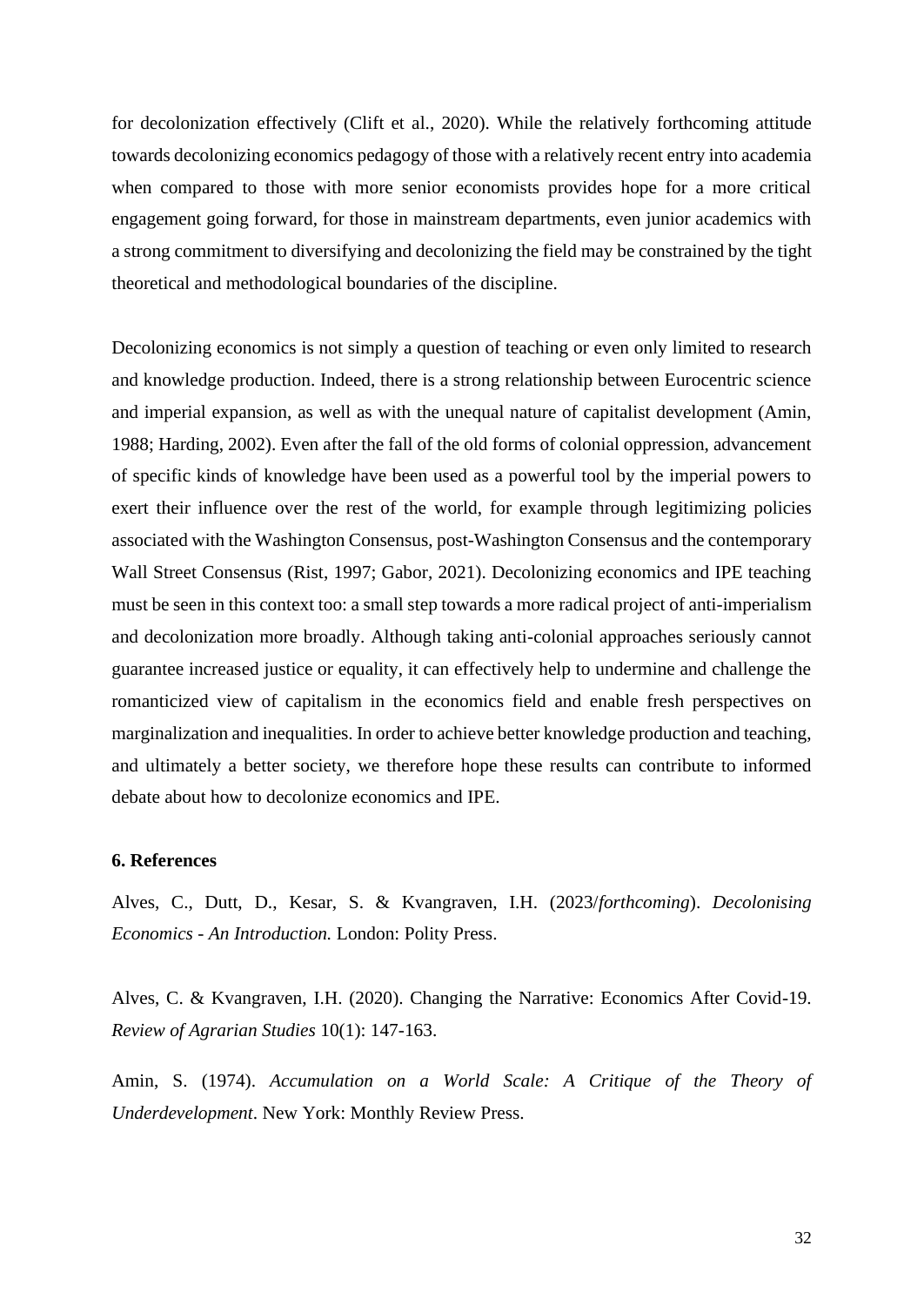for decolonization effectively (Clift et al., 2020). While the relatively forthcoming attitude towards decolonizing economics pedagogy of those with a relatively recent entry into academia when compared to those with more senior economists provides hope for a more critical engagement going forward, for those in mainstream departments, even junior academics with a strong commitment to diversifying and decolonizing the field may be constrained by the tight theoretical and methodological boundaries of the discipline.

Decolonizing economics is not simply a question of teaching or even only limited to research and knowledge production. Indeed, there is a strong relationship between Eurocentric science and imperial expansion, as well as with the unequal nature of capitalist development (Amin, 1988; Harding, 2002). Even after the fall of the old forms of colonial oppression, advancement of specific kinds of knowledge have been used as a powerful tool by the imperial powers to exert their influence over the rest of the world, for example through legitimizing policies associated with the Washington Consensus, post-Washington Consensus and the contemporary Wall Street Consensus (Rist, 1997; Gabor, 2021). Decolonizing economics and IPE teaching must be seen in this context too: a small step towards a more radical project of anti-imperialism and decolonization more broadly. Although taking anti-colonial approaches seriously cannot guarantee increased justice or equality, it can effectively help to undermine and challenge the romanticized view of capitalism in the economics field and enable fresh perspectives on marginalization and inequalities. In order to achieve better knowledge production and teaching, and ultimately a better society, we therefore hope these results can contribute to informed debate about how to decolonize economics and IPE.

## 6. References

Alves, C., Dutt, D., Kesar, S. & Kvangraven, I.H. (2023/*forthcoming*). *Decolonising Economics - An Introduction.* London: Polity Press.

Alves, C. & Kvangraven, I.H. (2020). Changing the Narrative: Economics After Covid-19. *Review of Agrarian Studies* 10(1): 147-163.

Amin, S. (1974). *Accumulation on a World Scale: A Critique of the Theory of Underdevelopment*. New York: Monthly Review Press.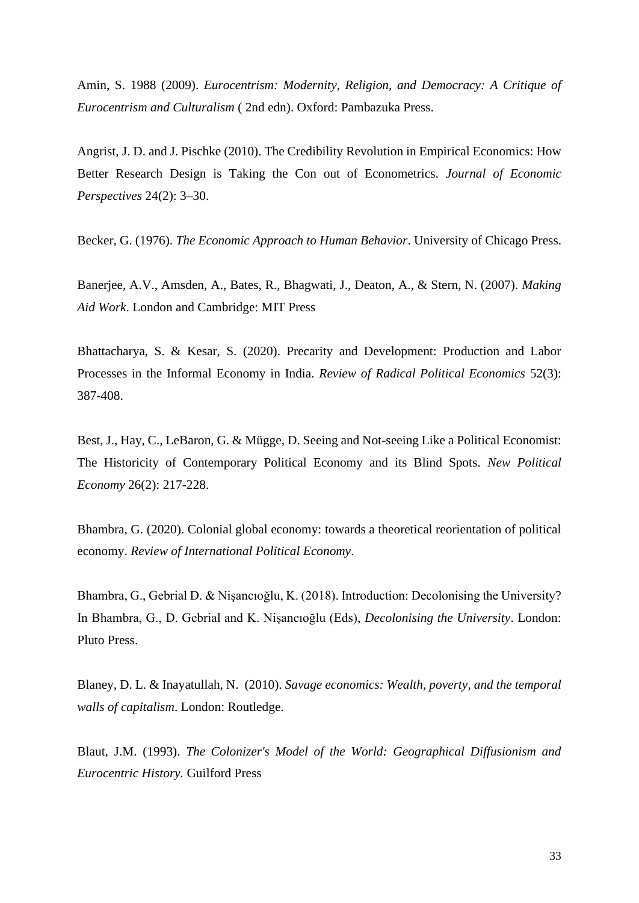Amin, S. 1988 (2009). *Eurocentrism: Modernity, Religion, and Democracy: A Critique of Eurocentrism and Culturalism* ( 2nd edn). Oxford: Pambazuka Press.

Angrist, J. D. and J. Pischke (2010). The Credibility Revolution in Empirical Economics: How Better Research Design is Taking the Con out of Econometrics. *Journal of Economic Perspectives* 24(2): 3–30.

Becker, G. (1976). *The Economic Approach to Human Behavior*. University of Chicago Press.

Banerjee, A.V., Amsden, A., Bates, R., Bhagwati, J., Deaton, A., & Stern, N. (2007). *Making Aid Work*. London and Cambridge: MIT Press

Bhattacharya, S. & Kesar, S. (2020). Precarity and Development: Production and Labor Processes in the Informal Economy in India. *Review of Radical Political Economics* 52(3): 387-408.

Best, J., Hay, C., LeBaron, G. & Mügge, D. Seeing and Not-seeing Like a Political Economist: The Historicity of Contemporary Political Economy and its Blind Spots. *New Political Economy* 26(2): 217-228.

Bhambra, G. (2020). Colonial global economy: towards a theoretical reorientation of political economy. *Review of International Political Economy*.

Bhambra, G., Gebrial D. & Nişancıoğlu, K. (2018). Introduction: Decolonising the University? In Bhambra, G., D. Gebrial and K. Nişancıoğlu (Eds), *Decolonising the University*. London: Pluto Press.

Blaney, D. L. & Inayatullah, N. (2010). *Savage economics: Wealth, poverty, and the temporal walls of capitalism*. London: Routledge.

Blaut, J.M. (1993). *The Colonizer's Model of the World: Geographical Diffusionism and Eurocentric History.* Guilford Press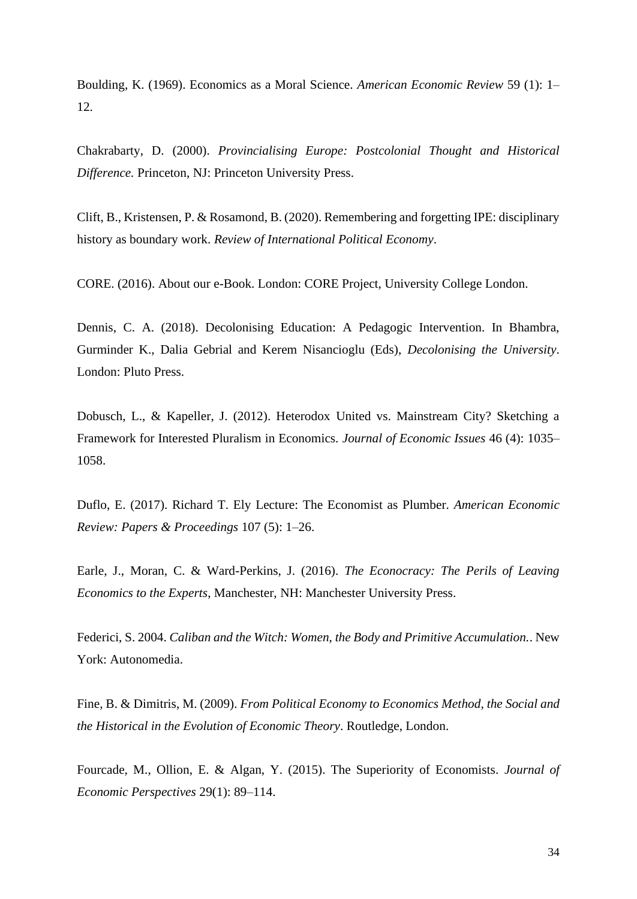Boulding, K. (1969). Economics as a Moral Science. *American Economic Review* 59 (1): 1–12.

Chakrabarty, D. (2000). *Provincialising Europe: Postcolonial Thought and Historical Difference.* Princeton, NJ: Princeton University Press.

Clift, B., Kristensen, P. & Rosamond, B. (2020). Remembering and forgetting IPE: disciplinary history as boundary work. *Review of International Political Economy*.

CORE. (2016). About our e-Book. London: CORE Project, University College London.

Dennis, C. A. (2018). Decolonising Education: A Pedagogic Intervention. In Bhambra, Gurminder K., Dalia Gebrial and Kerem Nisancioglu (Eds), *Decolonising the University*. London: Pluto Press.

Dobusch, L., & Kapeller, J. (2012). Heterodox United vs. Mainstream City? Sketching a Framework for Interested Pluralism in Economics. *Journal of Economic Issues* 46 (4): 1035–1058.

Duflo, E. (2017). Richard T. Ely Lecture: The Economist as Plumber. *American Economic Review: Papers & Proceedings* 107 (5): 1–26.

Earle, J., Moran, C. & Ward-Perkins, J. (2016). *The Econocracy: The Perils of Leaving Economics to the Experts*, Manchester, NH: Manchester University Press.

Federici, S. 2004. *Caliban and the Witch: Women, the Body and Primitive Accumulation.*. New York: Autonomedia.

Fine, B. & Dimitris, M. (2009). *From Political Economy to Economics Method, the Social and the Historical in the Evolution of Economic Theory*. Routledge, London.

Fourcade, M., Ollion, E. & Algan, Y. (2015). The Superiority of Economists. *Journal of Economic Perspectives* 29(1): 89–114.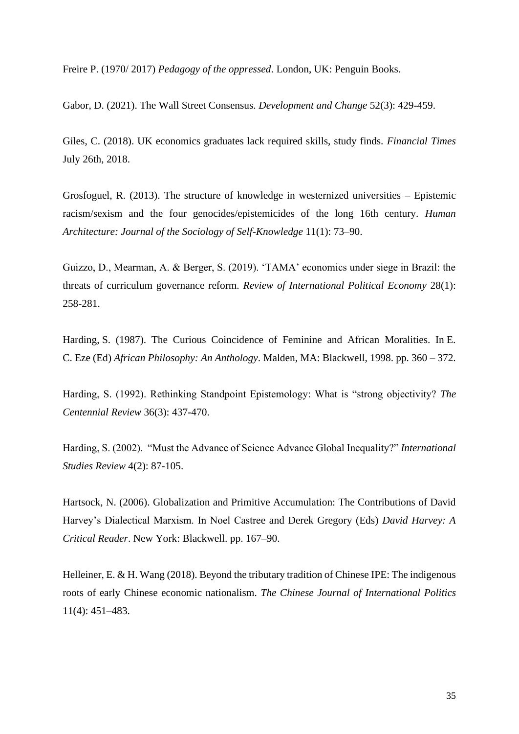Freire P. (1970/ 2017) *Pedagogy of the oppressed*. London, UK: Penguin Books.

Gabor, D. (2021). The Wall Street Consensus. *Development and Change* 52(3): 429-459.

Giles, C. (2018). UK economics graduates lack required skills, study finds. *Financial Times* July 26th, 2018.

Grosfoguel, R. (2013). The structure of knowledge in westernized universities – Epistemic racism/sexism and the four genocides/epistemicides of the long 16th century. *Human Architecture: Journal of the Sociology of Self-Knowledge* 11(1): 73–90.

Guizzo, D., Mearman, A. & Berger, S. (2019). 'TAMA' economics under siege in Brazil: the threats of curriculum governance reform. *Review of International Political Economy* 28(1): 258-281.

Harding, S. (1987). The Curious Coincidence of Feminine and African Moralities. In E. C. Eze (Ed) *African Philosophy: An Anthology*. Malden, MA: Blackwell, 1998. pp. 360 – 372.

Harding, S. (1992). Rethinking Standpoint Epistemology: What is "strong objectivity? *The Centennial Review* 36(3): 437-470.

Harding, S. (2002). "Must the Advance of Science Advance Global Inequality?" *International Studies Review* 4(2): 87-105.

Hartsock, N. (2006). Globalization and Primitive Accumulation: The Contributions of David Harvey's Dialectical Marxism. In Noel Castree and Derek Gregory (Eds) *David Harvey: A Critical Reader*. New York: Blackwell. pp. 167–90.

Helleiner, E. & H. Wang (2018). Beyond the tributary tradition of Chinese IPE: The indigenous roots of early Chinese economic nationalism. *The Chinese Journal of International Politics* 11(4): 451–483.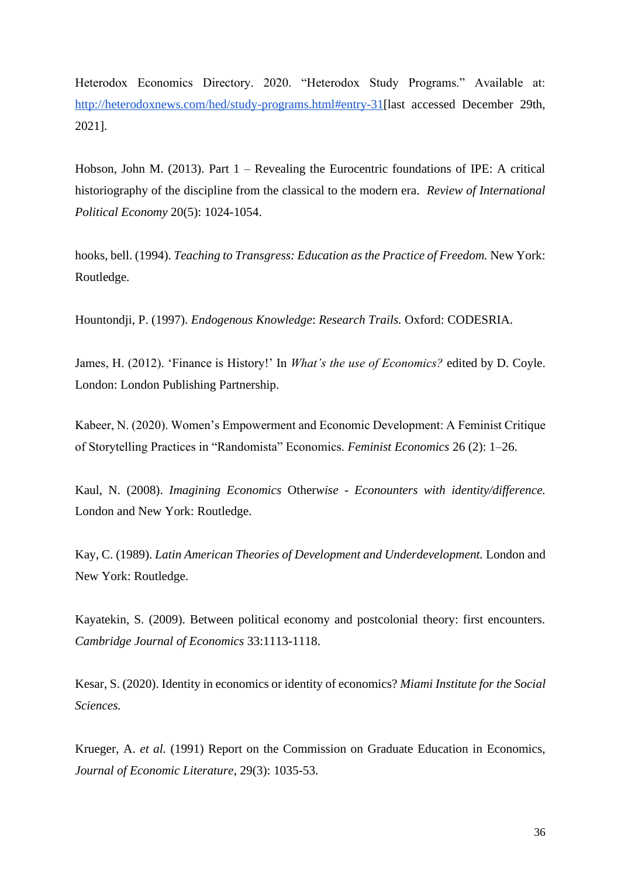Heterodox Economics Directory. 2020. "Heterodox Study Programs." Available at: [http://heterodoxnews.com/hed/study-programs.html#entry-31](http://heterodoxnews.com/hed/study-programs.html#entry-31)[last accessed December 29th, 2021].

Hobson, John M. (2013). Part 1 – Revealing the Eurocentric foundations of IPE: A critical historiography of the discipline from the classical to the modern era. *Review of International Political Economy* 20(5): 1024-1054.

hooks, bell. (1994). *Teaching to Transgress: Education as the Practice of Freedom.* New York: Routledge.

Hountondji, P. (1997). *Endogenous Knowledge*: *Research Trails.* Oxford: CODESRIA.

James, H. (2012). 'Finance is History!' In *What's the use of Economics?* edited by D. Coyle. London: London Publishing Partnership.

Kabeer, N. (2020). Women's Empowerment and Economic Development: A Feminist Critique of Storytelling Practices in "Randomista" Economics. *Feminist Economics* 26 (2): 1–26.

Kaul, N. (2008). *Imagining Economics* Otherw*ise - Econounters with identity/difference.* London and New York: Routledge.

Kay, C. (1989). *Latin American Theories of Development and Underdevelopment.* London and New York: Routledge.

Kayatekin, S. (2009). Between political economy and postcolonial theory: first encounters. *Cambridge Journal of Economics* 33:1113-1118.

Kesar, S. (2020). Identity in economics or identity of economics? *Miami Institute for the Social Sciences.*

Krueger, A. *et al.* (1991) Report on the Commission on Graduate Education in Economics, *Journal of Economic Literature*, 29(3): 1035-53.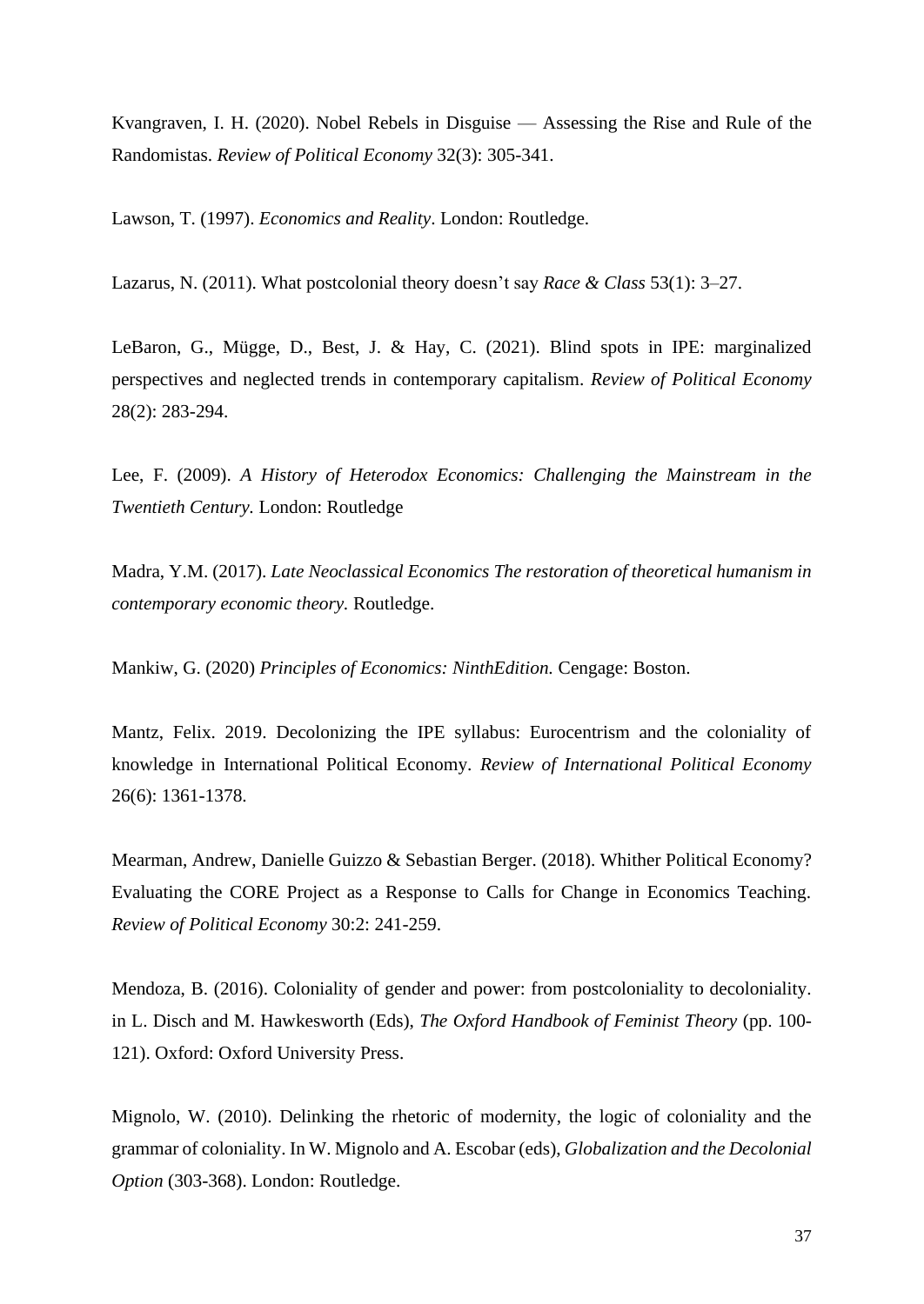Kvangraven, I. H. (2020). Nobel Rebels in Disguise — Assessing the Rise and Rule of the Randomistas. *Review of Political Economy* 32(3): 305-341.

Lawson, T. (1997). *Economics and Reality*. London: Routledge.

Lazarus, N. (2011). What postcolonial theory doesn't say *Race & Class* 53(1): 3–27.

LeBaron, G., Mügge, D., Best, J. & Hay, C. (2021). Blind spots in IPE: marginalized perspectives and neglected trends in contemporary capitalism. *Review of Political Economy* 28(2): 283-294.

Lee, F. (2009). *A History of Heterodox Economics: Challenging the Mainstream in the Twentieth Century.* London: Routledge

Madra, Y.M. (2017). *Late Neoclassical Economics The restoration of theoretical humanism in contemporary economic theory.* Routledge.

Mankiw, G. (2020) *Principles of Economics: NinthEdition.* Cengage: Boston.

Mantz, Felix. 2019. Decolonizing the IPE syllabus: Eurocentrism and the coloniality of knowledge in International Political Economy. *Review of International Political Economy* 26(6): 1361-1378.

Mearman, Andrew, Danielle Guizzo & Sebastian Berger. (2018). Whither Political Economy? Evaluating the CORE Project as a Response to Calls for Change in Economics Teaching. *Review of Political Economy* 30:2: 241-259.

Mendoza, B. (2016). Coloniality of gender and power: from postcoloniality to decoloniality. in L. Disch and M. Hawkesworth (Eds), *The Oxford Handbook of Feminist Theory* (pp. 100-121). Oxford: Oxford University Press.

Mignolo, W. (2010). Delinking the rhetoric of modernity, the logic of coloniality and the grammar of coloniality. In W. Mignolo and A. Escobar (eds), *Globalization and the Decolonial Option* (303-368). London: Routledge.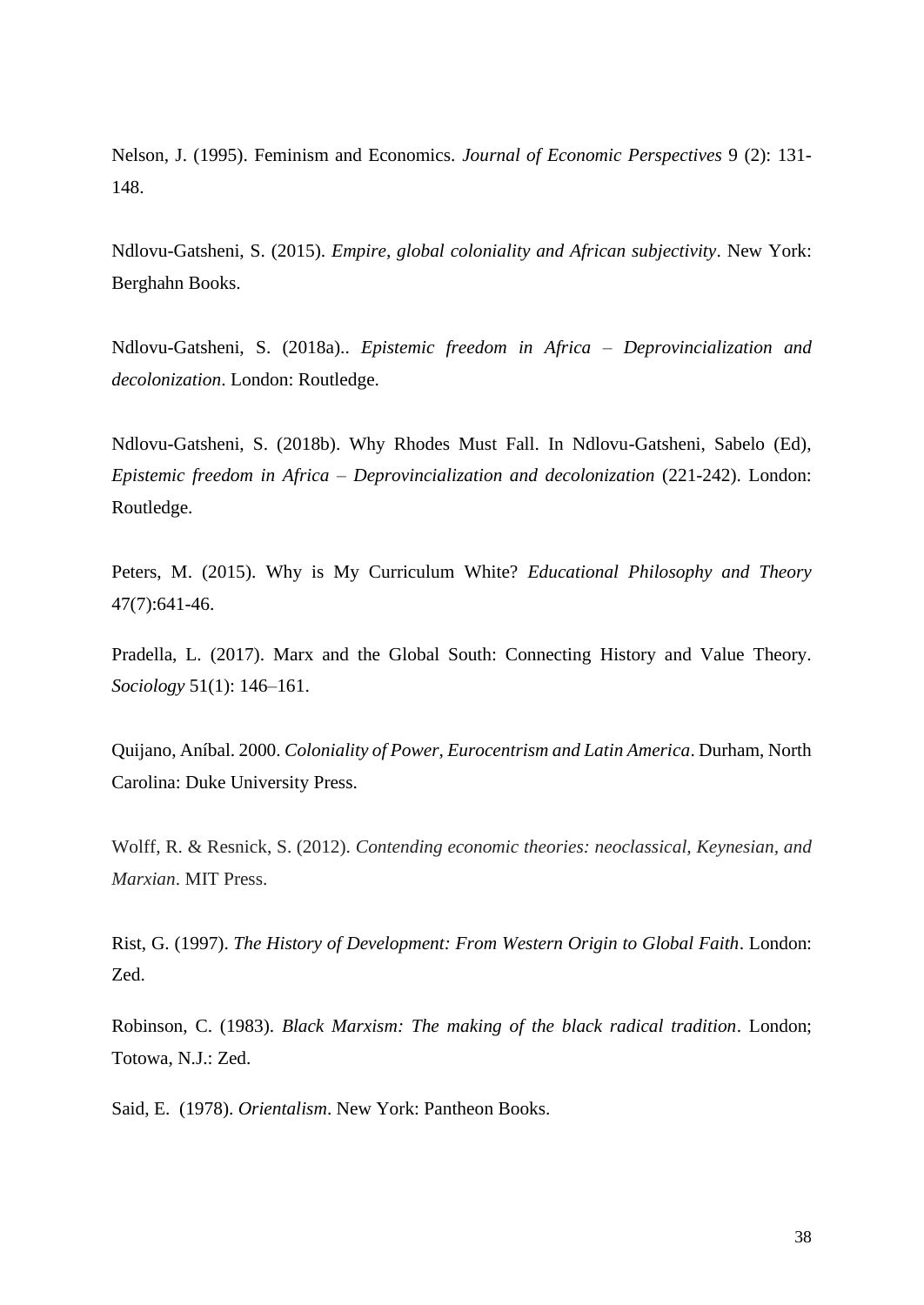Nelson, J. (1995). Feminism and Economics. *Journal of Economic Perspectives* 9 (2): 131-148.

Ndlovu-Gatsheni, S. (2015). *Empire, global coloniality and African subjectivity*. New York: Berghahn Books.

Ndlovu-Gatsheni, S. (2018a).. *Epistemic freedom in Africa – Deprovincialization and decolonization*. London: Routledge.

Ndlovu-Gatsheni, S. (2018b). Why Rhodes Must Fall. In Ndlovu-Gatsheni, Sabelo (Ed), *Epistemic freedom in Africa – Deprovincialization and decolonization* (221-242). London: Routledge.

Peters, M. (2015). Why is My Curriculum White? *Educational Philosophy and Theory* 47(7):641-46.

Pradella, L. (2017). Marx and the Global South: Connecting History and Value Theory. *Sociology* 51(1): 146–161.

Quijano, Aníbal. 2000. *Coloniality of Power, Eurocentrism and Latin America*. Durham, North Carolina: Duke University Press.

Wolff, R. & Resnick, S. (2012). *Contending economic theories: neoclassical, Keynesian, and Marxian*. MIT Press.

Rist, G. (1997). *The History of Development: From Western Origin to Global Faith*. London: Zed.

Robinson, C. (1983). *Black Marxism: The making of the black radical tradition*. London; Totowa, N.J.: Zed.

Said, E. (1978). *Orientalism*. New York: Pantheon Books.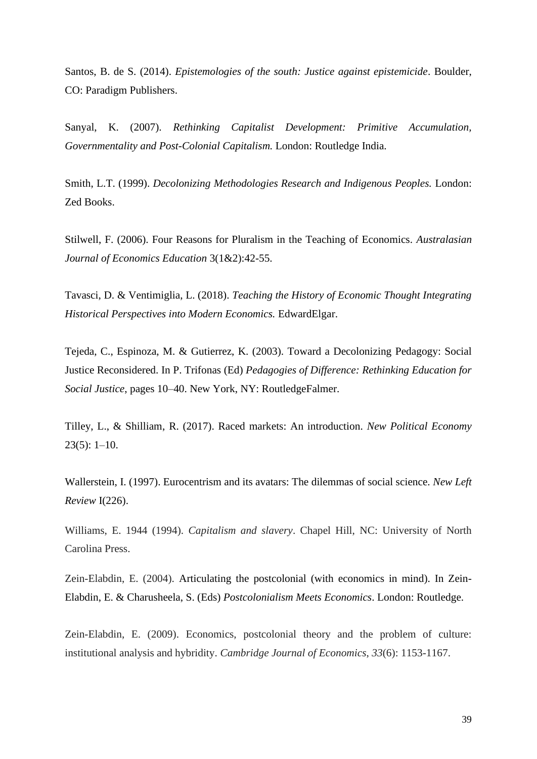Santos, B. de S. (2014). *Epistemologies of the south: Justice against epistemicide*. Boulder, CO: Paradigm Publishers.

Sanyal, K. (2007). *Rethinking Capitalist Development: Primitive Accumulation, Governmentality and Post-Colonial Capitalism.* London: Routledge India.

Smith, L.T. (1999). *Decolonizing Methodologies Research and Indigenous Peoples.* London: Zed Books.

Stilwell, F. (2006). Four Reasons for Pluralism in the Teaching of Economics. *Australasian Journal of Economics Education* 3(1&2):42-55.

Tavasci, D. & Ventimiglia, L. (2018). *Teaching the History of Economic Thought Integrating Historical Perspectives into Modern Economics.* EdwardElgar.

Tejeda, C., Espinoza, M. & Gutierrez, K. (2003). Toward a Decolonizing Pedagogy: Social Justice Reconsidered. In P. Trifonas (Ed) *Pedagogies of Difference: Rethinking Education for Social Justice*, pages 10–40. New York, NY: RoutledgeFalmer.

Tilley, L., & Shilliam, R. (2017). Raced markets: An introduction. *New Political Economy* 23(5): 1–10.

Wallerstein, I. (1997). Eurocentrism and its avatars: The dilemmas of social science. *New Left Review* I(226).

Williams, E. 1944 (1994). *Capitalism and slavery*. Chapel Hill, NC: University of North Carolina Press.

Zein-Elabdin, E. (2004). Articulating the postcolonial (with economics in mind). In Zein-Elabdin, E. & Charusheela, S. (Eds) *Postcolonialism Meets Economics*. London: Routledge.

Zein-Elabdin, E. (2009). Economics, postcolonial theory and the problem of culture: institutional analysis and hybridity. *Cambridge Journal of Economics*, *33*(6): 1153-1167.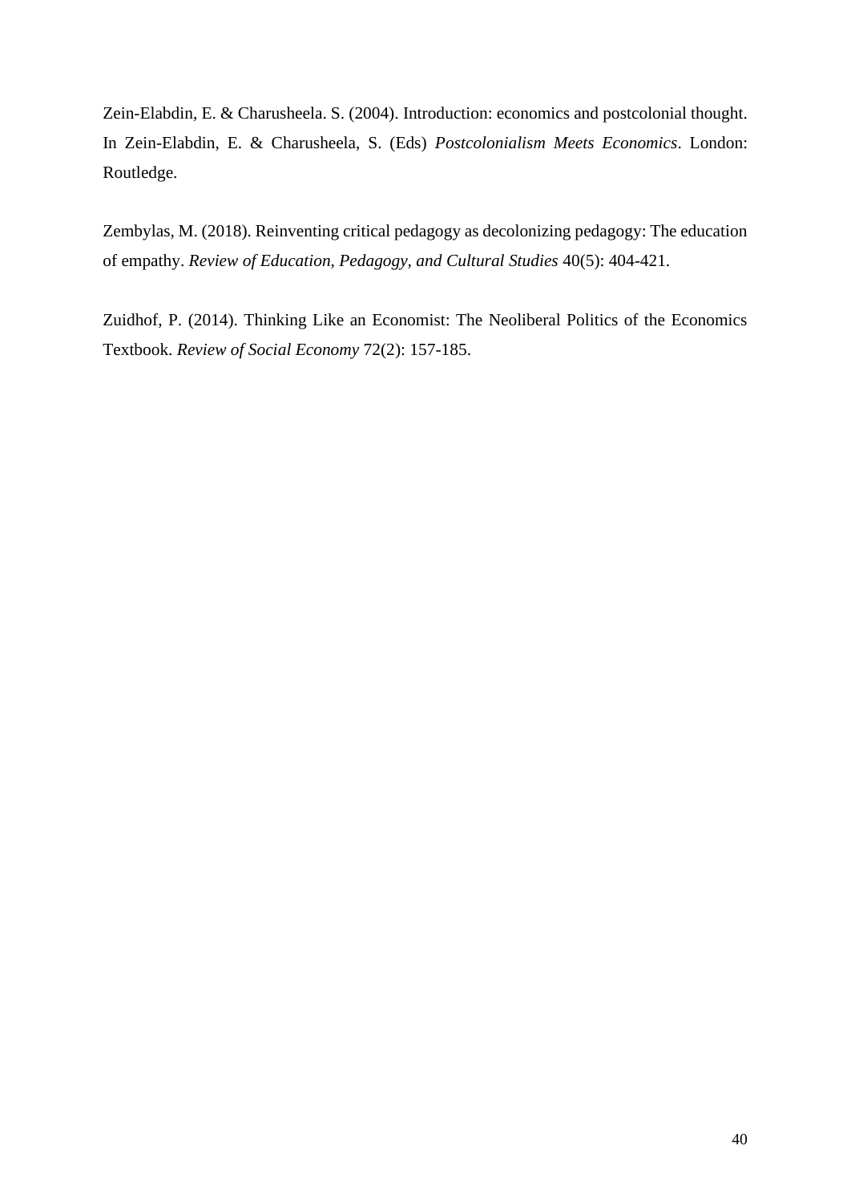Zein-Elabdin, E. & Charusheela. S. (2004). Introduction: economics and postcolonial thought. In Zein-Elabdin, E. & Charusheela, S. (Eds) *Postcolonialism Meets Economics*. London: Routledge.

Zembylas, M. (2018). Reinventing critical pedagogy as decolonizing pedagogy: The education of empathy. *Review of Education, Pedagogy, and Cultural Studies* 40(5): 404-421.

Zuidhof, P. (2014). Thinking Like an Economist: The Neoliberal Politics of the Economics Textbook. *Review of Social Economy* 72(2): 157-185.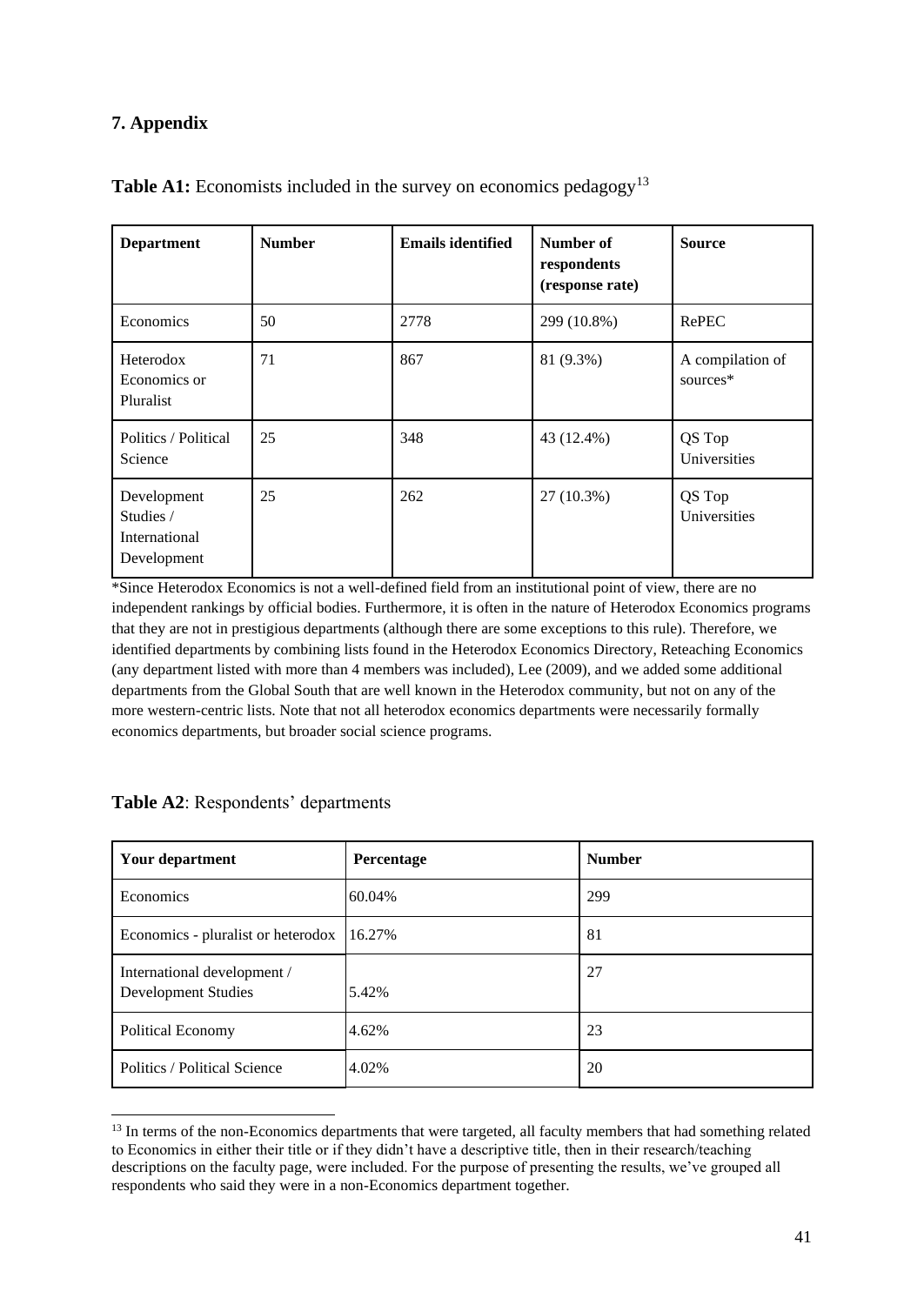## 7. Appendix

**Table A1:** Economists included in the survey on economics pedagogy[13]

| Department | Number | Emails identified | Number of respondents (response rate) | Source |
|---|---|---|---|---|
| Economics | 50 | 2778 | 299 (10.8%) | RePEC |
| Heterodox Economics or Pluralist | 71 | 867 | 81 (9.3%) | A compilation of sources* |
| Politics / Political Science | 25 | 348 | 43 (12.4%) | QS Top Universities |
| Development Studies / International Development | 25 | 262 | 27 (10.3%) | QS Top Universities |

*Since Heterodox Economics is not a well-defined field from an institutional point of view, there are no independent rankings by official bodies. Furthermore, it is often in the nature of Heterodox Economics programs that they are not in prestigious departments (although there are some exceptions to this rule). Therefore, we identified departments by combining lists found in the Heterodox Economics Directory, Reteaching Economics (any department listed with more than 4 members was included), Lee (2009), and we added some additional departments from the Global South that are well known in the Heterodox community, but not on any of the more western-centric lists. Note that not all heterodox economics departments were necessarily formally economics departments, but broader social science programs.

**Table A2**: Respondents' departments

| Your department | Percentage | Number |
|---|---|---|
| Economics | 60.04% | 299 |
| Economics - pluralist or heterodox | 16.27% | 81 |
| International development / Development Studies | 5.42% | 27 |
| Political Economy | 4.62% | 23 |
| Politics / Political Science | 4.02% | 20 |

[13] In terms of the non-Economics departments that were targeted, all faculty members that had something related to Economics in either their title or if they didn't have a descriptive title, then in their research/teaching descriptions on the faculty page, were included. For the purpose of presenting the results, we've grouped all respondents who said they were in a non-Economics department together.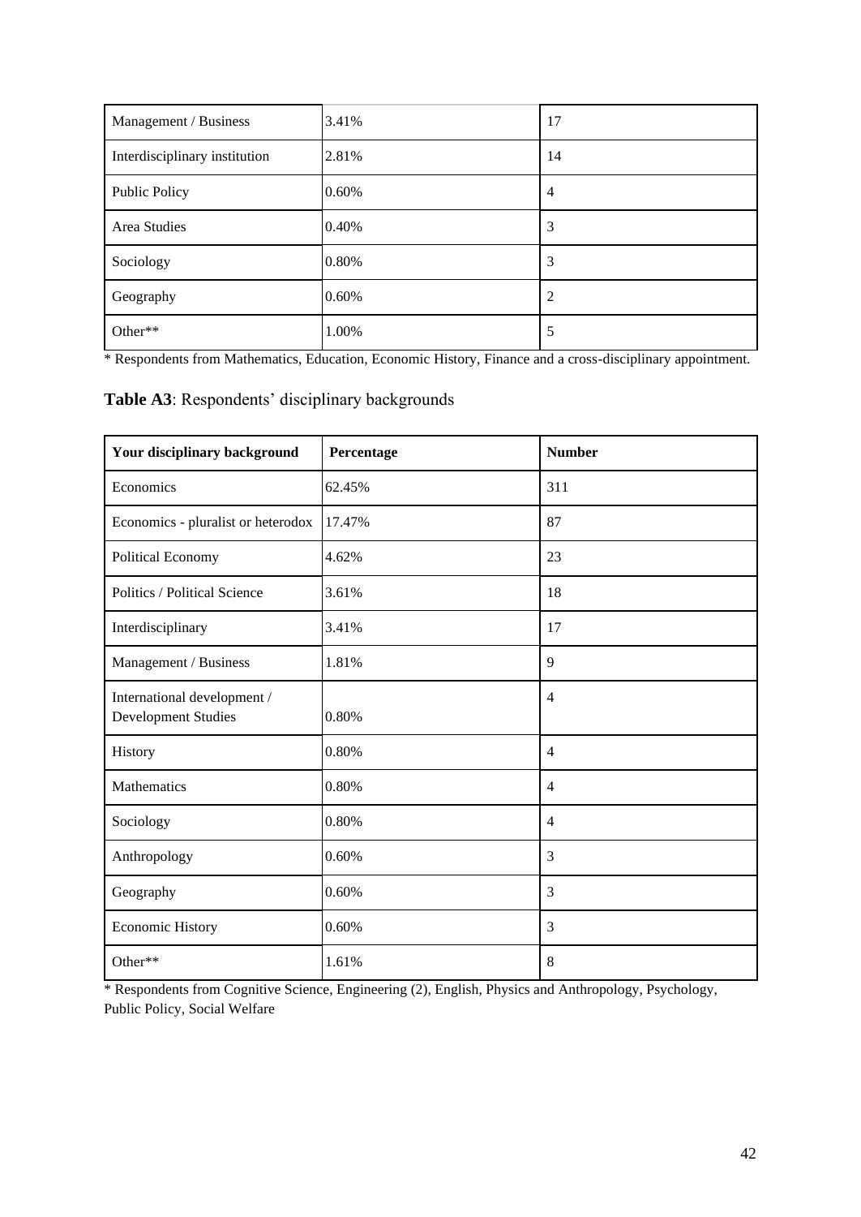| Management / Business | 3.41% | 17 |
|---|---|---|
| Interdisciplinary institution | 2.81% | 14 |
| Public Policy | 0.60% | 4 |
| Area Studies | 0.40% | 3 |
| Sociology | 0.80% | 3 |
| Geography | 0.60% | 2 |
| Other** | 1.00% | 5 |

* Respondents from Mathematics, Education, Economic History, Finance and a cross-disciplinary appointment.

**Table A3**: Respondents' disciplinary backgrounds

| Your disciplinary background | Percentage | Number |
|---|---|---|
| Economics | 62.45% | 311 |
| Economics - pluralist or heterodox | 17.47% | 87 |
| Political Economy | 4.62% | 23 |
| Politics / Political Science | 3.61% | 18 |
| Interdisciplinary | 3.41% | 17 |
| Management / Business | 1.81% | 9 |
| International development / Development Studies | 0.80% | 4 |
| History | 0.80% | 4 |
| Mathematics | 0.80% | 4 |
| Sociology | 0.80% | 4 |
| Anthropology | 0.60% | 3 |
| Geography | 0.60% | 3 |
| Economic History | 0.60% | 3 |
| Other** | 1.61% | 8 |

* Respondents from Cognitive Science, Engineering (2), English, Physics and Anthropology, Psychology, Public Policy, Social Welfare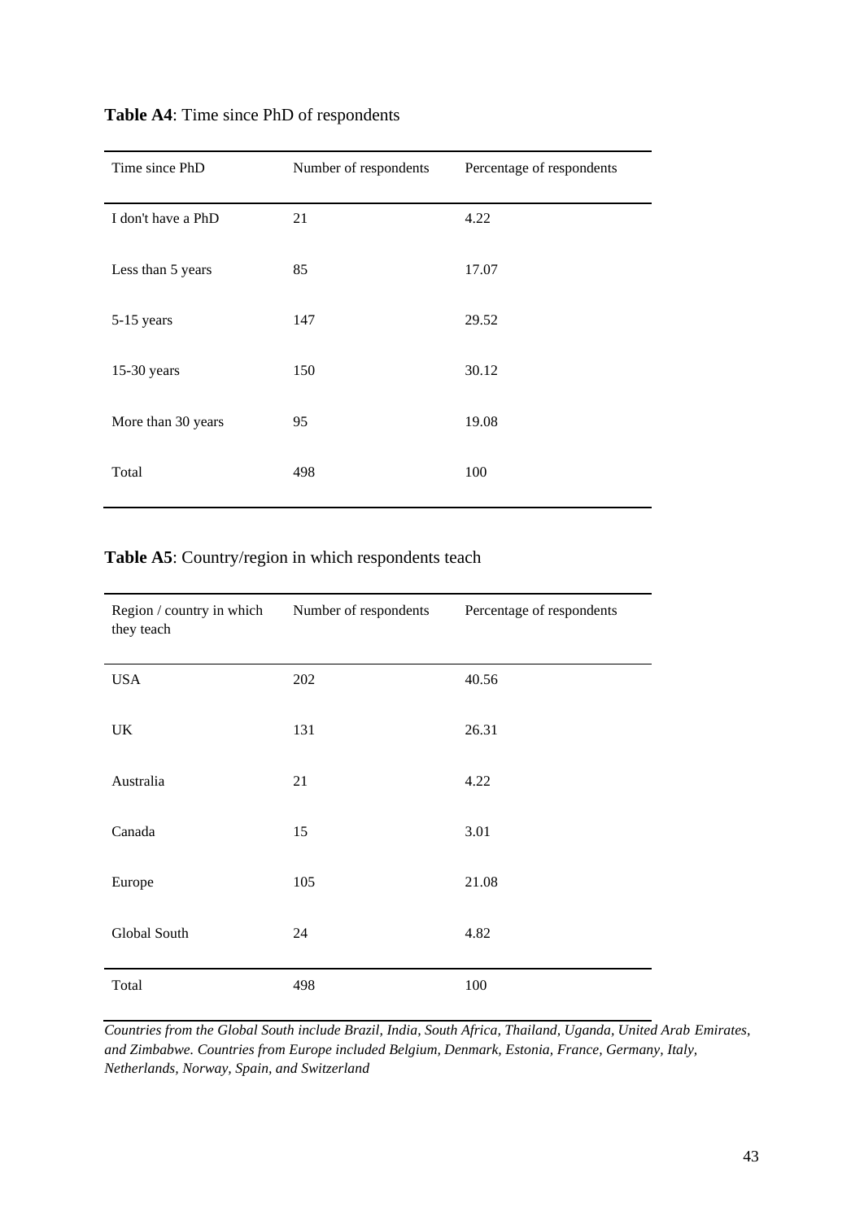**Table A4**: Time since PhD of respondents

| Time since PhD | Number of respondents | Percentage of respondents |
|---|---|---|
| I don't have a PhD | 21 | 4.22 |
| Less than 5 years | 85 | 17.07 |
| 5-15 years | 147 | 29.52 |
| 15-30 years | 150 | 30.12 |
| More than 30 years | 95 | 19.08 |
| Total | 498 | 100 |

**Table A5**: Country/region in which respondents teach

| Region / country in which they teach | Number of respondents | Percentage of respondents |
|---|---|---|
| USA | 202 | 40.56 |
| UK | 131 | 26.31 |
| Australia | 21 | 4.22 |
| Canada | 15 | 3.01 |
| Europe | 105 | 21.08 |
| Global South | 24 | 4.82 |
| Total | 498 | 100 |

*Countries from the Global South include Brazil, India, South Africa, Thailand, Uganda, United Arab Emirates, and Zimbabwe. Countries from Europe included Belgium, Denmark, Estonia, France, Germany, Italy, Netherlands, Norway, Spain, and Switzerland*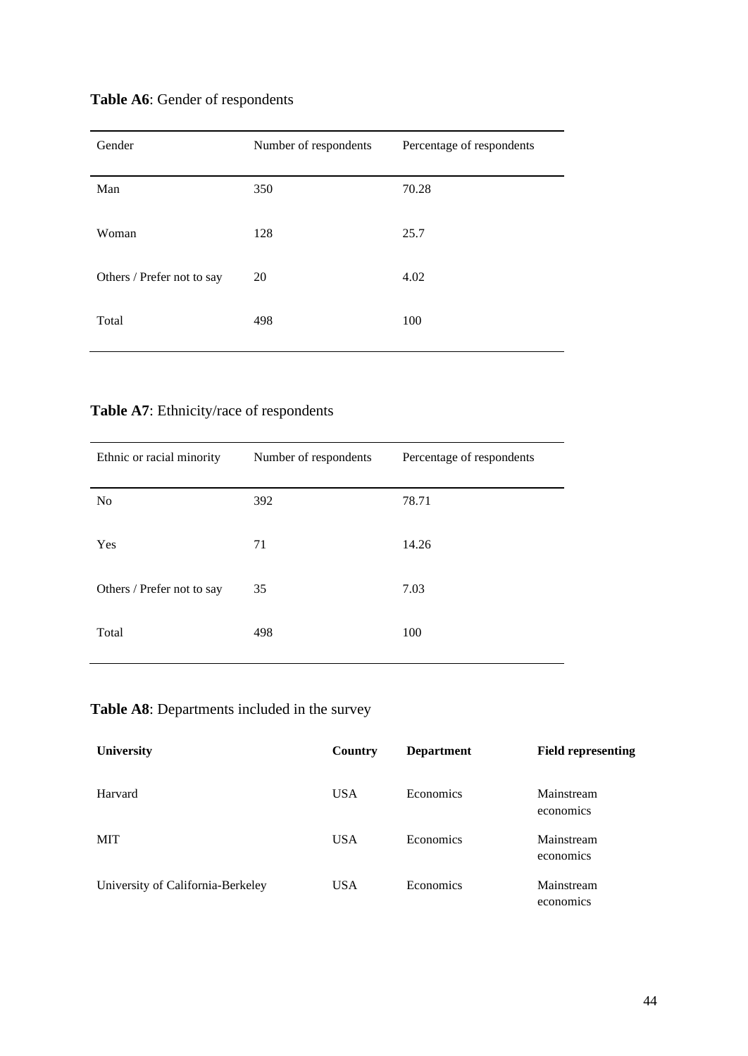**Table A6**: Gender of respondents

| Gender | Number of respondents | Percentage of respondents |
|---|---|---|
| Man | 350 | 70.28 |
| Woman | 128 | 25.7 |
| Others / Prefer not to say | 20 | 4.02 |
| Total | 498 | 100 |

**Table A7**: Ethnicity/race of respondents

| Ethnic or racial minority | Number of respondents | Percentage of respondents |
|---|---|---|
| No | 392 | 78.71 |
| Yes | 71 | 14.26 |
| Others / Prefer not to say | 35 | 7.03 |
| Total | 498 | 100 |

**Table A8**: Departments included in the survey

| **University** | **Country** | **Department** | **Field representing** |
|---|---|---|---|
| Harvard | USA | Economics | Mainstream economics |
| MIT | USA | Economics | Mainstream economics |
| University of California-Berkeley | USA | Economics | Mainstream economics |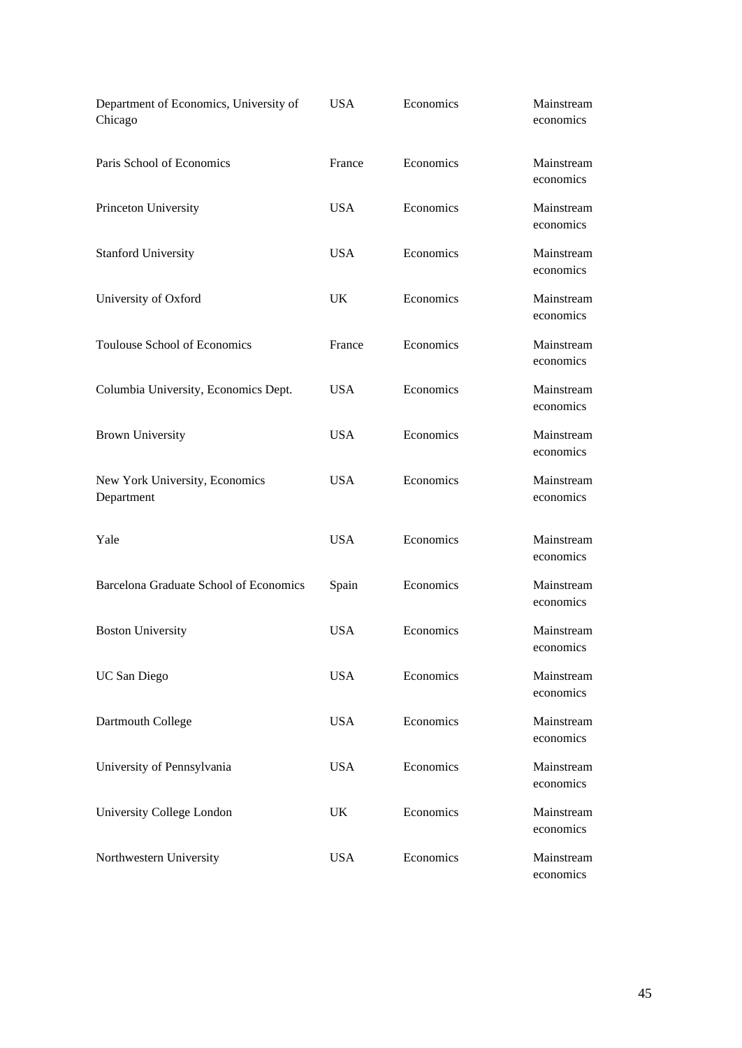| | | | |
|---|---|---|---|
| Department of Economics, University of Chicago | USA | Economics | Mainstream economics |
| Paris School of Economics | France | Economics | Mainstream economics |
| Princeton University | USA | Economics | Mainstream economics |
| Stanford University | USA | Economics | Mainstream economics |
| University of Oxford | UK | Economics | Mainstream economics |
| Toulouse School of Economics | France | Economics | Mainstream economics |
| Columbia University, Economics Dept. | USA | Economics | Mainstream economics |
| Brown University | USA | Economics | Mainstream economics |
| New York University, Economics Department | USA | Economics | Mainstream economics |
| Yale | USA | Economics | Mainstream economics |
| Barcelona Graduate School of Economics | Spain | Economics | Mainstream economics |
| Boston University | USA | Economics | Mainstream economics |
| UC San Diego | USA | Economics | Mainstream economics |
| Dartmouth College | USA | Economics | Mainstream economics |
| University of Pennsylvania | USA | Economics | Mainstream economics |
| University College London | UK | Economics | Mainstream economics |
| Northwestern University | USA | Economics | Mainstream economics |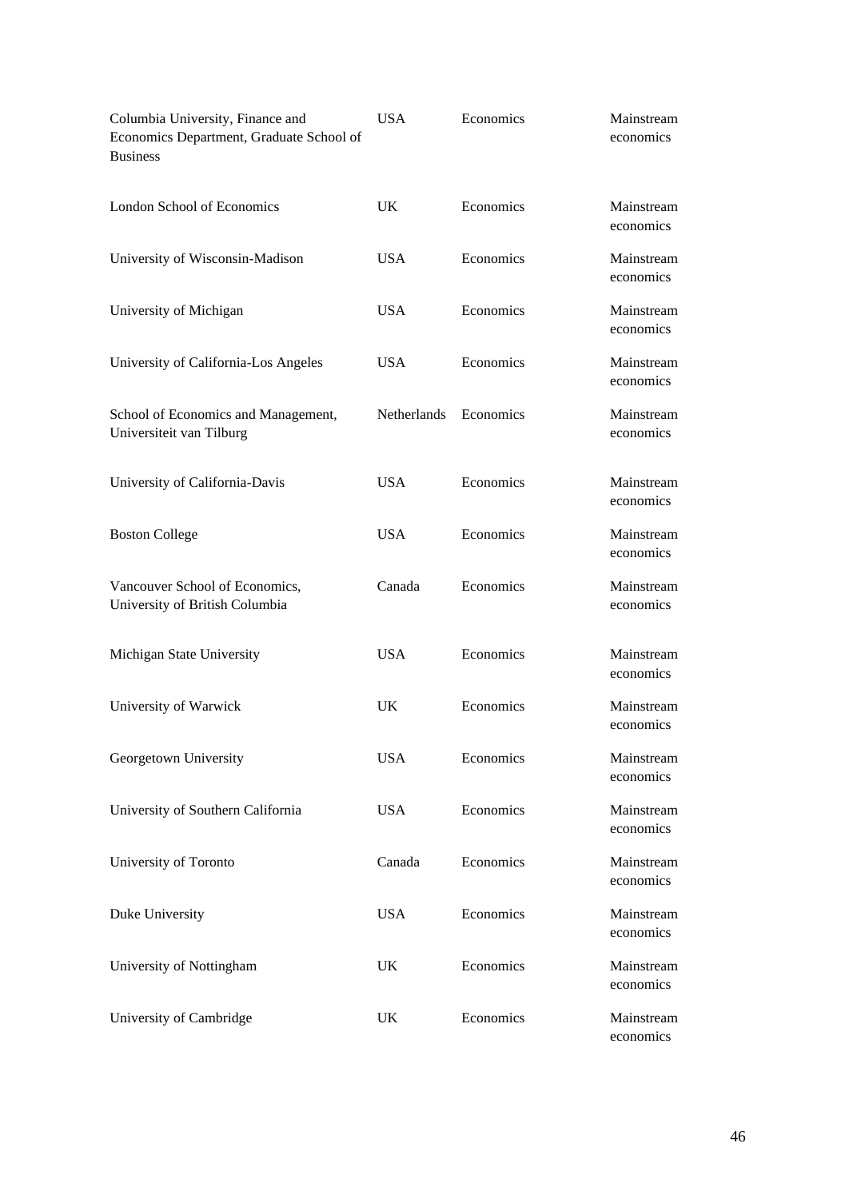| | | | |
|---|---|---|---|
| Columbia University, Finance and Economics Department, Graduate School of Business | USA | Economics | Mainstream economics |
| London School of Economics | UK | Economics | Mainstream economics |
| University of Wisconsin-Madison | USA | Economics | Mainstream economics |
| University of Michigan | USA | Economics | Mainstream economics |
| University of California-Los Angeles | USA | Economics | Mainstream economics |
| School of Economics and Management, Universiteit van Tilburg | Netherlands | Economics | Mainstream economics |
| University of California-Davis | USA | Economics | Mainstream economics |
| Boston College | USA | Economics | Mainstream economics |
| Vancouver School of Economics, University of British Columbia | Canada | Economics | Mainstream economics |
| Michigan State University | USA | Economics | Mainstream economics |
| University of Warwick | UK | Economics | Mainstream economics |
| Georgetown University | USA | Economics | Mainstream economics |
| University of Southern California | USA | Economics | Mainstream economics |
| University of Toronto | Canada | Economics | Mainstream economics |
| Duke University | USA | Economics | Mainstream economics |
| University of Nottingham | UK | Economics | Mainstream economics |
| University of Cambridge | UK | Economics | Mainstream economics |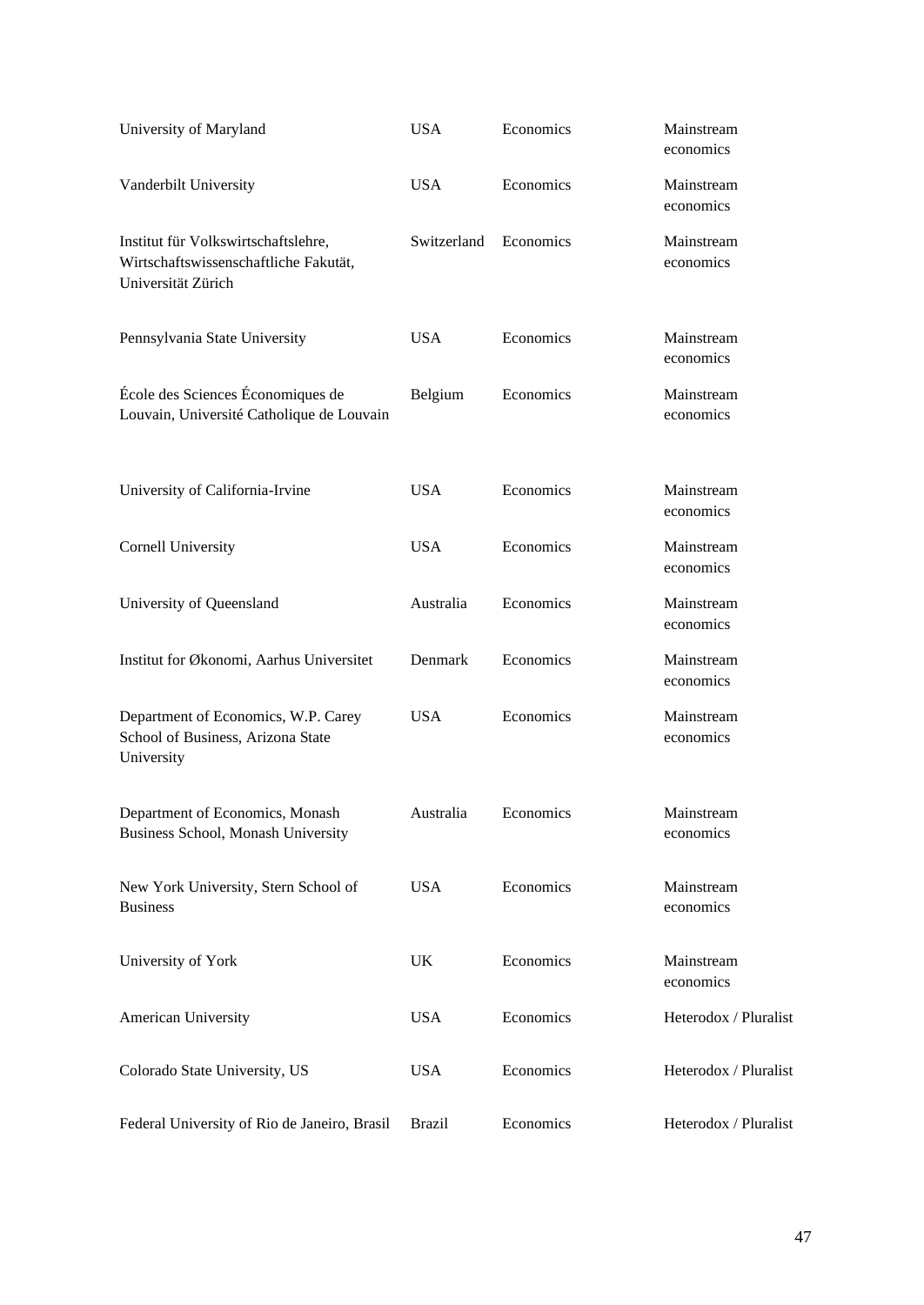| | | | |
|---|---|---|---|
| University of Maryland | USA | Economics | Mainstream economics |
| Vanderbilt University | USA | Economics | Mainstream economics |
| Institut für Volkswirtschaftslehre, Wirtschaftswissenschaftliche Fakutät, Universität Zürich | Switzerland | Economics | Mainstream economics |
| Pennsylvania State University | USA | Economics | Mainstream economics |
| École des Sciences Économiques de Louvain, Université Catholique de Louvain | Belgium | Economics | Mainstream economics |
| University of California-Irvine | USA | Economics | Mainstream economics |
| Cornell University | USA | Economics | Mainstream economics |
| University of Queensland | Australia | Economics | Mainstream economics |
| Institut for Økonomi, Aarhus Universitet | Denmark | Economics | Mainstream economics |
| Department of Economics, W.P. Carey School of Business, Arizona State University | USA | Economics | Mainstream economics |
| Department of Economics, Monash Business School, Monash University | Australia | Economics | Mainstream economics |
| New York University, Stern School of Business | USA | Economics | Mainstream economics |
| University of York | UK | Economics | Mainstream economics |
| American University | USA | Economics | Heterodox / Pluralist |
| Colorado State University, US | USA | Economics | Heterodox / Pluralist |
| Federal University of Rio de Janeiro, Brasil | Brazil | Economics | Heterodox / Pluralist |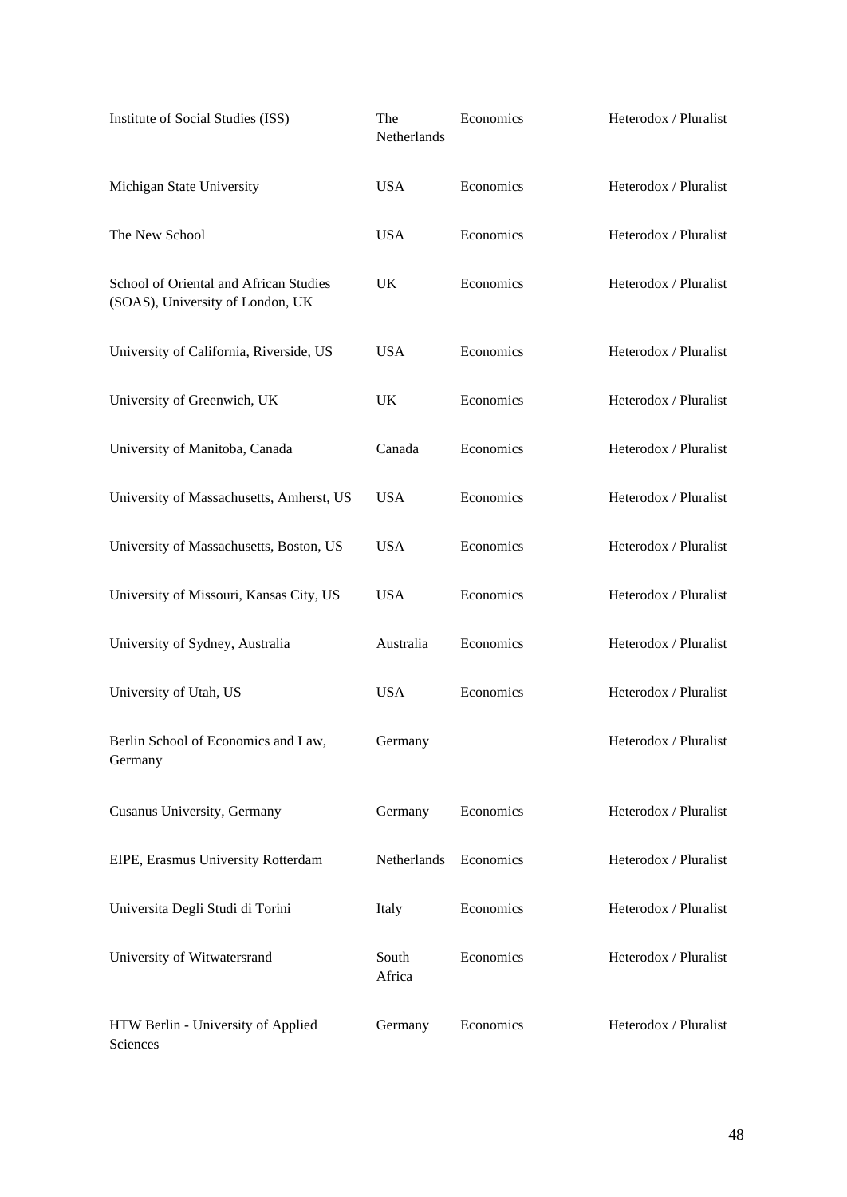| | | | |
|---|---|---|---|
| Institute of Social Studies (ISS) | The Netherlands | Economics | Heterodox / Pluralist |
| Michigan State University | USA | Economics | Heterodox / Pluralist |
| The New School | USA | Economics | Heterodox / Pluralist |
| School of Oriental and African Studies (SOAS), University of London, UK | UK | Economics | Heterodox / Pluralist |
| University of California, Riverside, US | USA | Economics | Heterodox / Pluralist |
| University of Greenwich, UK | UK | Economics | Heterodox / Pluralist |
| University of Manitoba, Canada | Canada | Economics | Heterodox / Pluralist |
| University of Massachusetts, Amherst, US | USA | Economics | Heterodox / Pluralist |
| University of Massachusetts, Boston, US | USA | Economics | Heterodox / Pluralist |
| University of Missouri, Kansas City, US | USA | Economics | Heterodox / Pluralist |
| University of Sydney, Australia | Australia | Economics | Heterodox / Pluralist |
| University of Utah, US | USA | Economics | Heterodox / Pluralist |
| Berlin School of Economics and Law, Germany | Germany | | Heterodox / Pluralist |
| Cusanus University, Germany | Germany | Economics | Heterodox / Pluralist |
| EIPE, Erasmus University Rotterdam | Netherlands | Economics | Heterodox / Pluralist |
| Universita Degli Studi di Torini | Italy | Economics | Heterodox / Pluralist |
| University of Witwatersrand | South Africa | Economics | Heterodox / Pluralist |
| HTW Berlin - University of Applied Sciences | Germany | Economics | Heterodox / Pluralist |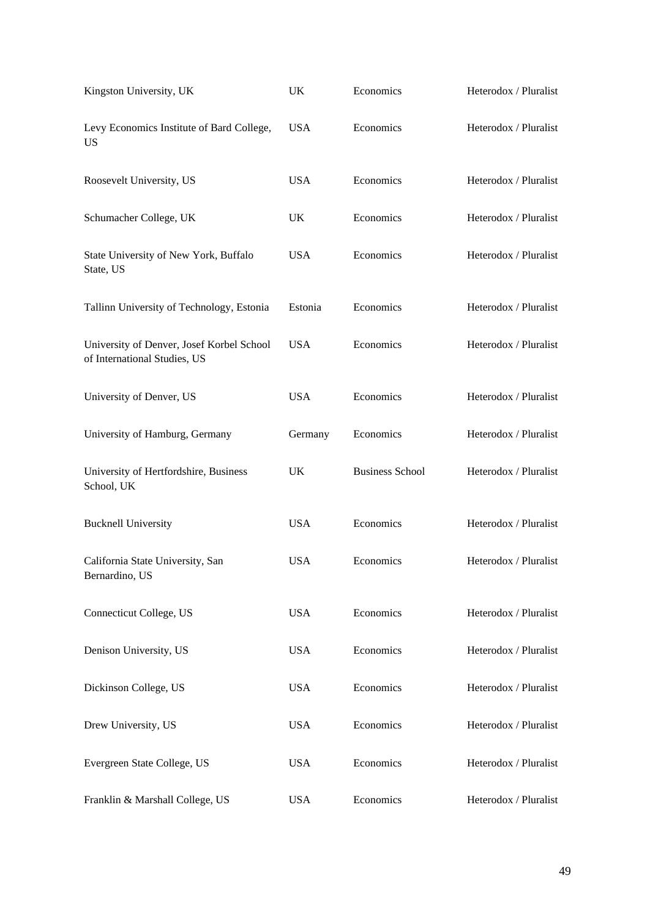| | | | |
|---|---|---|---|
| Kingston University, UK | UK | Economics | Heterodox / Pluralist |
| Levy Economics Institute of Bard College, US | USA | Economics | Heterodox / Pluralist |
| Roosevelt University, US | USA | Economics | Heterodox / Pluralist |
| Schumacher College, UK | UK | Economics | Heterodox / Pluralist |
| State University of New York, Buffalo State, US | USA | Economics | Heterodox / Pluralist |
| Tallinn University of Technology, Estonia | Estonia | Economics | Heterodox / Pluralist |
| University of Denver, Josef Korbel School of International Studies, US | USA | Economics | Heterodox / Pluralist |
| University of Denver, US | USA | Economics | Heterodox / Pluralist |
| University of Hamburg, Germany | Germany | Economics | Heterodox / Pluralist |
| University of Hertfordshire, Business School, UK | UK | Business School | Heterodox / Pluralist |
| Bucknell University | USA | Economics | Heterodox / Pluralist |
| California State University, San Bernardino, US | USA | Economics | Heterodox / Pluralist |
| Connecticut College, US | USA | Economics | Heterodox / Pluralist |
| Denison University, US | USA | Economics | Heterodox / Pluralist |
| Dickinson College, US | USA | Economics | Heterodox / Pluralist |
| Drew University, US | USA | Economics | Heterodox / Pluralist |
| Evergreen State College, US | USA | Economics | Heterodox / Pluralist |
| Franklin & Marshall College, US | USA | Economics | Heterodox / Pluralist |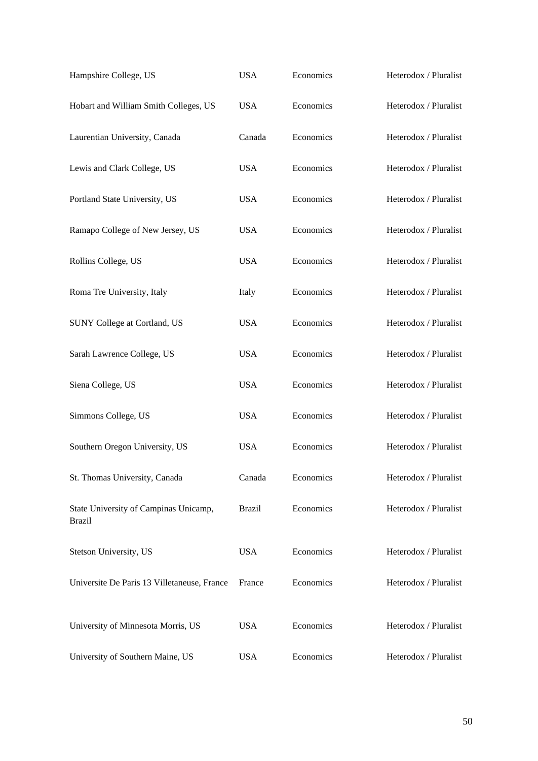| | | | |
|---|---|---|---|
| Hampshire College, US | USA | Economics | Heterodox / Pluralist |
| Hobart and William Smith Colleges, US | USA | Economics | Heterodox / Pluralist |
| Laurentian University, Canada | Canada | Economics | Heterodox / Pluralist |
| Lewis and Clark College, US | USA | Economics | Heterodox / Pluralist |
| Portland State University, US | USA | Economics | Heterodox / Pluralist |
| Ramapo College of New Jersey, US | USA | Economics | Heterodox / Pluralist |
| Rollins College, US | USA | Economics | Heterodox / Pluralist |
| Roma Tre University, Italy | Italy | Economics | Heterodox / Pluralist |
| SUNY College at Cortland, US | USA | Economics | Heterodox / Pluralist |
| Sarah Lawrence College, US | USA | Economics | Heterodox / Pluralist |
| Siena College, US | USA | Economics | Heterodox / Pluralist |
| Simmons College, US | USA | Economics | Heterodox / Pluralist |
| Southern Oregon University, US | USA | Economics | Heterodox / Pluralist |
| St. Thomas University, Canada | Canada | Economics | Heterodox / Pluralist |
| State University of Campinas Unicamp, Brazil | Brazil | Economics | Heterodox / Pluralist |
| Stetson University, US | USA | Economics | Heterodox / Pluralist |
| Universite De Paris 13 Villetaneuse, France | France | Economics | Heterodox / Pluralist |
| University of Minnesota Morris, US | USA | Economics | Heterodox / Pluralist |
| University of Southern Maine, US | USA | Economics | Heterodox / Pluralist |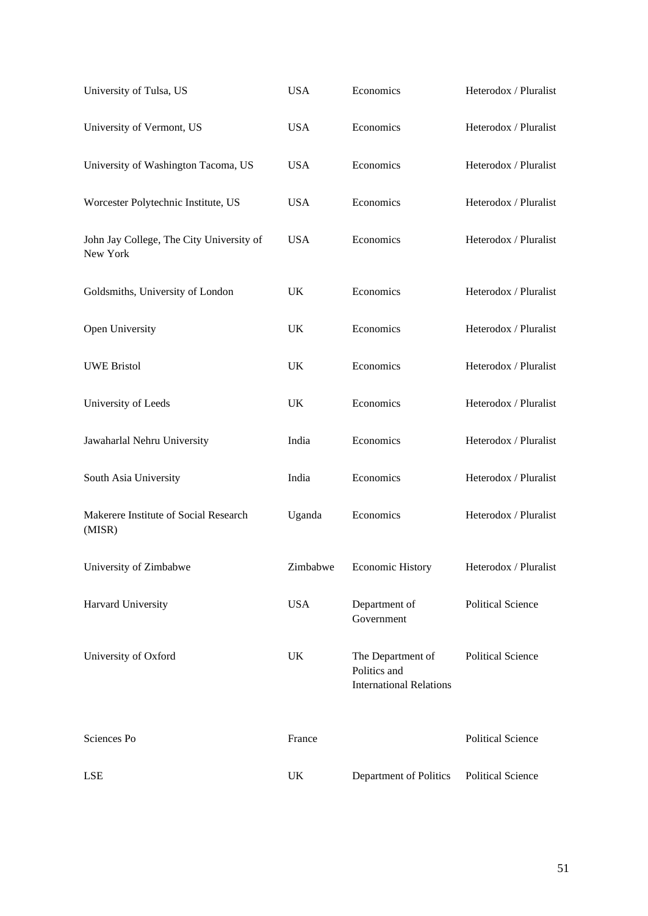| | | | |
|---|---|---|---|
| University of Tulsa, US | USA | Economics | Heterodox / Pluralist |
| University of Vermont, US | USA | Economics | Heterodox / Pluralist |
| University of Washington Tacoma, US | USA | Economics | Heterodox / Pluralist |
| Worcester Polytechnic Institute, US | USA | Economics | Heterodox / Pluralist |
| John Jay College, The City University of New York | USA | Economics | Heterodox / Pluralist |
| Goldsmiths, University of London | UK | Economics | Heterodox / Pluralist |
| Open University | UK | Economics | Heterodox / Pluralist |
| UWE Bristol | UK | Economics | Heterodox / Pluralist |
| University of Leeds | UK | Economics | Heterodox / Pluralist |
| Jawaharlal Nehru University | India | Economics | Heterodox / Pluralist |
| South Asia University | India | Economics | Heterodox / Pluralist |
| Makerere Institute of Social Research (MISR) | Uganda | Economics | Heterodox / Pluralist |
| University of Zimbabwe | Zimbabwe | Economic History | Heterodox / Pluralist |
| Harvard University | USA | Department of Government | Political Science |
| University of Oxford | UK | The Department of Politics and International Relations | Political Science |
| Sciences Po | France | | Political Science |
| LSE | UK | Department of Politics | Political Science |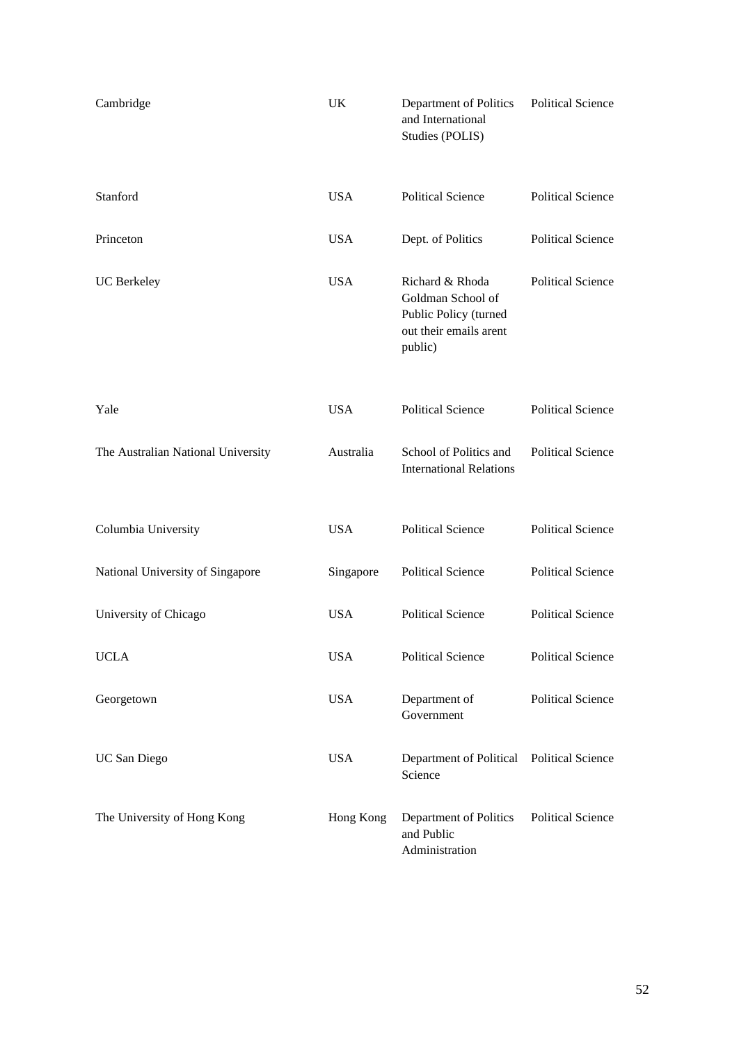| | | | |
|---|---|---|---|
| Cambridge | UK | Department of Politics and International Studies (POLIS) | Political Science |
| Stanford | USA | Political Science | Political Science |
| Princeton | USA | Dept. of Politics | Political Science |
| UC Berkeley | USA | Richard & Rhoda Goldman School of Public Policy (turned out their emails arent public) | Political Science |
| Yale | USA | Political Science | Political Science |
| The Australian National University | Australia | School of Politics and International Relations | Political Science |
| Columbia University | USA | Political Science | Political Science |
| National University of Singapore | Singapore | Political Science | Political Science |
| University of Chicago | USA | Political Science | Political Science |
| UCLA | USA | Political Science | Political Science |
| Georgetown | USA | Department of Government | Political Science |
| UC San Diego | USA | Department of Political Science | Political Science |
| The University of Hong Kong | Hong Kong | Department of Politics and Public Administration | Political Science |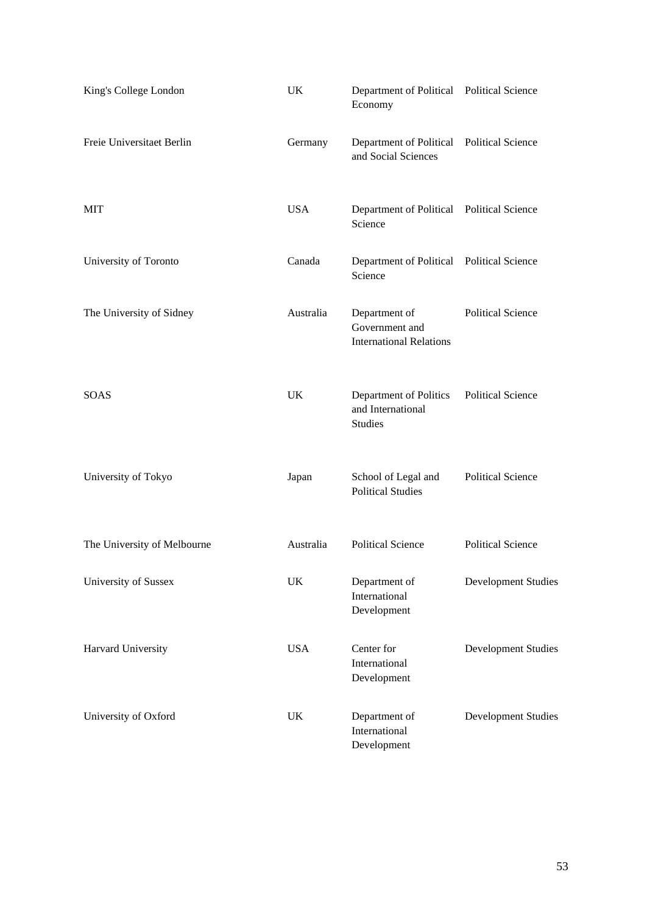| King's College London | UK | Department of Political Economy | Political Science |
|---|---|---|---|
| Freie Universitaet Berlin | Germany | Department of Political and Social Sciences | Political Science |
| MIT | USA | Department of Political Science | Political Science |
| University of Toronto | Canada | Department of Political Science | Political Science |
| The University of Sidney | Australia | Department of Government and International Relations | Political Science |
| SOAS | UK | Department of Politics and International Studies | Political Science |
| University of Tokyo | Japan | School of Legal and Political Studies | Political Science |
| The University of Melbourne | Australia | Political Science | Political Science |
| University of Sussex | UK | Department of International Development | Development Studies |
| Harvard University | USA | Center for International Development | Development Studies |
| University of Oxford | UK | Department of International Development | Development Studies |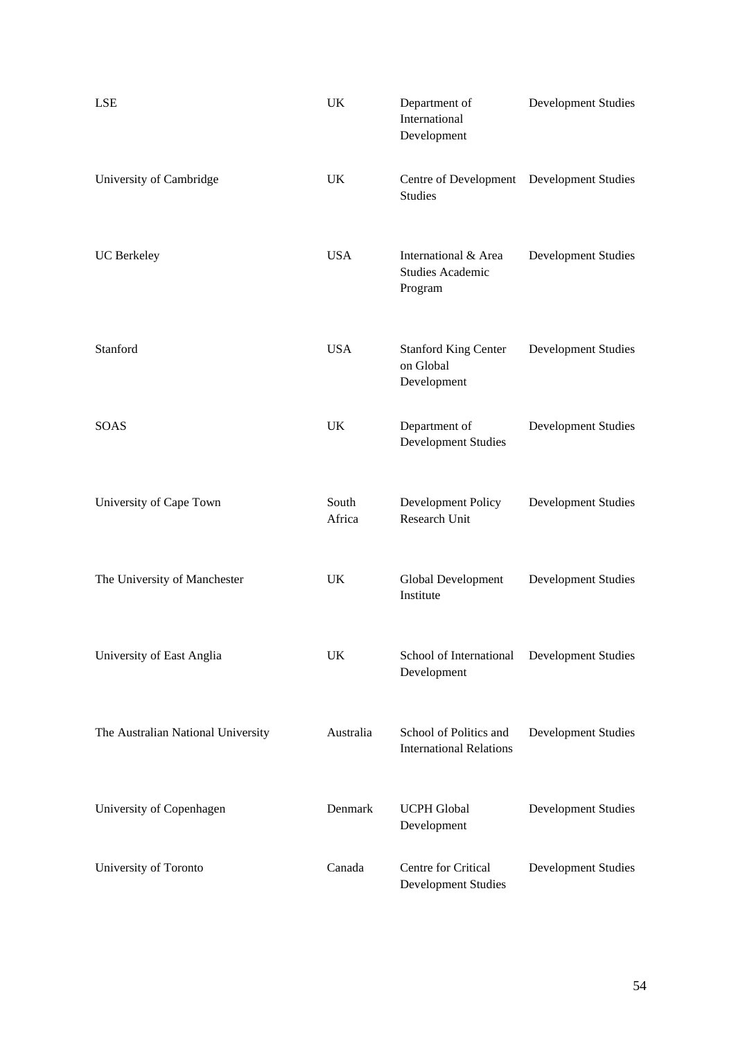| | | | |
|---|---|---|---|
| LSE | UK | Department of International Development | Development Studies |
| University of Cambridge | UK | Centre of Development Studies | Development Studies |
| UC Berkeley | USA | International & Area Studies Academic Program | Development Studies |
| Stanford | USA | Stanford King Center on Global Development | Development Studies |
| SOAS | UK | Department of Development Studies | Development Studies |
| University of Cape Town | South Africa | Development Policy Research Unit | Development Studies |
| The University of Manchester | UK | Global Development Institute | Development Studies |
| University of East Anglia | UK | School of International Development | Development Studies |
| The Australian National University | Australia | School of Politics and International Relations | Development Studies |
| University of Copenhagen | Denmark | UCPH Global Development | Development Studies |
| University of Toronto | Canada | Centre for Critical Development Studies | Development Studies |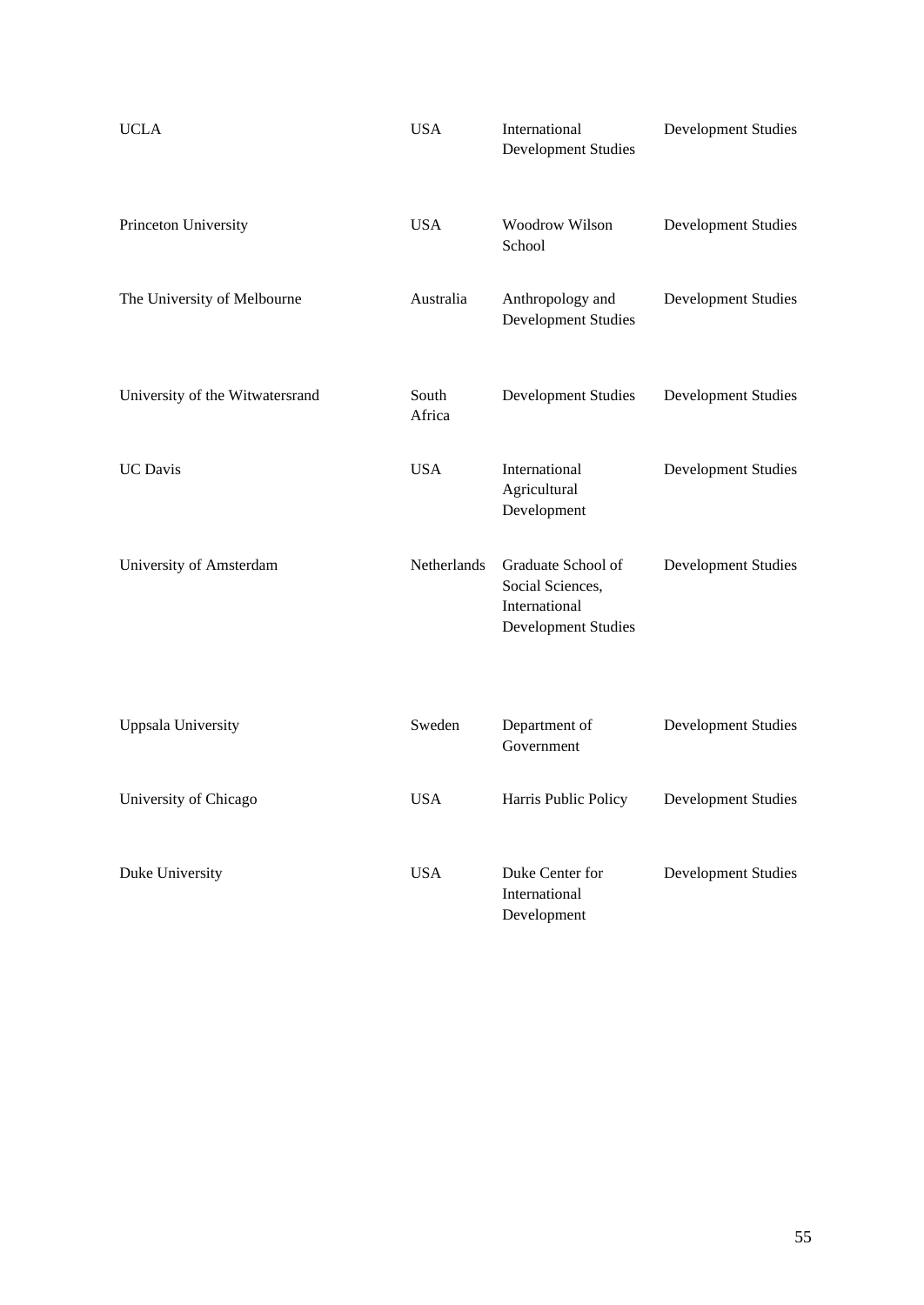| | | | |
|---|---|---|---|
| UCLA | USA | International Development Studies | Development Studies |
| Princeton University | USA | Woodrow Wilson School | Development Studies |
| The University of Melbourne | Australia | Anthropology and Development Studies | Development Studies |
| University of the Witwatersrand | South Africa | Development Studies | Development Studies |
| UC Davis | USA | International Agricultural Development | Development Studies |
| University of Amsterdam | Netherlands | Graduate School of Social Sciences, International Development Studies | Development Studies |
| Uppsala University | Sweden | Department of Government | Development Studies |
| University of Chicago | USA | Harris Public Policy | Development Studies |
| Duke University | USA | Duke Center for International Development | Development Studies |